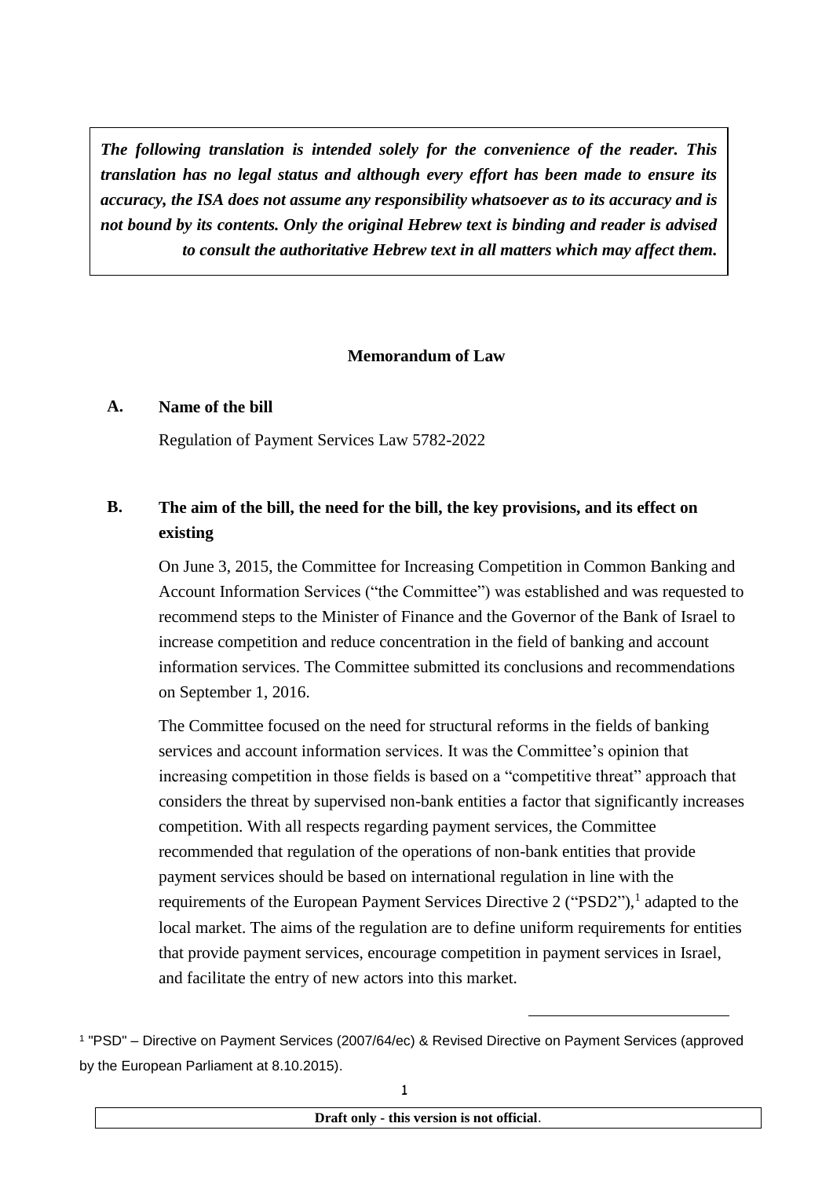***The following translation is intended solely for the convenience of the reader. This translation has no legal status and although every effort has been made to ensure its accuracy, the ISA does not assume any responsibility whatsoever as to its accuracy and is not bound by its contents. Only the original Hebrew text is binding and reader is advised to consult the authoritative Hebrew text in all matters which may affect them.***

# Memorandum of Law

## A. Name of the bill

Regulation of Payment Services Law 5782-2022

## B. The aim of the bill, the need for the bill, the key provisions, and its effect on existing

On June 3, 2015, the Committee for Increasing Competition in Common Banking and Account Information Services ("the Committee") was established and was requested to recommend steps to the Minister of Finance and the Governor of the Bank of Israel to increase competition and reduce concentration in the field of banking and account information services. The Committee submitted its conclusions and recommendations on September 1, 2016.

The Committee focused on the need for structural reforms in the fields of banking services and account information services. It was the Committee's opinion that increasing competition in those fields is based on a "competitive threat" approach that considers the threat by supervised non-bank entities a factor that significantly increases competition. With all respects regarding payment services, the Committee recommended that regulation of the operations of non-bank entities that provide payment services should be based on international regulation in line with the requirements of the European Payment Services Directive 2 ("PSD2"),[1] adapted to the local market. The aims of the regulation are to define uniform requirements for entities that provide payment services, encourage competition in payment services in Israel, and facilitate the entry of new actors into this market.

[1] "PSD" – Directive on Payment Services (2007/64/ec) & Revised Directive on Payment Services (approved by the European Parliament at 8.10.2015).

**Draft only - this version is not official**.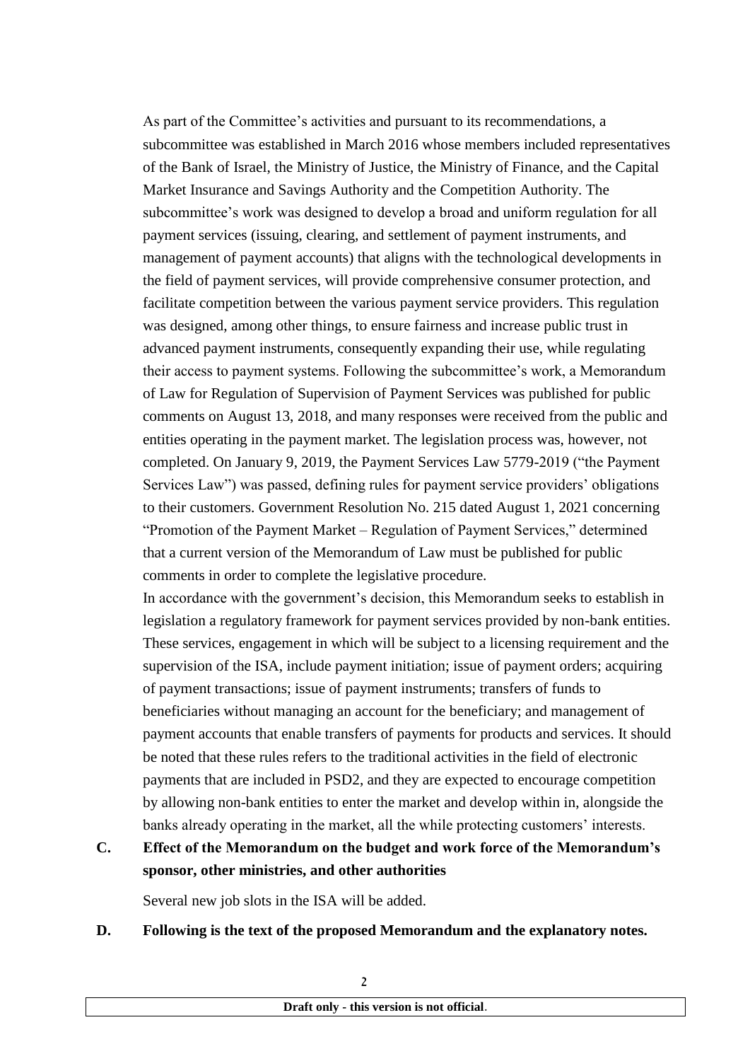As part of the Committee's activities and pursuant to its recommendations, a subcommittee was established in March 2016 whose members included representatives of the Bank of Israel, the Ministry of Justice, the Ministry of Finance, and the Capital Market Insurance and Savings Authority and the Competition Authority. The subcommittee's work was designed to develop a broad and uniform regulation for all payment services (issuing, clearing, and settlement of payment instruments, and management of payment accounts) that aligns with the technological developments in the field of payment services, will provide comprehensive consumer protection, and facilitate competition between the various payment service providers. This regulation was designed, among other things, to ensure fairness and increase public trust in advanced payment instruments, consequently expanding their use, while regulating their access to payment systems. Following the subcommittee's work, a Memorandum of Law for Regulation of Supervision of Payment Services was published for public comments on August 13, 2018, and many responses were received from the public and entities operating in the payment market. The legislation process was, however, not completed. On January 9, 2019, the Payment Services Law 5779-2019 ("the Payment Services Law") was passed, defining rules for payment service providers' obligations to their customers. Government Resolution No. 215 dated August 1, 2021 concerning "Promotion of the Payment Market – Regulation of Payment Services," determined that a current version of the Memorandum of Law must be published for public comments in order to complete the legislative procedure.

In accordance with the government's decision, this Memorandum seeks to establish in legislation a regulatory framework for payment services provided by non-bank entities. These services, engagement in which will be subject to a licensing requirement and the supervision of the ISA, include payment initiation; issue of payment orders; acquiring of payment transactions; issue of payment instruments; transfers of funds to beneficiaries without managing an account for the beneficiary; and management of payment accounts that enable transfers of payments for products and services. It should be noted that these rules refers to the traditional activities in the field of electronic payments that are included in PSD2, and they are expected to encourage competition by allowing non-bank entities to enter the market and develop within in, alongside the banks already operating in the market, all the while protecting customers' interests.

**C. Effect of the Memorandum on the budget and work force of the Memorandum's sponsor, other ministries, and other authorities**

Several new job slots in the ISA will be added.

**D. Following is the text of the proposed Memorandum and the explanatory notes.**

Draft only - this version is not official.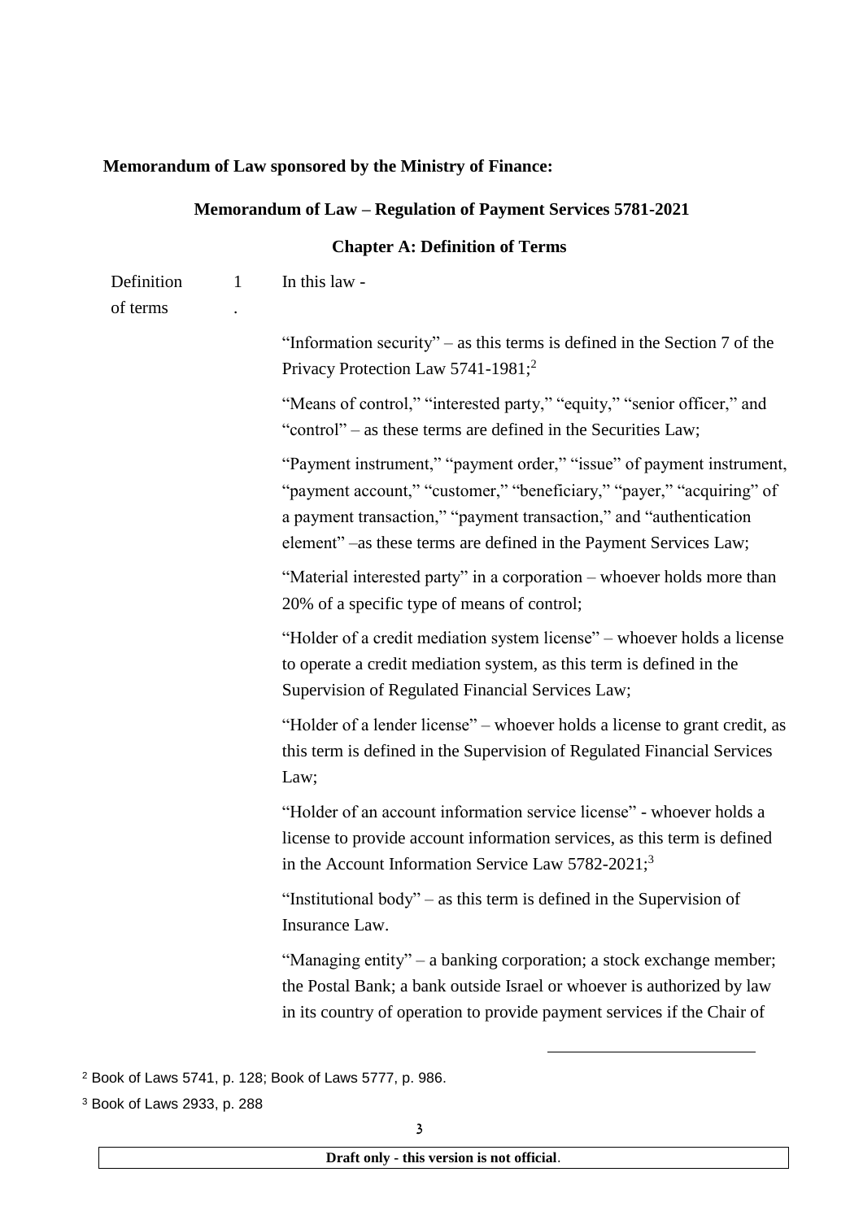**Memorandum of Law sponsored by the Ministry of Finance:**

## Memorandum of Law – Regulation of Payment Services 5781-2021

### Chapter A: Definition of Terms

Definition of terms 1. In this law -

"Information security" – as this terms is defined in the Section 7 of the Privacy Protection Law 5741-1981;[2]

"Means of control," "interested party," "equity," "senior officer," and "control" – as these terms are defined in the Securities Law;

"Payment instrument," "payment order," "issue" of payment instrument, "payment account," "customer," "beneficiary," "payer," "acquiring" of a payment transaction," "payment transaction," and "authentication element" –as these terms are defined in the Payment Services Law;

"Material interested party" in a corporation – whoever holds more than 20% of a specific type of means of control;

"Holder of a credit mediation system license" – whoever holds a license to operate a credit mediation system, as this term is defined in the Supervision of Regulated Financial Services Law;

"Holder of a lender license" – whoever holds a license to grant credit, as this term is defined in the Supervision of Regulated Financial Services Law;

"Holder of an account information service license" - whoever holds a license to provide account information services, as this term is defined in the Account Information Service Law 5782-2021;[3]

"Institutional body" – as this term is defined in the Supervision of Insurance Law.

"Managing entity" – a banking corporation; a stock exchange member; the Postal Bank; a bank outside Israel or whoever is authorized by law in its country of operation to provide payment services if the Chair of

---

[2] Book of Laws 5741, p. 128; Book of Laws 5777, p. 986.

[3] Book of Laws 2933, p. 288

Draft only - this version is not official.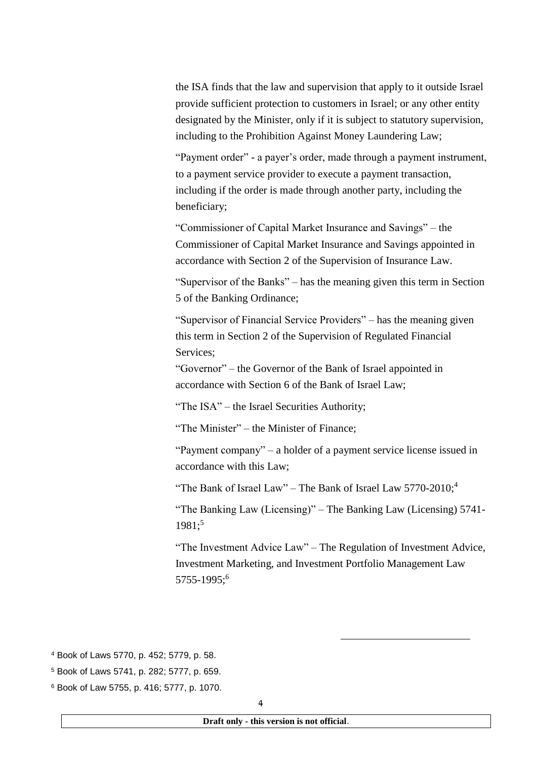the ISA finds that the law and supervision that apply to it outside Israel provide sufficient protection to customers in Israel; or any other entity designated by the Minister, only if it is subject to statutory supervision, including to the Prohibition Against Money Laundering Law;

"Payment order" - a payer's order, made through a payment instrument, to a payment service provider to execute a payment transaction, including if the order is made through another party, including the beneficiary;

"Commissioner of Capital Market Insurance and Savings" – the Commissioner of Capital Market Insurance and Savings appointed in accordance with Section 2 of the Supervision of Insurance Law.

"Supervisor of the Banks" – has the meaning given this term in Section 5 of the Banking Ordinance;

"Supervisor of Financial Service Providers" – has the meaning given this term in Section 2 of the Supervision of Regulated Financial Services;

"Governor" – the Governor of the Bank of Israel appointed in accordance with Section 6 of the Bank of Israel Law;

"The ISA" – the Israel Securities Authority;

"The Minister" – the Minister of Finance;

"Payment company" – a holder of a payment service license issued in accordance with this Law;

"The Bank of Israel Law" – The Bank of Israel Law 5770-2010;[4]

"The Banking Law (Licensing)" – The Banking Law (Licensing) 5741-1981;[5]

"The Investment Advice Law" – The Regulation of Investment Advice, Investment Marketing, and Investment Portfolio Management Law 5755-1995;[6]

---

[4] Book of Laws 5770, p. 452; 5779, p. 58.

[5] Book of Laws 5741, p. 282; 5777, p. 659.

[6] Book of Law 5755, p. 416; 5777, p. 1070.

**Draft only - this version is not official**.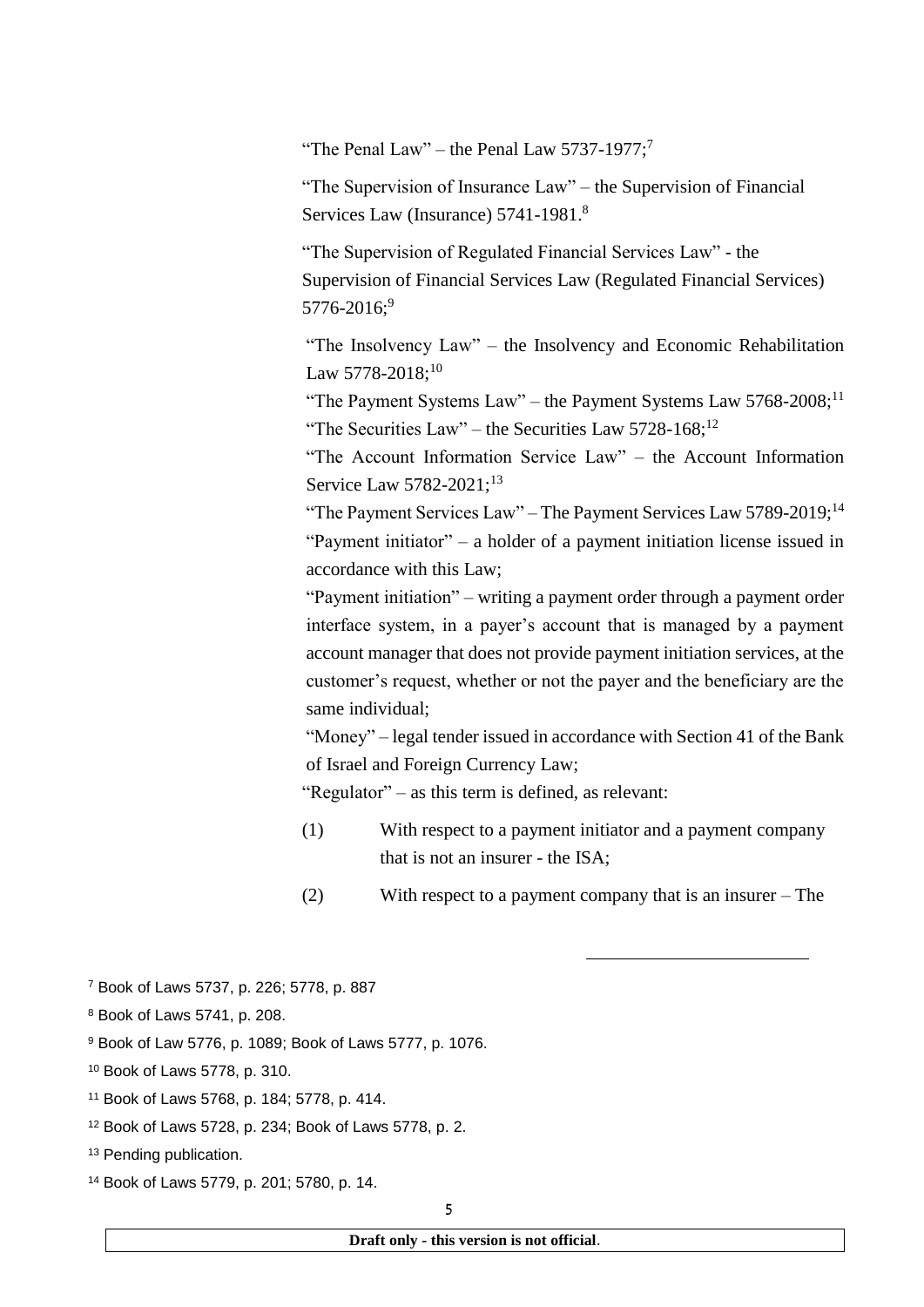"The Penal Law" – the Penal Law 5737-1977;[7]

"The Supervision of Insurance Law" – the Supervision of Financial Services Law (Insurance) 5741-1981.[8]

"The Supervision of Regulated Financial Services Law" - the Supervision of Financial Services Law (Regulated Financial Services) 5776-2016;[9]

"The Insolvency Law" – the Insolvency and Economic Rehabilitation Law 5778-2018;[10]

"The Payment Systems Law" – the Payment Systems Law 5768-2008;[11]

"The Securities Law" – the Securities Law 5728-168;[12]

"The Account Information Service Law" – the Account Information Service Law 5782-2021;[13]

"The Payment Services Law" – The Payment Services Law 5789-2019;[14]

"Payment initiator" – a holder of a payment initiation license issued in accordance with this Law;

"Payment initiation" – writing a payment order through a payment order interface system, in a payer's account that is managed by a payment account manager that does not provide payment initiation services, at the customer's request, whether or not the payer and the beneficiary are the same individual;

"Money" – legal tender issued in accordance with Section 41 of the Bank of Israel and Foreign Currency Law;

"Regulator" – as this term is defined, as relevant:

(1) With respect to a payment initiator and a payment company that is not an insurer - the ISA;

(2) With respect to a payment company that is an insurer – The

---

[7] Book of Laws 5737, p. 226; 5778, p. 887

[8] Book of Laws 5741, p. 208.

[9] Book of Law 5776, p. 1089; Book of Laws 5777, p. 1076.

[10] Book of Laws 5778, p. 310.

[11] Book of Laws 5768, p. 184; 5778, p. 414.

[12] Book of Laws 5728, p. 234; Book of Laws 5778, p. 2.

[13] Pending publication.

[14] Book of Laws 5779, p. 201; 5780, p. 14.

**Draft only - this version is not official**.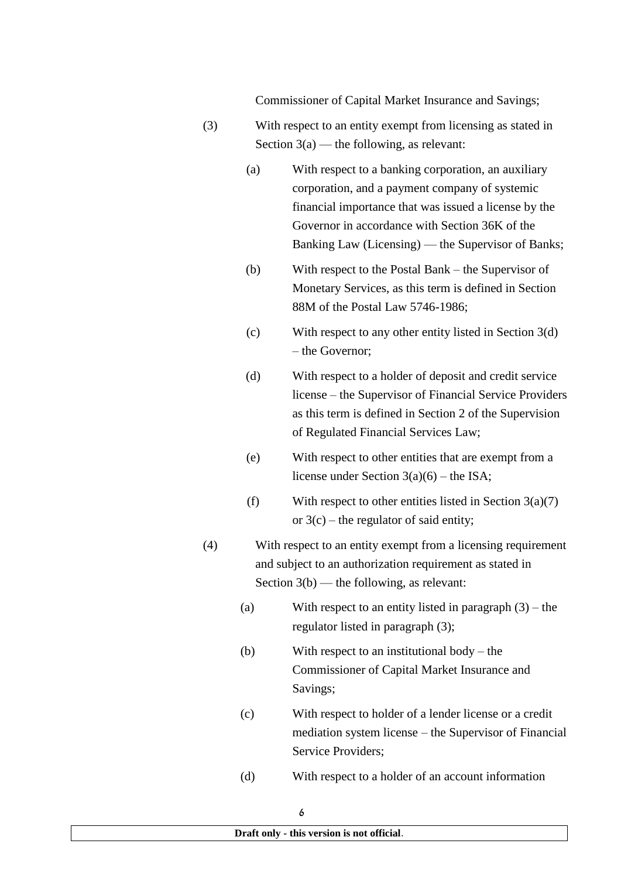Commissioner of Capital Market Insurance and Savings;

(3) With respect to an entity exempt from licensing as stated in Section 3(a) — the following, as relevant:

(a) With respect to a banking corporation, an auxiliary corporation, and a payment company of systemic financial importance that was issued a license by the Governor in accordance with Section 36K of the Banking Law (Licensing) — the Supervisor of Banks;

(b) With respect to the Postal Bank – the Supervisor of Monetary Services, as this term is defined in Section 88M of the Postal Law 5746-1986;

(c) With respect to any other entity listed in Section 3(d) – the Governor;

(d) With respect to a holder of deposit and credit service license – the Supervisor of Financial Service Providers as this term is defined in Section 2 of the Supervision of Regulated Financial Services Law;

(e) With respect to other entities that are exempt from a license under Section 3(a)(6) – the ISA;

(f) With respect to other entities listed in Section 3(a)(7) or 3(c) – the regulator of said entity;

(4) With respect to an entity exempt from a licensing requirement and subject to an authorization requirement as stated in Section 3(b) — the following, as relevant:

(a) With respect to an entity listed in paragraph (3) – the regulator listed in paragraph (3);

(b) With respect to an institutional body – the Commissioner of Capital Market Insurance and Savings;

(c) With respect to holder of a lender license or a credit mediation system license – the Supervisor of Financial Service Providers;

(d) With respect to a holder of an account information

**Draft only - this version is not official**.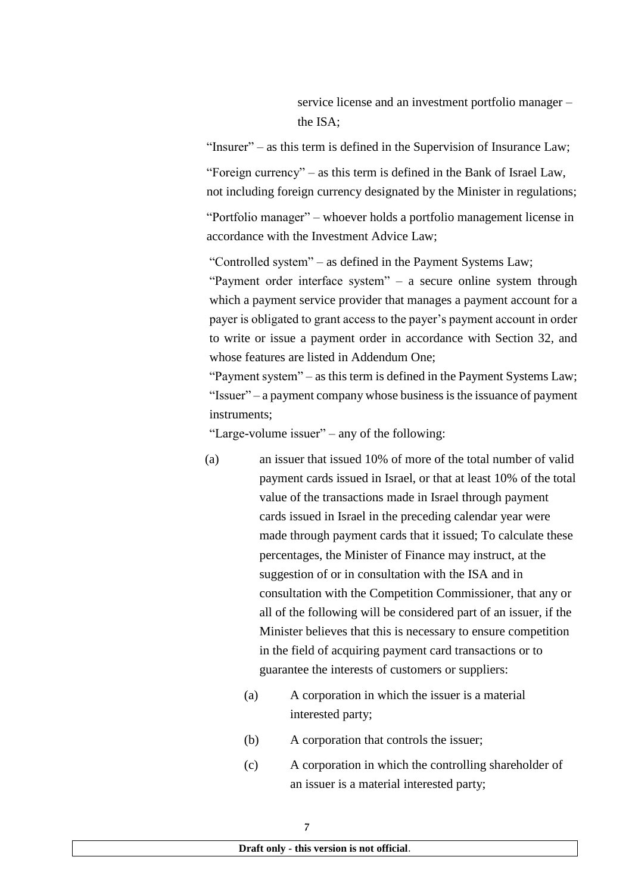service license and an investment portfolio manager – the ISA;

"Insurer" – as this term is defined in the Supervision of Insurance Law;

"Foreign currency" – as this term is defined in the Bank of Israel Law, not including foreign currency designated by the Minister in regulations;

"Portfolio manager" – whoever holds a portfolio management license in accordance with the Investment Advice Law;

"Controlled system" – as defined in the Payment Systems Law;

"Payment order interface system" – a secure online system through which a payment service provider that manages a payment account for a payer is obligated to grant access to the payer's payment account in order to write or issue a payment order in accordance with Section 32, and whose features are listed in Addendum One;

"Payment system" – as this term is defined in the Payment Systems Law;

"Issuer" – a payment company whose business is the issuance of payment instruments;

"Large-volume issuer" – any of the following:

(a) an issuer that issued 10% of more of the total number of valid payment cards issued in Israel, or that at least 10% of the total value of the transactions made in Israel through payment cards issued in Israel in the preceding calendar year were made through payment cards that it issued; To calculate these percentages, the Minister of Finance may instruct, at the suggestion of or in consultation with the ISA and in consultation with the Competition Commissioner, that any or all of the following will be considered part of an issuer, if the Minister believes that this is necessary to ensure competition in the field of acquiring payment card transactions or to guarantee the interests of customers or suppliers:

   (a) A corporation in which the issuer is a material interested party;

   (b) A corporation that controls the issuer;

   (c) A corporation in which the controlling shareholder of an issuer is a material interested party;

**Draft only - this version is not official**.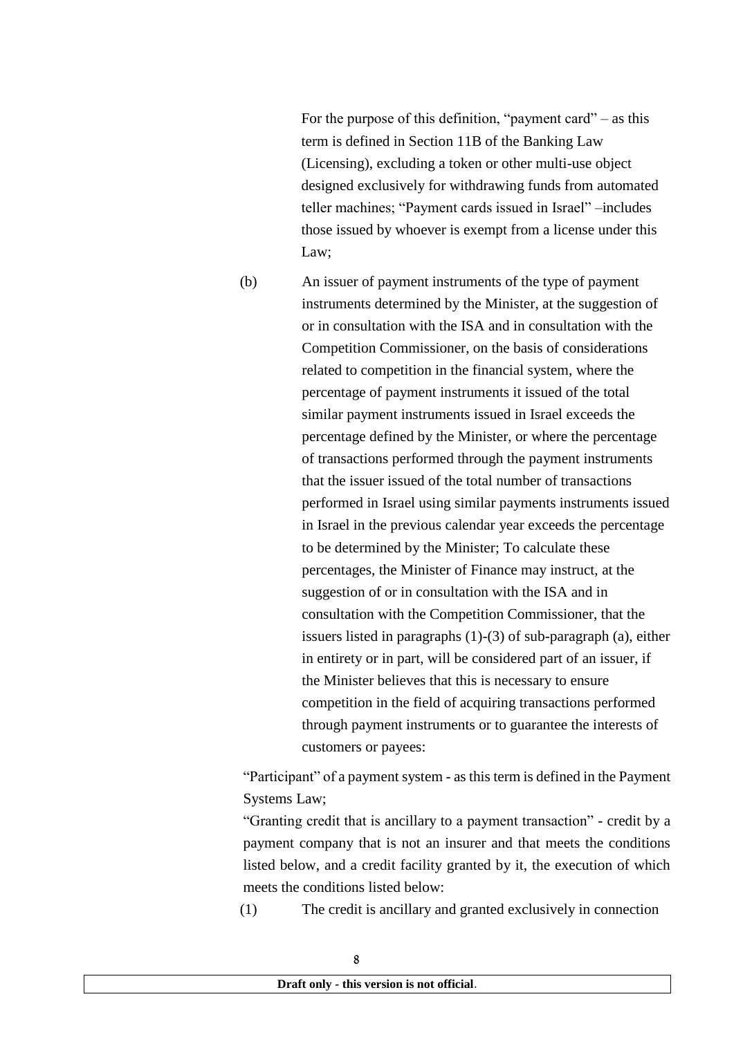For the purpose of this definition, "payment card" – as this term is defined in Section 11B of the Banking Law (Licensing), excluding a token or other multi-use object designed exclusively for withdrawing funds from automated teller machines; "Payment cards issued in Israel" –includes those issued by whoever is exempt from a license under this Law;

(b) An issuer of payment instruments of the type of payment instruments determined by the Minister, at the suggestion of or in consultation with the ISA and in consultation with the Competition Commissioner, on the basis of considerations related to competition in the financial system, where the percentage of payment instruments it issued of the total similar payment instruments issued in Israel exceeds the percentage defined by the Minister, or where the percentage of transactions performed through the payment instruments that the issuer issued of the total number of transactions performed in Israel using similar payments instruments issued in Israel in the previous calendar year exceeds the percentage to be determined by the Minister; To calculate these percentages, the Minister of Finance may instruct, at the suggestion of or in consultation with the ISA and in consultation with the Competition Commissioner, that the issuers listed in paragraphs (1)-(3) of sub-paragraph (a), either in entirety or in part, will be considered part of an issuer, if the Minister believes that this is necessary to ensure competition in the field of acquiring transactions performed through payment instruments or to guarantee the interests of customers or payees:

"Participant" of a payment system - as this term is defined in the Payment Systems Law;

"Granting credit that is ancillary to a payment transaction" - credit by a payment company that is not an insurer and that meets the conditions listed below, and a credit facility granted by it, the execution of which meets the conditions listed below:

(1) The credit is ancillary and granted exclusively in connection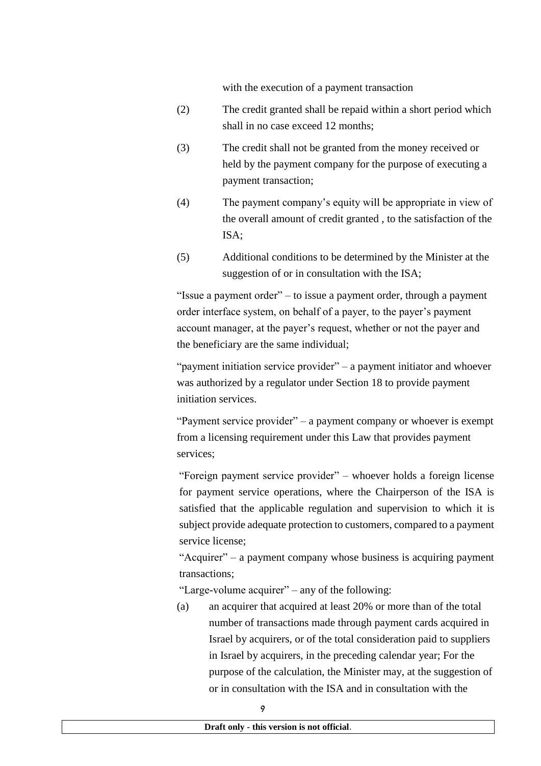with the execution of a payment transaction

(2) The credit granted shall be repaid within a short period which shall in no case exceed 12 months;

(3) The credit shall not be granted from the money received or held by the payment company for the purpose of executing a payment transaction;

(4) The payment company's equity will be appropriate in view of the overall amount of credit granted , to the satisfaction of the ISA;

(5) Additional conditions to be determined by the Minister at the suggestion of or in consultation with the ISA;

"Issue a payment order" – to issue a payment order, through a payment order interface system, on behalf of a payer, to the payer's payment account manager, at the payer's request, whether or not the payer and the beneficiary are the same individual;

"payment initiation service provider" – a payment initiator and whoever was authorized by a regulator under Section 18 to provide payment initiation services.

"Payment service provider" – a payment company or whoever is exempt from a licensing requirement under this Law that provides payment services;

"Foreign payment service provider" – whoever holds a foreign license for payment service operations, where the Chairperson of the ISA is satisfied that the applicable regulation and supervision to which it is subject provide adequate protection to customers, compared to a payment service license;

"Acquirer" – a payment company whose business is acquiring payment transactions;

"Large-volume acquirer" – any of the following:

(a) an acquirer that acquired at least 20% or more than of the total number of transactions made through payment cards acquired in Israel by acquirers, or of the total consideration paid to suppliers in Israel by acquirers, in the preceding calendar year; For the purpose of the calculation, the Minister may, at the suggestion of or in consultation with the ISA and in consultation with the

Draft only - this version is not official.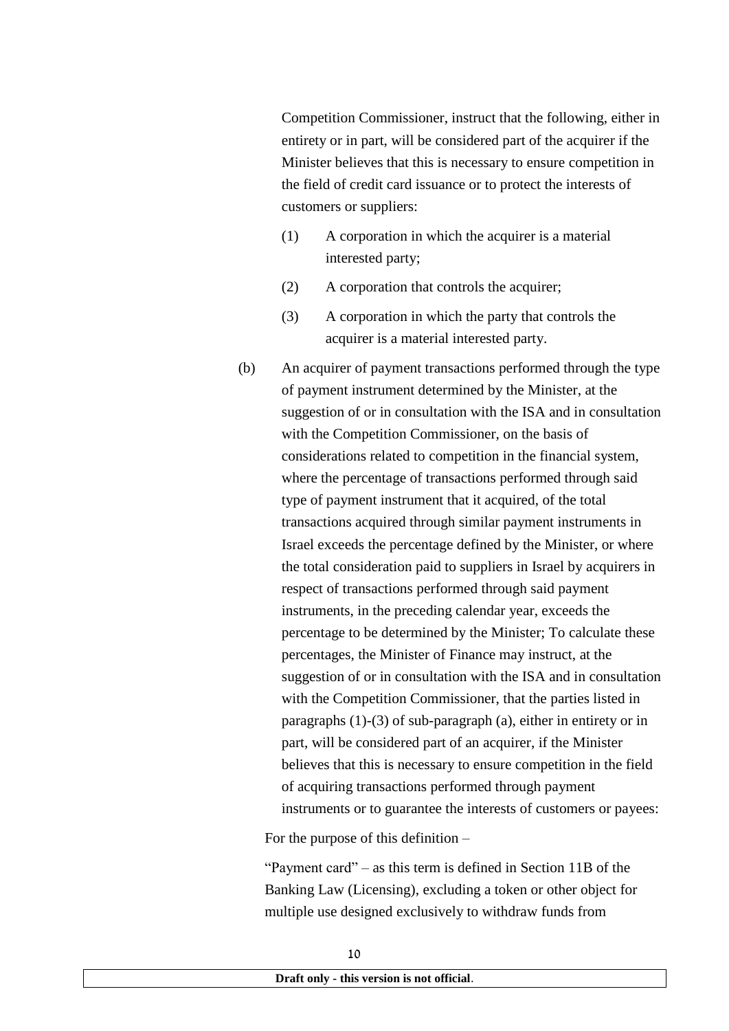Competition Commissioner, instruct that the following, either in entirety or in part, will be considered part of the acquirer if the Minister believes that this is necessary to ensure competition in the field of credit card issuance or to protect the interests of customers or suppliers:

(1) A corporation in which the acquirer is a material interested party;

(2) A corporation that controls the acquirer;

(3) A corporation in which the party that controls the acquirer is a material interested party.

(b) An acquirer of payment transactions performed through the type of payment instrument determined by the Minister, at the suggestion of or in consultation with the ISA and in consultation with the Competition Commissioner, on the basis of considerations related to competition in the financial system, where the percentage of transactions performed through said type of payment instrument that it acquired, of the total transactions acquired through similar payment instruments in Israel exceeds the percentage defined by the Minister, or where the total consideration paid to suppliers in Israel by acquirers in respect of transactions performed through said payment instruments, in the preceding calendar year, exceeds the percentage to be determined by the Minister; To calculate these percentages, the Minister of Finance may instruct, at the suggestion of or in consultation with the ISA and in consultation with the Competition Commissioner, that the parties listed in paragraphs (1)-(3) of sub-paragraph (a), either in entirety or in part, will be considered part of an acquirer, if the Minister believes that this is necessary to ensure competition in the field of acquiring transactions performed through payment instruments or to guarantee the interests of customers or payees:

For the purpose of this definition –

"Payment card" – as this term is defined in Section 11B of the Banking Law (Licensing), excluding a token or other object for multiple use designed exclusively to withdraw funds from

**Draft only - this version is not official**.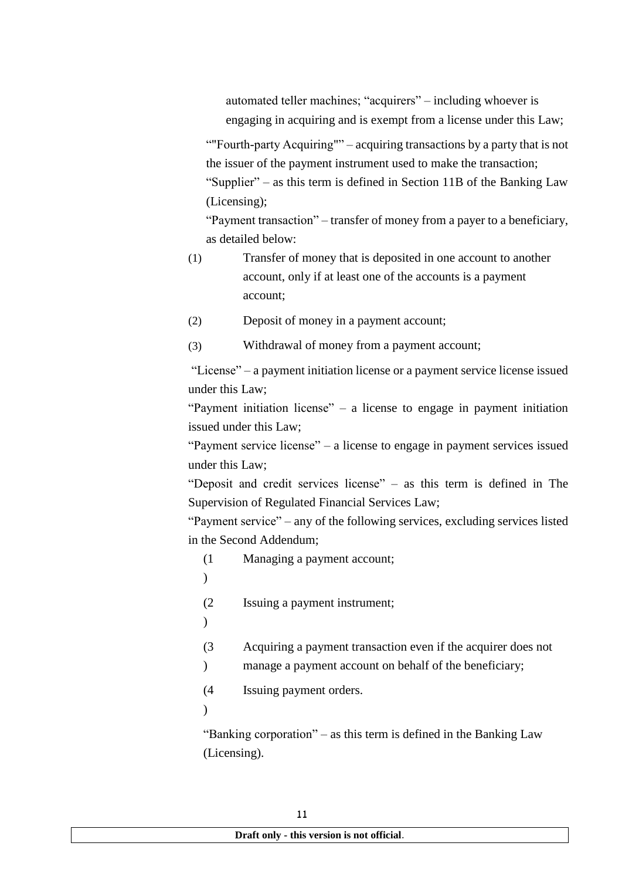automated teller machines; "acquirers" – including whoever is engaging in acquiring and is exempt from a license under this Law;

""Fourth-party Acquiring"" – acquiring transactions by a party that is not the issuer of the payment instrument used to make the transaction;

"Supplier" – as this term is defined in Section 11B of the Banking Law (Licensing);

"Payment transaction" – transfer of money from a payer to a beneficiary, as detailed below:

(1) Transfer of money that is deposited in one account to another account, only if at least one of the accounts is a payment account;

(2) Deposit of money in a payment account;

(3) Withdrawal of money from a payment account;

"License" – a payment initiation license or a payment service license issued under this Law;

"Payment initiation license" – a license to engage in payment initiation issued under this Law;

"Payment service license" – a license to engage in payment services issued under this Law;

"Deposit and credit services license" – as this term is defined in The Supervision of Regulated Financial Services Law;

"Payment service" – any of the following services, excluding services listed in the Second Addendum;

(1) Managing a payment account;

(2) Issuing a payment instrument;

(3) Acquiring a payment transaction even if the acquirer does not manage a payment account on behalf of the beneficiary;

(4) Issuing payment orders.

"Banking corporation" – as this term is defined in the Banking Law (Licensing).

**Draft only - this version is not official**.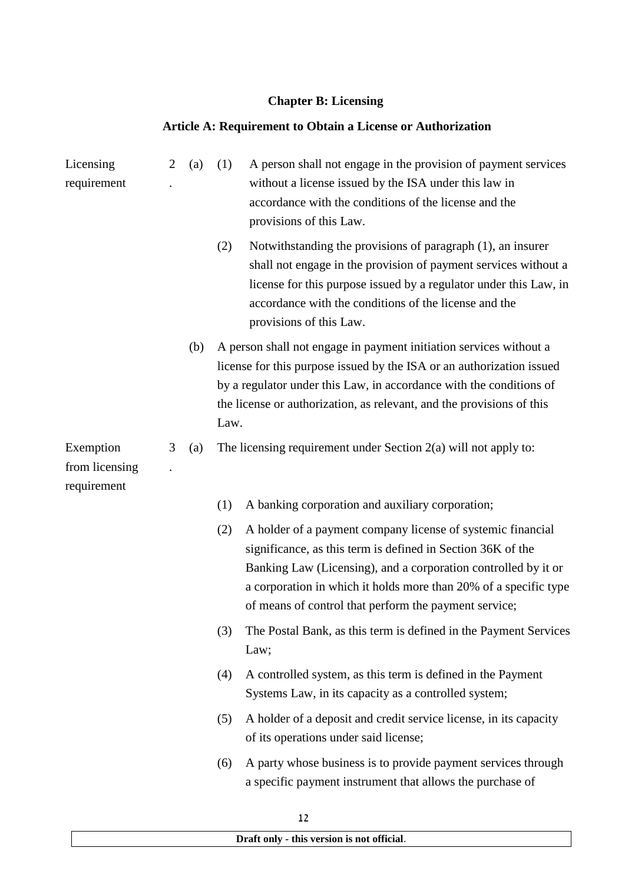## Chapter B: Licensing

### Article A: Requirement to Obtain a License or Authorization

**Licensing requirement**

2. (a) (1) A person shall not engage in the provision of payment services without a license issued by the ISA under this law in accordance with the conditions of the license and the provisions of this Law.

(2) Notwithstanding the provisions of paragraph (1), an insurer shall not engage in the provision of payment services without a license for this purpose issued by a regulator under this Law, in accordance with the conditions of the license and the provisions of this Law.

(b) A person shall not engage in payment initiation services without a license for this purpose issued by the ISA or an authorization issued by a regulator under this Law, in accordance with the conditions of the license or authorization, as relevant, and the provisions of this Law.

**Exemption from licensing requirement**

3. (a) The licensing requirement under Section 2(a) will not apply to:

(1) A banking corporation and auxiliary corporation;

(2) A holder of a payment company license of systemic financial significance, as this term is defined in Section 36K of the Banking Law (Licensing), and a corporation controlled by it or a corporation in which it holds more than 20% of a specific type of means of control that perform the payment service;

(3) The Postal Bank, as this term is defined in the Payment Services Law;

(4) A controlled system, as this term is defined in the Payment Systems Law, in its capacity as a controlled system;

(5) A holder of a deposit and credit service license, in its capacity of its operations under said license;

(6) A party whose business is to provide payment services through a specific payment instrument that allows the purchase of

Draft only - this version is not official.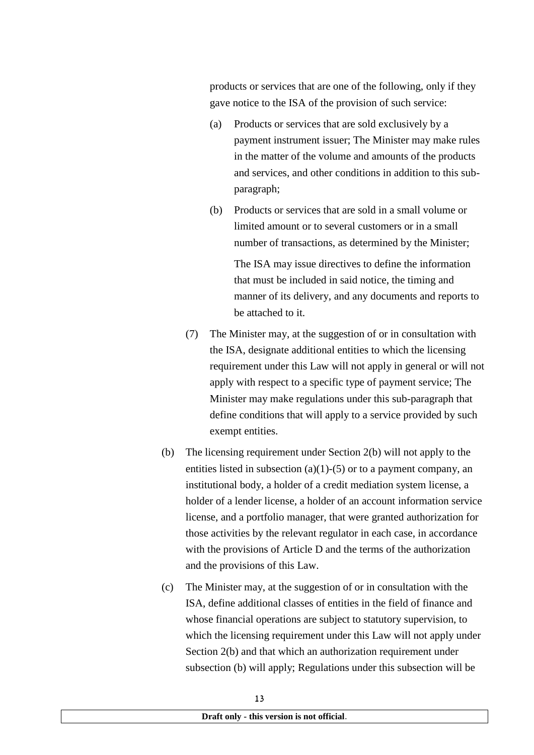products or services that are one of the following, only if they gave notice to the ISA of the provision of such service:

(a) Products or services that are sold exclusively by a payment instrument issuer; The Minister may make rules in the matter of the volume and amounts of the products and services, and other conditions in addition to this sub-paragraph;

(b) Products or services that are sold in a small volume or limited amount or to several customers or in a small number of transactions, as determined by the Minister;

The ISA may issue directives to define the information that must be included in said notice, the timing and manner of its delivery, and any documents and reports to be attached to it.

(7) The Minister may, at the suggestion of or in consultation with the ISA, designate additional entities to which the licensing requirement under this Law will not apply in general or will not apply with respect to a specific type of payment service; The Minister may make regulations under this sub-paragraph that define conditions that will apply to a service provided by such exempt entities.

(b) The licensing requirement under Section 2(b) will not apply to the entities listed in subsection (a)(1)-(5) or to a payment company, an institutional body, a holder of a credit mediation system license, a holder of a lender license, a holder of an account information service license, and a portfolio manager, that were granted authorization for those activities by the relevant regulator in each case, in accordance with the provisions of Article D and the terms of the authorization and the provisions of this Law.

(c) The Minister may, at the suggestion of or in consultation with the ISA, define additional classes of entities in the field of finance and whose financial operations are subject to statutory supervision, to which the licensing requirement under this Law will not apply under Section 2(b) and that which an authorization requirement under subsection (b) will apply; Regulations under this subsection will be

**Draft only - this version is not official**.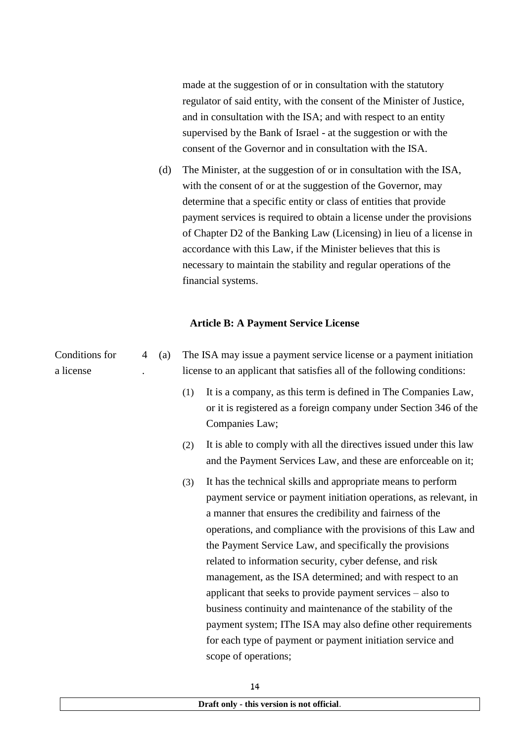made at the suggestion of or in consultation with the statutory regulator of said entity, with the consent of the Minister of Justice, and in consultation with the ISA; and with respect to an entity supervised by the Bank of Israel - at the suggestion or with the consent of the Governor and in consultation with the ISA.

(d) The Minister, at the suggestion of or in consultation with the ISA, with the consent of or at the suggestion of the Governor, may determine that a specific entity or class of entities that provide payment services is required to obtain a license under the provisions of Chapter D2 of the Banking Law (Licensing) in lieu of a license in accordance with this Law, if the Minister believes that this is necessary to maintain the stability and regular operations of the financial systems.

### Article B: A Payment Service License

Conditions for a license

4. (a) The ISA may issue a payment service license or a payment initiation license to an applicant that satisfies all of the following conditions:

(1) It is a company, as this term is defined in The Companies Law, or it is registered as a foreign company under Section 346 of the Companies Law;

(2) It is able to comply with all the directives issued under this law and the Payment Services Law, and these are enforceable on it;

(3) It has the technical skills and appropriate means to perform payment service or payment initiation operations, as relevant, in a manner that ensures the credibility and fairness of the operations, and compliance with the provisions of this Law and the Payment Service Law, and specifically the provisions related to information security, cyber defense, and risk management, as the ISA determined; and with respect to an applicant that seeks to provide payment services – also to business continuity and maintenance of the stability of the payment system; IThe ISA may also define other requirements for each type of payment or payment initiation service and scope of operations;

**Draft only - this version is not official**.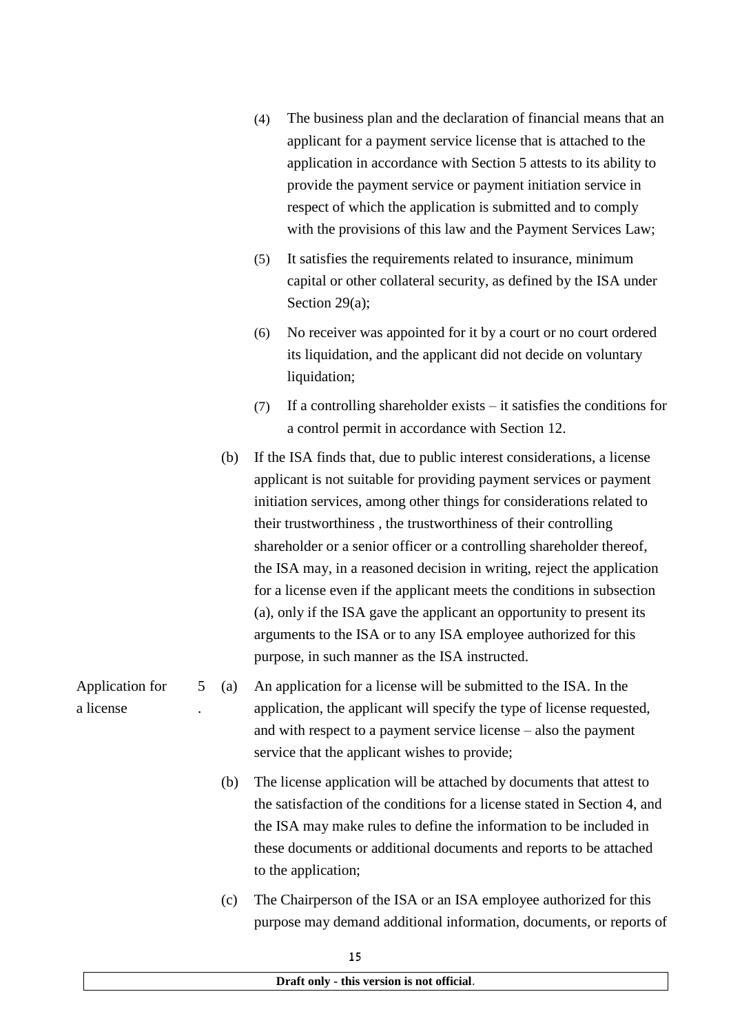(4) The business plan and the declaration of financial means that an applicant for a payment service license that is attached to the application in accordance with Section 5 attests to its ability to provide the payment service or payment initiation service in respect of which the application is submitted and to comply with the provisions of this law and the Payment Services Law;

(5) It satisfies the requirements related to insurance, minimum capital or other collateral security, as defined by the ISA under Section 29(a);

(6) No receiver was appointed for it by a court or no court ordered its liquidation, and the applicant did not decide on voluntary liquidation;

(7) If a controlling shareholder exists – it satisfies the conditions for a control permit in accordance with Section 12.

(b) If the ISA finds that, due to public interest considerations, a license applicant is not suitable for providing payment services or payment initiation services, among other things for considerations related to their trustworthiness , the trustworthiness of their controlling shareholder or a senior officer or a controlling shareholder thereof, the ISA may, in a reasoned decision in writing, reject the application for a license even if the applicant meets the conditions in subsection (a), only if the ISA gave the applicant an opportunity to present its arguments to the ISA or to any ISA employee authorized for this purpose, in such manner as the ISA instructed.

**Application for a license**

5. (a) An application for a license will be submitted to the ISA. In the application, the applicant will specify the type of license requested, and with respect to a payment service license – also the payment service that the applicant wishes to provide;

(b) The license application will be attached by documents that attest to the satisfaction of the conditions for a license stated in Section 4, and the ISA may make rules to define the information to be included in these documents or additional documents and reports to be attached to the application;

(c) The Chairperson of the ISA or an ISA employee authorized for this purpose may demand additional information, documents, or reports of

**Draft only - this version is not official**.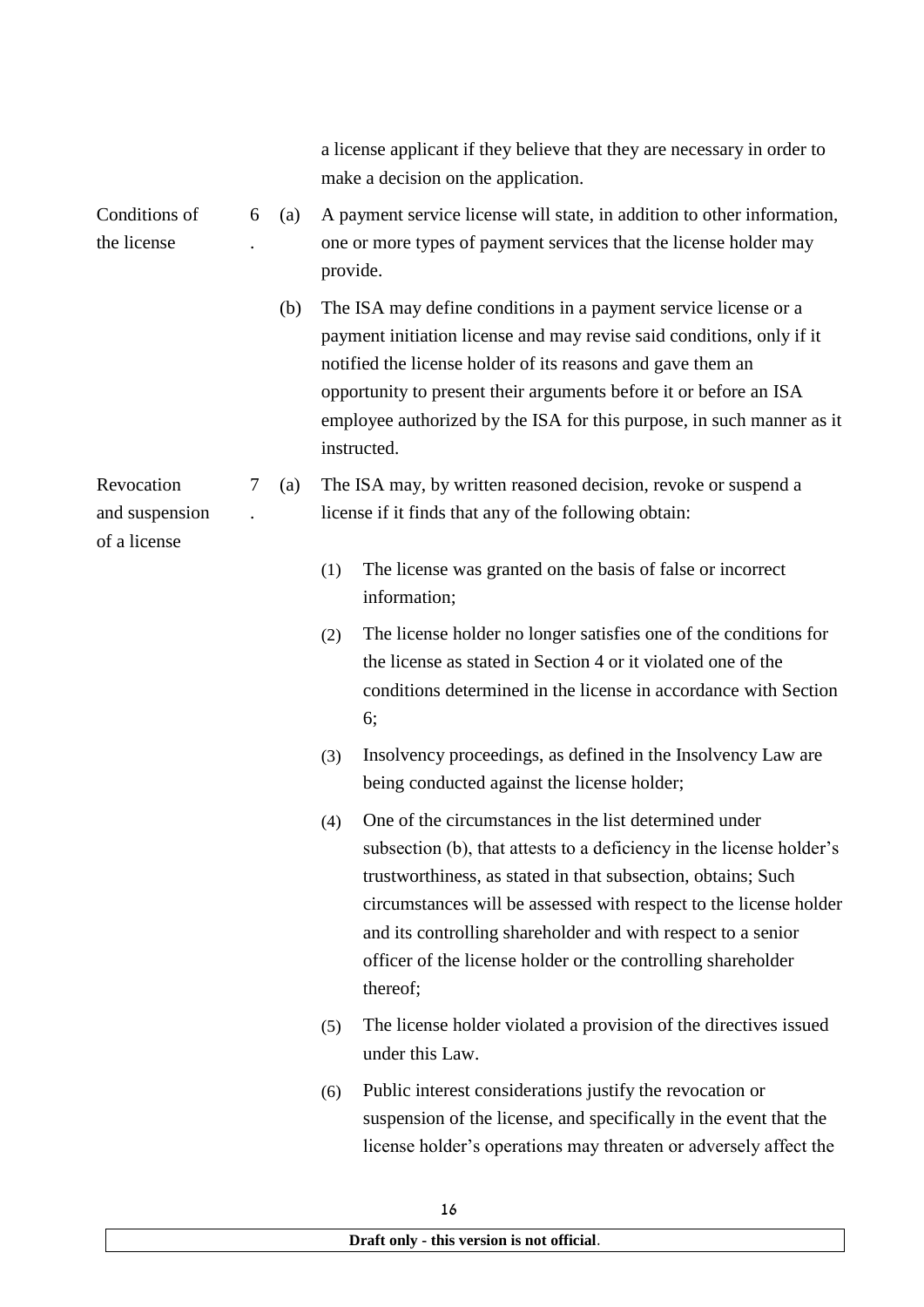a license applicant if they believe that they are necessary in order to make a decision on the application.

**Conditions of the license**

6. (a) A payment service license will state, in addition to other information, one or more types of payment services that the license holder may provide.

(b) The ISA may define conditions in a payment service license or a payment initiation license and may revise said conditions, only if it notified the license holder of its reasons and gave them an opportunity to present their arguments before it or before an ISA employee authorized by the ISA for this purpose, in such manner as it instructed.

**Revocation and suspension of a license**

7. (a) The ISA may, by written reasoned decision, revoke or suspend a license if it finds that any of the following obtain:

(1) The license was granted on the basis of false or incorrect information;

(2) The license holder no longer satisfies one of the conditions for the license as stated in Section 4 or it violated one of the conditions determined in the license in accordance with Section 6;

(3) Insolvency proceedings, as defined in the Insolvency Law are being conducted against the license holder;

(4) One of the circumstances in the list determined under subsection (b), that attests to a deficiency in the license holder's trustworthiness, as stated in that subsection, obtains; Such circumstances will be assessed with respect to the license holder and its controlling shareholder and with respect to a senior officer of the license holder or the controlling shareholder thereof;

(5) The license holder violated a provision of the directives issued under this Law.

(6) Public interest considerations justify the revocation or suspension of the license, and specifically in the event that the license holder's operations may threaten or adversely affect the

**Draft only - this version is not official**.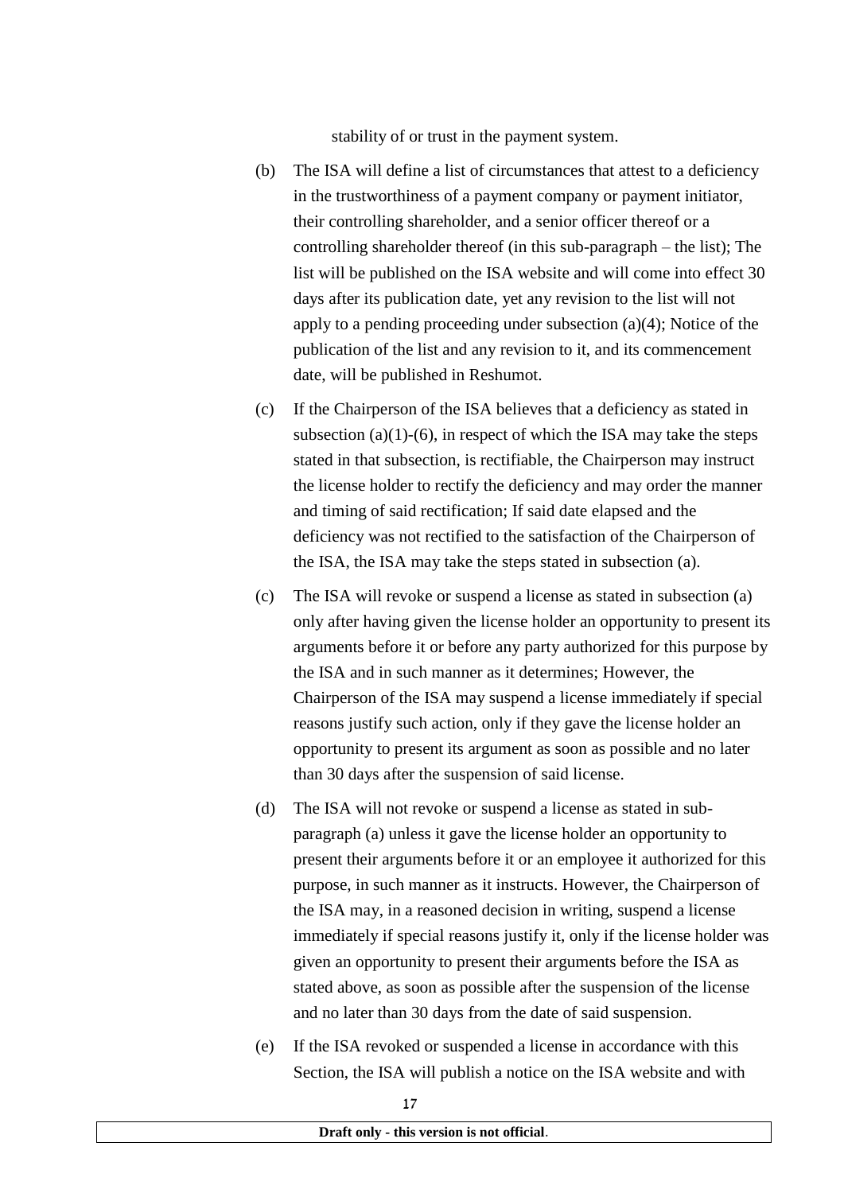stability of or trust in the payment system.

(b) The ISA will define a list of circumstances that attest to a deficiency in the trustworthiness of a payment company or payment initiator, their controlling shareholder, and a senior officer thereof or a controlling shareholder thereof (in this sub-paragraph – the list); The list will be published on the ISA website and will come into effect 30 days after its publication date, yet any revision to the list will not apply to a pending proceeding under subsection (a)(4); Notice of the publication of the list and any revision to it, and its commencement date, will be published in Reshumot.

(c) If the Chairperson of the ISA believes that a deficiency as stated in subsection (a)(1)-(6), in respect of which the ISA may take the steps stated in that subsection, is rectifiable, the Chairperson may instruct the license holder to rectify the deficiency and may order the manner and timing of said rectification; If said date elapsed and the deficiency was not rectified to the satisfaction of the Chairperson of the ISA, the ISA may take the steps stated in subsection (a).

(c) The ISA will revoke or suspend a license as stated in subsection (a) only after having given the license holder an opportunity to present its arguments before it or before any party authorized for this purpose by the ISA and in such manner as it determines; However, the Chairperson of the ISA may suspend a license immediately if special reasons justify such action, only if they gave the license holder an opportunity to present its argument as soon as possible and no later than 30 days after the suspension of said license.

(d) The ISA will not revoke or suspend a license as stated in sub-paragraph (a) unless it gave the license holder an opportunity to present their arguments before it or an employee it authorized for this purpose, in such manner as it instructs. However, the Chairperson of the ISA may, in a reasoned decision in writing, suspend a license immediately if special reasons justify it, only if the license holder was given an opportunity to present their arguments before the ISA as stated above, as soon as possible after the suspension of the license and no later than 30 days from the date of said suspension.

(e) If the ISA revoked or suspended a license in accordance with this Section, the ISA will publish a notice on the ISA website and with

**Draft only - this version is not official**.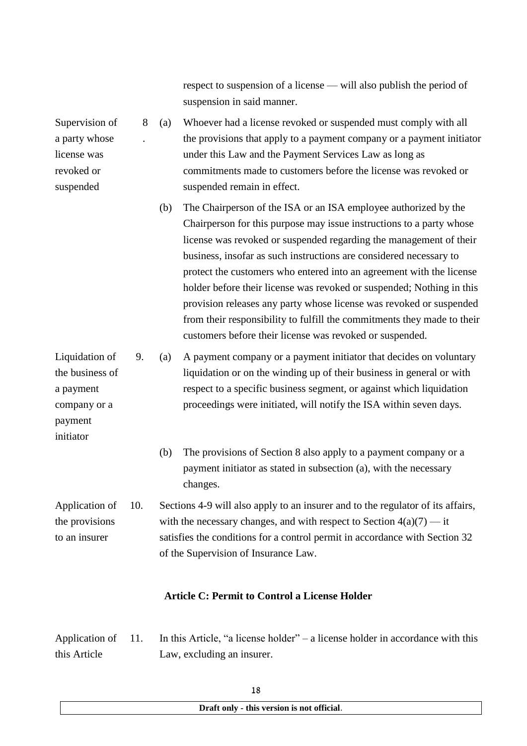respect to suspension of a license — will also publish the period of suspension in said manner.

**Supervision of a party whose license was revoked or suspended**

8. (a) Whoever had a license revoked or suspended must comply with all the provisions that apply to a payment company or a payment initiator under this Law and the Payment Services Law as long as commitments made to customers before the license was revoked or suspended remain in effect.

(b) The Chairperson of the ISA or an ISA employee authorized by the Chairperson for this purpose may issue instructions to a party whose license was revoked or suspended regarding the management of their business, insofar as such instructions are considered necessary to protect the customers who entered into an agreement with the license holder before their license was revoked or suspended; Nothing in this provision releases any party whose license was revoked or suspended from their responsibility to fulfill the commitments they made to their customers before their license was revoked or suspended.

**Liquidation of the business of a payment company or a payment initiator**

9. (a) A payment company or a payment initiator that decides on voluntary liquidation or on the winding up of their business in general or with respect to a specific business segment, or against which liquidation proceedings were initiated, will notify the ISA within seven days.

(b) The provisions of Section 8 also apply to a payment company or a payment initiator as stated in subsection (a), with the necessary changes.

**Application of the provisions to an insurer**

10. Sections 4-9 will also apply to an insurer and to the regulator of its affairs, with the necessary changes, and with respect to Section 4(a)(7) — it satisfies the conditions for a control permit in accordance with Section 32 of the Supervision of Insurance Law.

## Article C: Permit to Control a License Holder

**Application of this Article**

11. In this Article, "a license holder" – a license holder in accordance with this Law, excluding an insurer.

Draft only - this version is not official.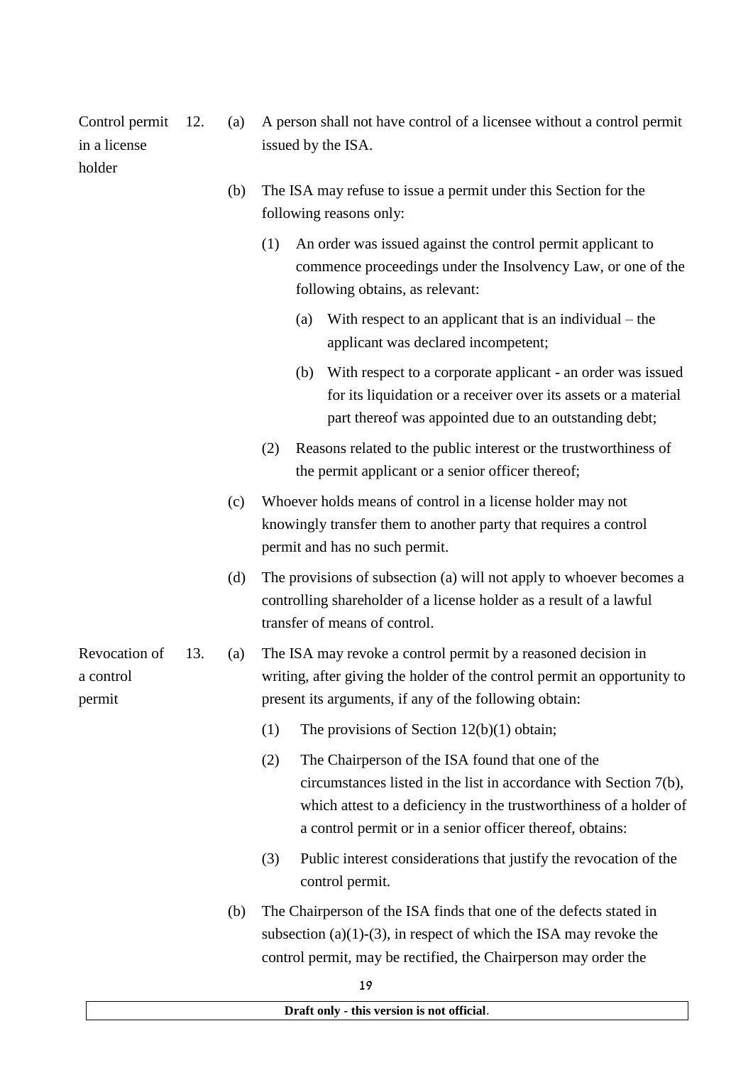**Control permit in a license holder**

12. (a) A person shall not have control of a licensee without a control permit issued by the ISA.

(b) The ISA may refuse to issue a permit under this Section for the following reasons only:

(1) An order was issued against the control permit applicant to commence proceedings under the Insolvency Law, or one of the following obtains, as relevant:

(a) With respect to an applicant that is an individual – the applicant was declared incompetent;

(b) With respect to a corporate applicant - an order was issued for its liquidation or a receiver over its assets or a material part thereof was appointed due to an outstanding debt;

(2) Reasons related to the public interest or the trustworthiness of the permit applicant or a senior officer thereof;

(c) Whoever holds means of control in a license holder may not knowingly transfer them to another party that requires a control permit and has no such permit.

(d) The provisions of subsection (a) will not apply to whoever becomes a controlling shareholder of a license holder as a result of a lawful transfer of means of control.

**Revocation of a control permit**

13. (a) The ISA may revoke a control permit by a reasoned decision in writing, after giving the holder of the control permit an opportunity to present its arguments, if any of the following obtain:

(1) The provisions of Section 12(b)(1) obtain;

(2) The Chairperson of the ISA found that one of the circumstances listed in the list in accordance with Section 7(b), which attest to a deficiency in the trustworthiness of a holder of a control permit or in a senior officer thereof, obtains:

(3) Public interest considerations that justify the revocation of the control permit.

(b) The Chairperson of the ISA finds that one of the defects stated in subsection (a)(1)-(3), in respect of which the ISA may revoke the control permit, may be rectified, the Chairperson may order the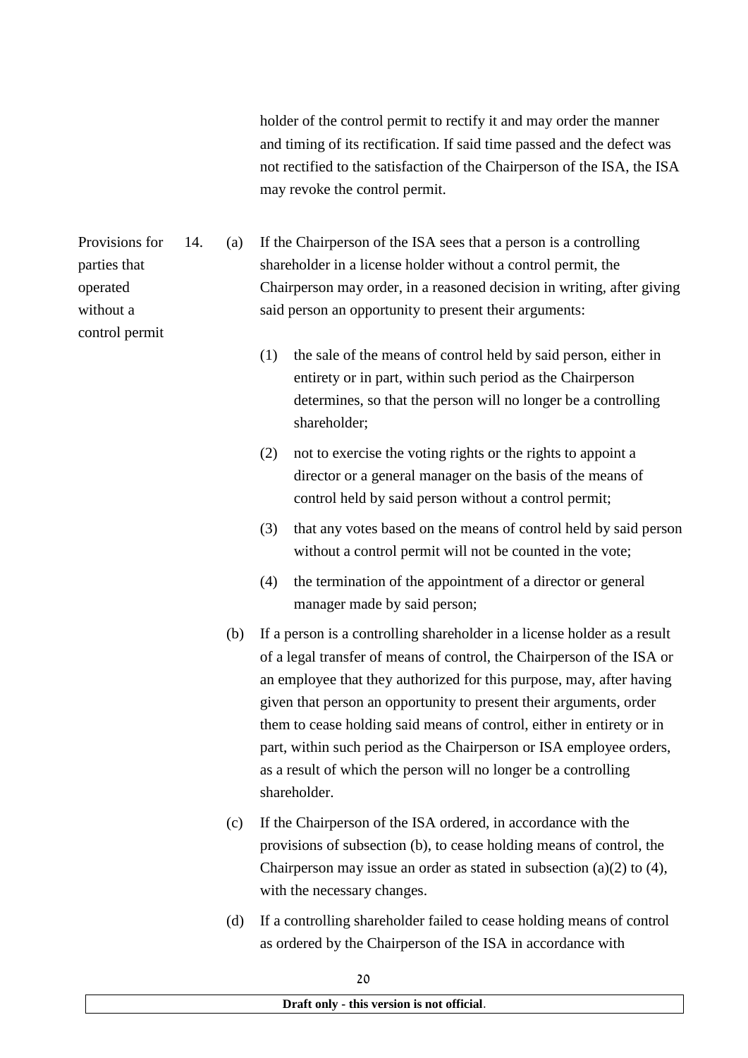holder of the control permit to rectify it and may order the manner and timing of its rectification. If said time passed and the defect was not rectified to the satisfaction of the Chairperson of the ISA, the ISA may revoke the control permit.

**Provisions for parties that operated without a control permit**

14. (a) If the Chairperson of the ISA sees that a person is a controlling shareholder in a license holder without a control permit, the Chairperson may order, in a reasoned decision in writing, after giving said person an opportunity to present their arguments:

(1) the sale of the means of control held by said person, either in entirety or in part, within such period as the Chairperson determines, so that the person will no longer be a controlling shareholder;

(2) not to exercise the voting rights or the rights to appoint a director or a general manager on the basis of the means of control held by said person without a control permit;

(3) that any votes based on the means of control held by said person without a control permit will not be counted in the vote;

(4) the termination of the appointment of a director or general manager made by said person;

(b) If a person is a controlling shareholder in a license holder as a result of a legal transfer of means of control, the Chairperson of the ISA or an employee that they authorized for this purpose, may, after having given that person an opportunity to present their arguments, order them to cease holding said means of control, either in entirety or in part, within such period as the Chairperson or ISA employee orders, as a result of which the person will no longer be a controlling shareholder.

(c) If the Chairperson of the ISA ordered, in accordance with the provisions of subsection (b), to cease holding means of control, the Chairperson may issue an order as stated in subsection (a)(2) to (4), with the necessary changes.

(d) If a controlling shareholder failed to cease holding means of control as ordered by the Chairperson of the ISA in accordance with

**Draft only - this version is not official**.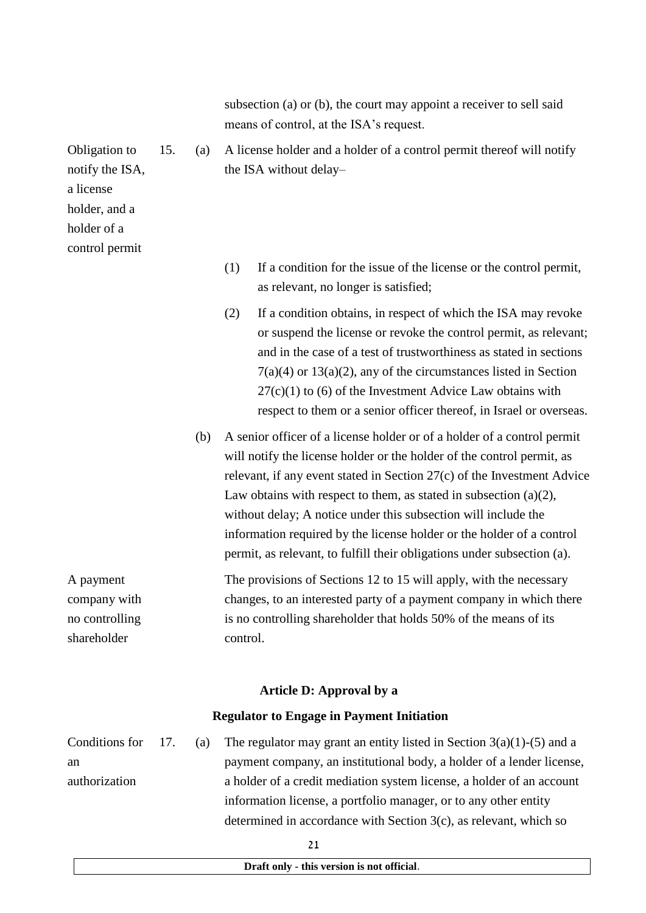subsection (a) or (b), the court may appoint a receiver to sell said means of control, at the ISA's request.

**Obligation to notify the ISA, a license holder, and a holder of a control permit**

15. (a) A license holder and a holder of a control permit thereof will notify the ISA without delay–

(1) If a condition for the issue of the license or the control permit, as relevant, no longer is satisfied;

(2) If a condition obtains, in respect of which the ISA may revoke or suspend the license or revoke the control permit, as relevant; and in the case of a test of trustworthiness as stated in sections 7(a)(4) or 13(a)(2), any of the circumstances listed in Section 27(c)(1) to (6) of the Investment Advice Law obtains with respect to them or a senior officer thereof, in Israel or overseas.

(b) A senior officer of a license holder or of a holder of a control permit will notify the license holder or the holder of the control permit, as relevant, if any event stated in Section 27(c) of the Investment Advice Law obtains with respect to them, as stated in subsection (a)(2), without delay; A notice under this subsection will include the information required by the license holder or the holder of a control permit, as relevant, to fulfill their obligations under subsection (a).

**A payment company with no controlling shareholder**

The provisions of Sections 12 to 15 will apply, with the necessary changes, to an interested party of a payment company in which there is no controlling shareholder that holds 50% of the means of its control.

## Article D: Approval by a Regulator to Engage in Payment Initiation

**Conditions for an authorization**

17. (a) The regulator may grant an entity listed in Section 3(a)(1)-(5) and a payment company, an institutional body, a holder of a lender license, a holder of a credit mediation system license, a holder of an account information license, a portfolio manager, or to any other entity determined in accordance with Section 3(c), as relevant, which so

Draft only - this version is not official.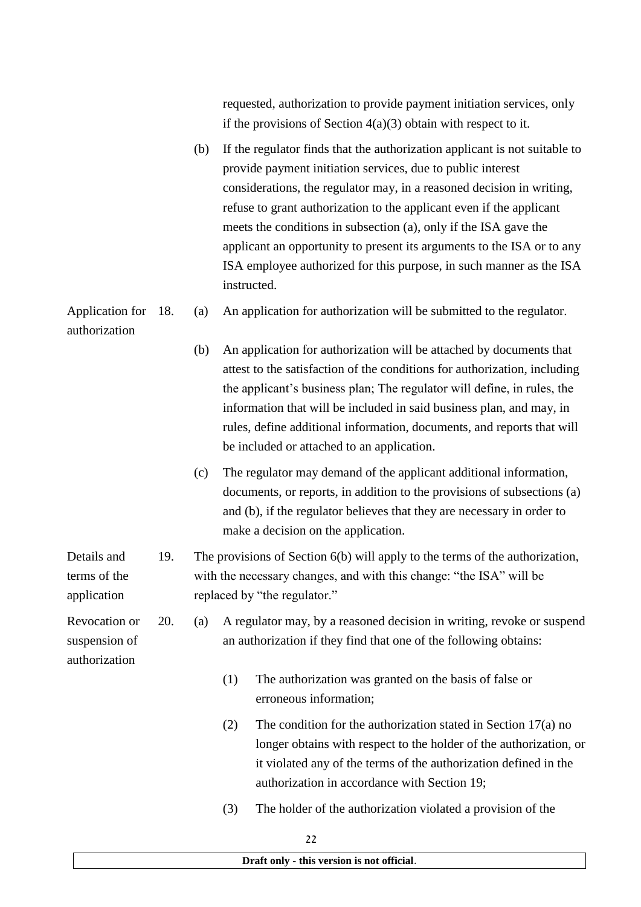requested, authorization to provide payment initiation services, only if the provisions of Section 4(a)(3) obtain with respect to it.

(b) If the regulator finds that the authorization applicant is not suitable to provide payment initiation services, due to public interest considerations, the regulator may, in a reasoned decision in writing, refuse to grant authorization to the applicant even if the applicant meets the conditions in subsection (a), only if the ISA gave the applicant an opportunity to present its arguments to the ISA or to any ISA employee authorized for this purpose, in such manner as the ISA instructed.

**Application for authorization**

18. (a) An application for authorization will be submitted to the regulator.

(b) An application for authorization will be attached by documents that attest to the satisfaction of the conditions for authorization, including the applicant's business plan; The regulator will define, in rules, the information that will be included in said business plan, and may, in rules, define additional information, documents, and reports that will be included or attached to an application.

(c) The regulator may demand of the applicant additional information, documents, or reports, in addition to the provisions of subsections (a) and (b), if the regulator believes that they are necessary in order to make a decision on the application.

**Details and terms of the application**

19. The provisions of Section 6(b) will apply to the terms of the authorization, with the necessary changes, and with this change: "the ISA" will be replaced by "the regulator."

**Revocation or suspension of authorization**

20. (a) A regulator may, by a reasoned decision in writing, revoke or suspend an authorization if they find that one of the following obtains:

(1) The authorization was granted on the basis of false or erroneous information;

(2) The condition for the authorization stated in Section 17(a) no longer obtains with respect to the holder of the authorization, or it violated any of the terms of the authorization defined in the authorization in accordance with Section 19;

(3) The holder of the authorization violated a provision of the

**Draft only - this version is not official**.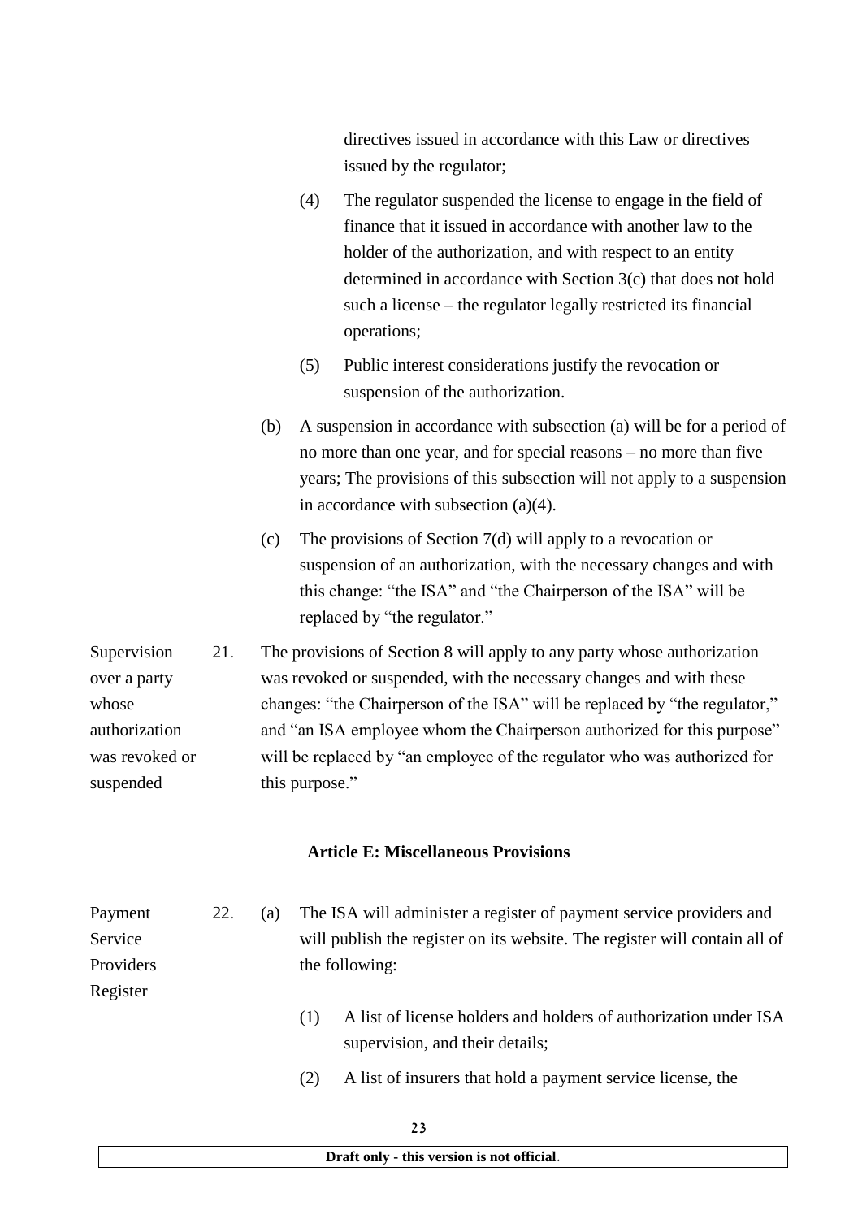directives issued in accordance with this Law or directives issued by the regulator;

(4) The regulator suspended the license to engage in the field of finance that it issued in accordance with another law to the holder of the authorization, and with respect to an entity determined in accordance with Section 3(c) that does not hold such a license – the regulator legally restricted its financial operations;

(5) Public interest considerations justify the revocation or suspension of the authorization.

(b) A suspension in accordance with subsection (a) will be for a period of no more than one year, and for special reasons – no more than five years; The provisions of this subsection will not apply to a suspension in accordance with subsection (a)(4).

(c) The provisions of Section 7(d) will apply to a revocation or suspension of an authorization, with the necessary changes and with this change: "the ISA" and "the Chairperson of the ISA" will be replaced by "the regulator."

*Supervision over a party whose authorization was revoked or suspended*

21. The provisions of Section 8 will apply to any party whose authorization was revoked or suspended, with the necessary changes and with these changes: "the Chairperson of the ISA" will be replaced by "the regulator," and "an ISA employee whom the Chairperson authorized for this purpose" will be replaced by "an employee of the regulator who was authorized for this purpose."

## Article E: Miscellaneous Provisions

*Payment Service Providers Register*

22. (a) The ISA will administer a register of payment service providers and will publish the register on its website. The register will contain all of the following:

(1) A list of license holders and holders of authorization under ISA supervision, and their details;

(2) A list of insurers that hold a payment service license, the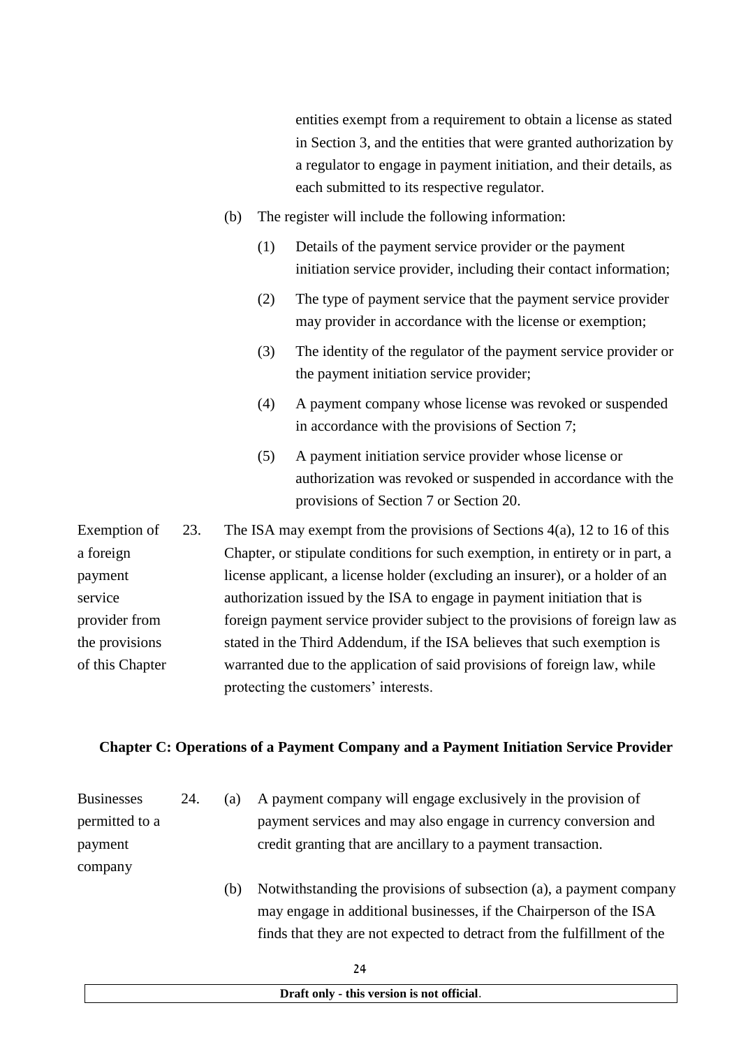entities exempt from a requirement to obtain a license as stated in Section 3, and the entities that were granted authorization by a regulator to engage in payment initiation, and their details, as each submitted to its respective regulator.

(b) The register will include the following information:

(1) Details of the payment service provider or the payment initiation service provider, including their contact information;

(2) The type of payment service that the payment service provider may provider in accordance with the license or exemption;

(3) The identity of the regulator of the payment service provider or the payment initiation service provider;

(4) A payment company whose license was revoked or suspended in accordance with the provisions of Section 7;

(5) A payment initiation service provider whose license or authorization was revoked or suspended in accordance with the provisions of Section 7 or Section 20.

**Exemption of a foreign payment service provider from the provisions of this Chapter**

23. The ISA may exempt from the provisions of Sections 4(a), 12 to 16 of this Chapter, or stipulate conditions for such exemption, in entirety or in part, a license applicant, a license holder (excluding an insurer), or a holder of an authorization issued by the ISA to engage in payment initiation that is foreign payment service provider subject to the provisions of foreign law as stated in the Third Addendum, if the ISA believes that such exemption is warranted due to the application of said provisions of foreign law, while protecting the customers' interests.

## Chapter C: Operations of a Payment Company and a Payment Initiation Service Provider

**Businesses permitted to a payment company**

24. (a) A payment company will engage exclusively in the provision of payment services and may also engage in currency conversion and credit granting that are ancillary to a payment transaction.

(b) Notwithstanding the provisions of subsection (a), a payment company may engage in additional businesses, if the Chairperson of the ISA finds that they are not expected to detract from the fulfillment of the

Draft only - this version is not official.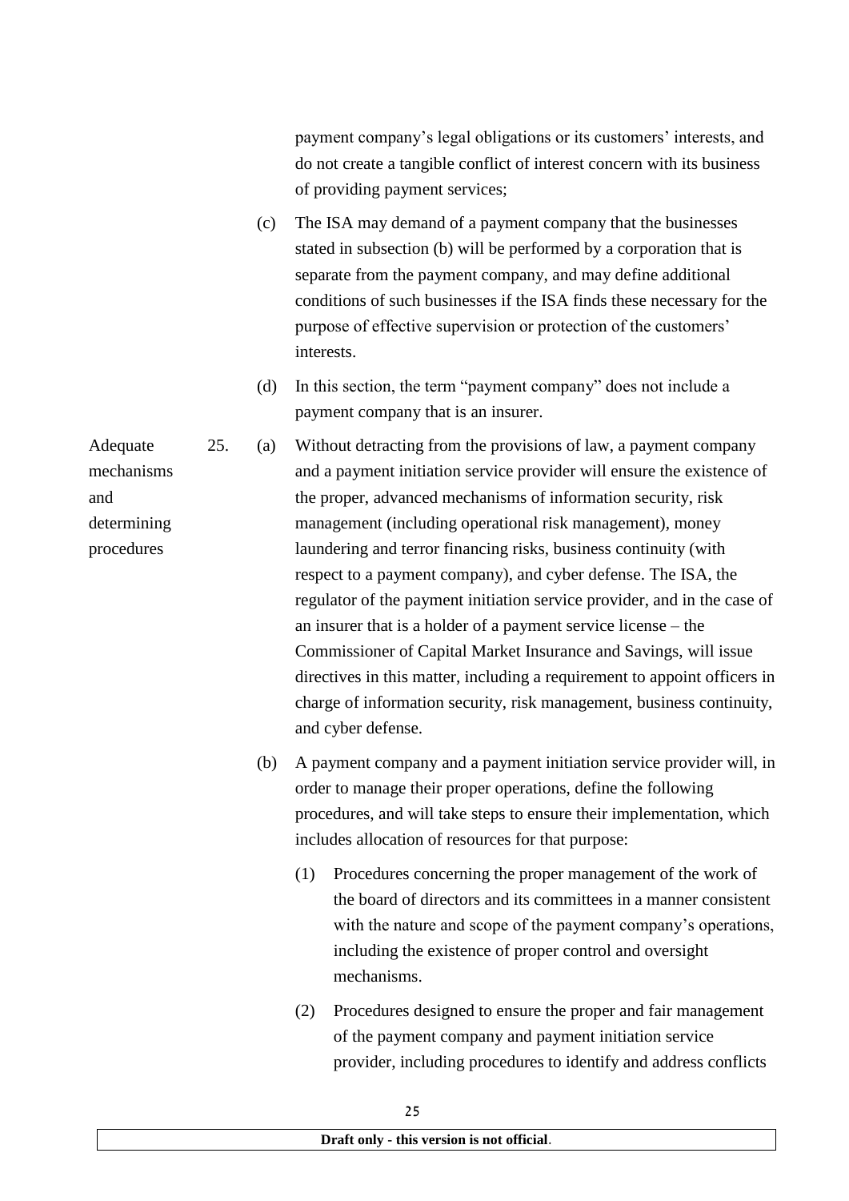payment company's legal obligations or its customers' interests, and do not create a tangible conflict of interest concern with its business of providing payment services;

(c) The ISA may demand of a payment company that the businesses stated in subsection (b) will be performed by a corporation that is separate from the payment company, and may define additional conditions of such businesses if the ISA finds these necessary for the purpose of effective supervision or protection of the customers' interests.

(d) In this section, the term "payment company" does not include a payment company that is an insurer.

**Adequate mechanisms and determining procedures**

25. (a) Without detracting from the provisions of law, a payment company and a payment initiation service provider will ensure the existence of the proper, advanced mechanisms of information security, risk management (including operational risk management), money laundering and terror financing risks, business continuity (with respect to a payment company), and cyber defense. The ISA, the regulator of the payment initiation service provider, and in the case of an insurer that is a holder of a payment service license – the Commissioner of Capital Market Insurance and Savings, will issue directives in this matter, including a requirement to appoint officers in charge of information security, risk management, business continuity, and cyber defense.

(b) A payment company and a payment initiation service provider will, in order to manage their proper operations, define the following procedures, and will take steps to ensure their implementation, which includes allocation of resources for that purpose:

(1) Procedures concerning the proper management of the work of the board of directors and its committees in a manner consistent with the nature and scope of the payment company's operations, including the existence of proper control and oversight mechanisms.

(2) Procedures designed to ensure the proper and fair management of the payment company and payment initiation service provider, including procedures to identify and address conflicts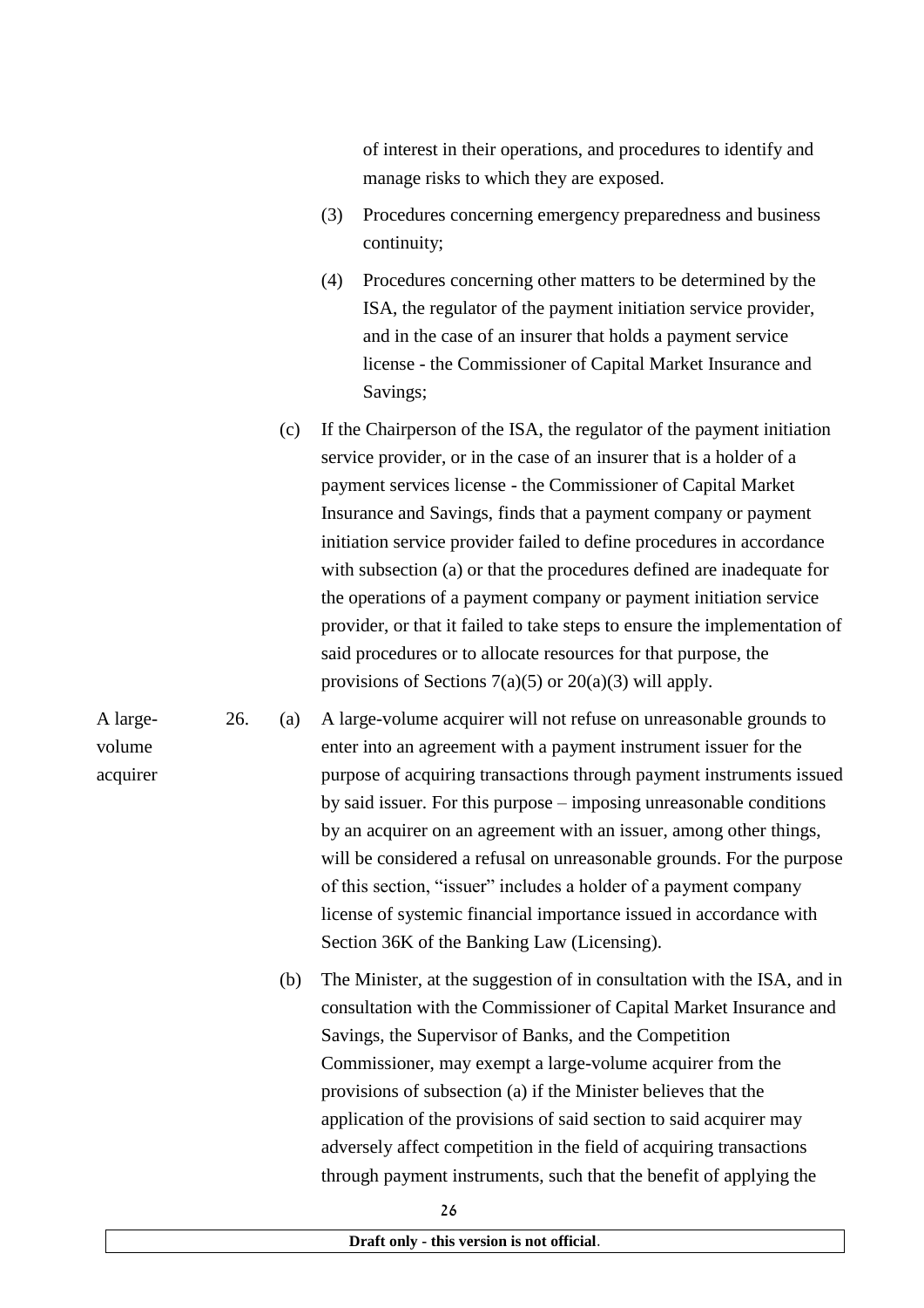of interest in their operations, and procedures to identify and manage risks to which they are exposed.

(3) Procedures concerning emergency preparedness and business continuity;

(4) Procedures concerning other matters to be determined by the ISA, the regulator of the payment initiation service provider, and in the case of an insurer that holds a payment service license - the Commissioner of Capital Market Insurance and Savings;

(c) If the Chairperson of the ISA, the regulator of the payment initiation service provider, or in the case of an insurer that is a holder of a payment services license - the Commissioner of Capital Market Insurance and Savings, finds that a payment company or payment initiation service provider failed to define procedures in accordance with subsection (a) or that the procedures defined are inadequate for the operations of a payment company or payment initiation service provider, or that it failed to take steps to ensure the implementation of said procedures or to allocate resources for that purpose, the provisions of Sections 7(a)(5) or 20(a)(3) will apply.

**A large-volume acquirer**

26. (a) A large-volume acquirer will not refuse on unreasonable grounds to enter into an agreement with a payment instrument issuer for the purpose of acquiring transactions through payment instruments issued by said issuer. For this purpose – imposing unreasonable conditions by an acquirer on an agreement with an issuer, among other things, will be considered a refusal on unreasonable grounds. For the purpose of this section, "issuer" includes a holder of a payment company license of systemic financial importance issued in accordance with Section 36K of the Banking Law (Licensing).

(b) The Minister, at the suggestion of in consultation with the ISA, and in consultation with the Commissioner of Capital Market Insurance and Savings, the Supervisor of Banks, and the Competition Commissioner, may exempt a large-volume acquirer from the provisions of subsection (a) if the Minister believes that the application of the provisions of said section to said acquirer may adversely affect competition in the field of acquiring transactions through payment instruments, such that the benefit of applying the

Draft only - this version is not official.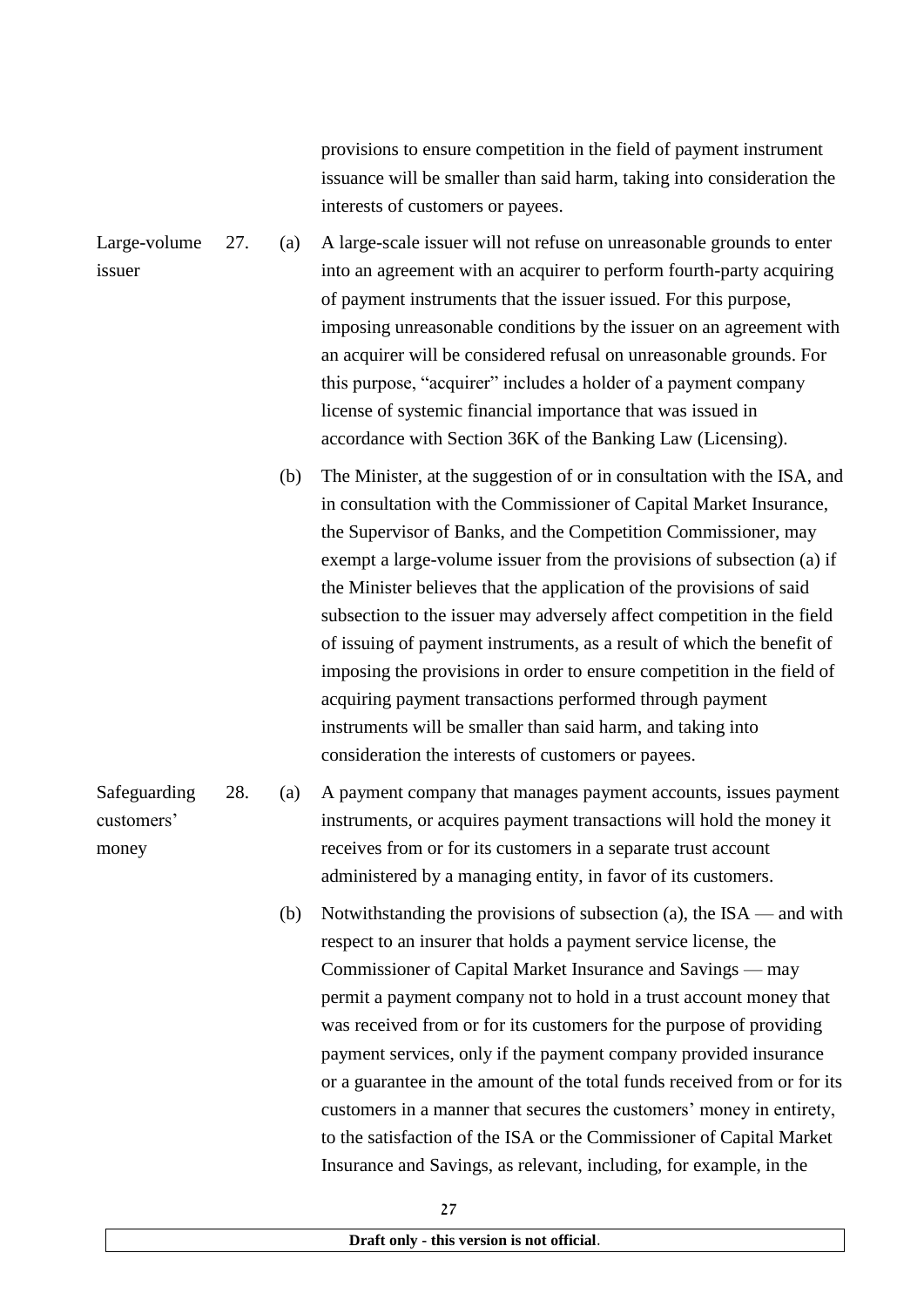provisions to ensure competition in the field of payment instrument issuance will be smaller than said harm, taking into consideration the interests of customers or payees.

**Large-volume issuer**

27\. (a) A large-scale issuer will not refuse on unreasonable grounds to enter into an agreement with an acquirer to perform fourth-party acquiring of payment instruments that the issuer issued. For this purpose, imposing unreasonable conditions by the issuer on an agreement with an acquirer will be considered refusal on unreasonable grounds. For this purpose, "acquirer" includes a holder of a payment company license of systemic financial importance that was issued in accordance with Section 36K of the Banking Law (Licensing).

(b) The Minister, at the suggestion of or in consultation with the ISA, and in consultation with the Commissioner of Capital Market Insurance, the Supervisor of Banks, and the Competition Commissioner, may exempt a large-volume issuer from the provisions of subsection (a) if the Minister believes that the application of the provisions of said subsection to the issuer may adversely affect competition in the field of issuing of payment instruments, as a result of which the benefit of imposing the provisions in order to ensure competition in the field of acquiring payment transactions performed through payment instruments will be smaller than said harm, and taking into consideration the interests of customers or payees.

**Safeguarding customers' money**

28\. (a) A payment company that manages payment accounts, issues payment instruments, or acquires payment transactions will hold the money it receives from or for its customers in a separate trust account administered by a managing entity, in favor of its customers.

(b) Notwithstanding the provisions of subsection (a), the ISA — and with respect to an insurer that holds a payment service license, the Commissioner of Capital Market Insurance and Savings — may permit a payment company not to hold in a trust account money that was received from or for its customers for the purpose of providing payment services, only if the payment company provided insurance or a guarantee in the amount of the total funds received from or for its customers in a manner that secures the customers' money in entirety, to the satisfaction of the ISA or the Commissioner of Capital Market Insurance and Savings, as relevant, including, for example, in the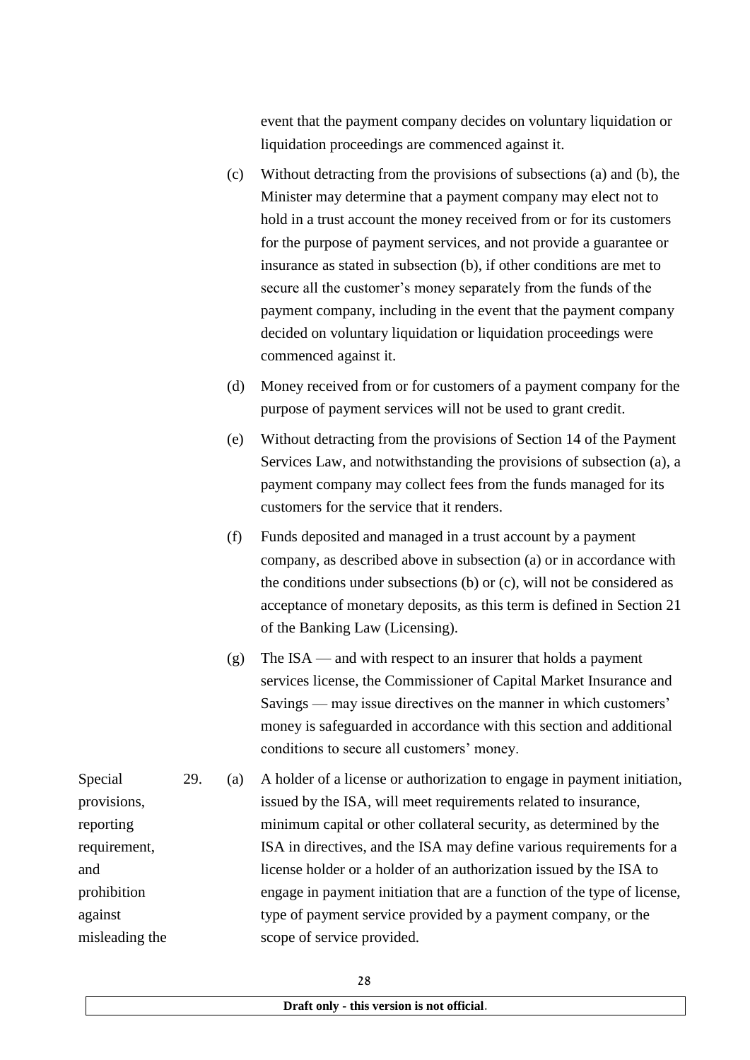event that the payment company decides on voluntary liquidation or liquidation proceedings are commenced against it.

(c) Without detracting from the provisions of subsections (a) and (b), the Minister may determine that a payment company may elect not to hold in a trust account the money received from or for its customers for the purpose of payment services, and not provide a guarantee or insurance as stated in subsection (b), if other conditions are met to secure all the customer's money separately from the funds of the payment company, including in the event that the payment company decided on voluntary liquidation or liquidation proceedings were commenced against it.

(d) Money received from or for customers of a payment company for the purpose of payment services will not be used to grant credit.

(e) Without detracting from the provisions of Section 14 of the Payment Services Law, and notwithstanding the provisions of subsection (a), a payment company may collect fees from the funds managed for its customers for the service that it renders.

(f) Funds deposited and managed in a trust account by a payment company, as described above in subsection (a) or in accordance with the conditions under subsections (b) or (c), will not be considered as acceptance of monetary deposits, as this term is defined in Section 21 of the Banking Law (Licensing).

(g) The ISA — and with respect to an insurer that holds a payment services license, the Commissioner of Capital Market Insurance and Savings — may issue directives on the manner in which customers' money is safeguarded in accordance with this section and additional conditions to secure all customers' money.

Special provisions, reporting requirement, and prohibition against misleading the

29. (a) A holder of a license or authorization to engage in payment initiation, issued by the ISA, will meet requirements related to insurance, minimum capital or other collateral security, as determined by the ISA in directives, and the ISA may define various requirements for a license holder or a holder of an authorization issued by the ISA to engage in payment initiation that are a function of the type of license, type of payment service provided by a payment company, or the scope of service provided.

**Draft only - this version is not official**.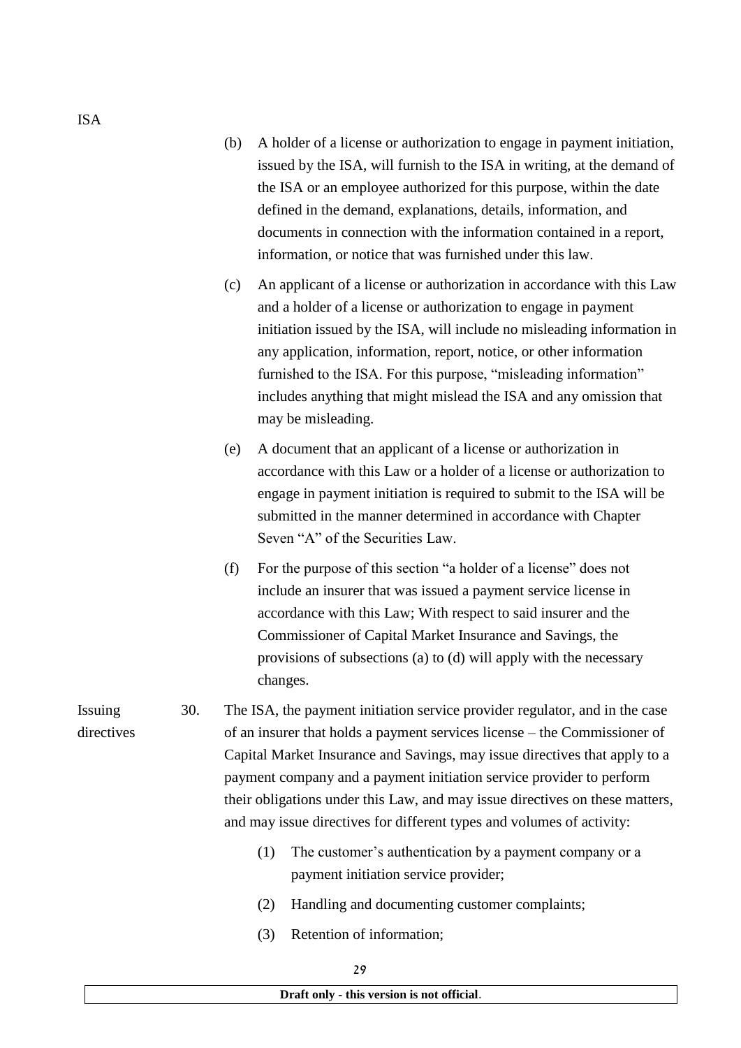ISA

(b) A holder of a license or authorization to engage in payment initiation, issued by the ISA, will furnish to the ISA in writing, at the demand of the ISA or an employee authorized for this purpose, within the date defined in the demand, explanations, details, information, and documents in connection with the information contained in a report, information, or notice that was furnished under this law.

(c) An applicant of a license or authorization in accordance with this Law and a holder of a license or authorization to engage in payment initiation issued by the ISA, will include no misleading information in any application, information, report, notice, or other information furnished to the ISA. For this purpose, "misleading information" includes anything that might mislead the ISA and any omission that may be misleading.

(e) A document that an applicant of a license or authorization in accordance with this Law or a holder of a license or authorization to engage in payment initiation is required to submit to the ISA will be submitted in the manner determined in accordance with Chapter Seven "A" of the Securities Law.

(f) For the purpose of this section "a holder of a license" does not include an insurer that was issued a payment service license in accordance with this Law; With respect to said insurer and the Commissioner of Capital Market Insurance and Savings, the provisions of subsections (a) to (d) will apply with the necessary changes.

Issuing directives

30. The ISA, the payment initiation service provider regulator, and in the case of an insurer that holds a payment services license – the Commissioner of Capital Market Insurance and Savings, may issue directives that apply to a payment company and a payment initiation service provider to perform their obligations under this Law, and may issue directives on these matters, and may issue directives for different types and volumes of activity:

(1) The customer's authentication by a payment company or a payment initiation service provider;

(2) Handling and documenting customer complaints;

(3) Retention of information;

**Draft only - this version is not official**.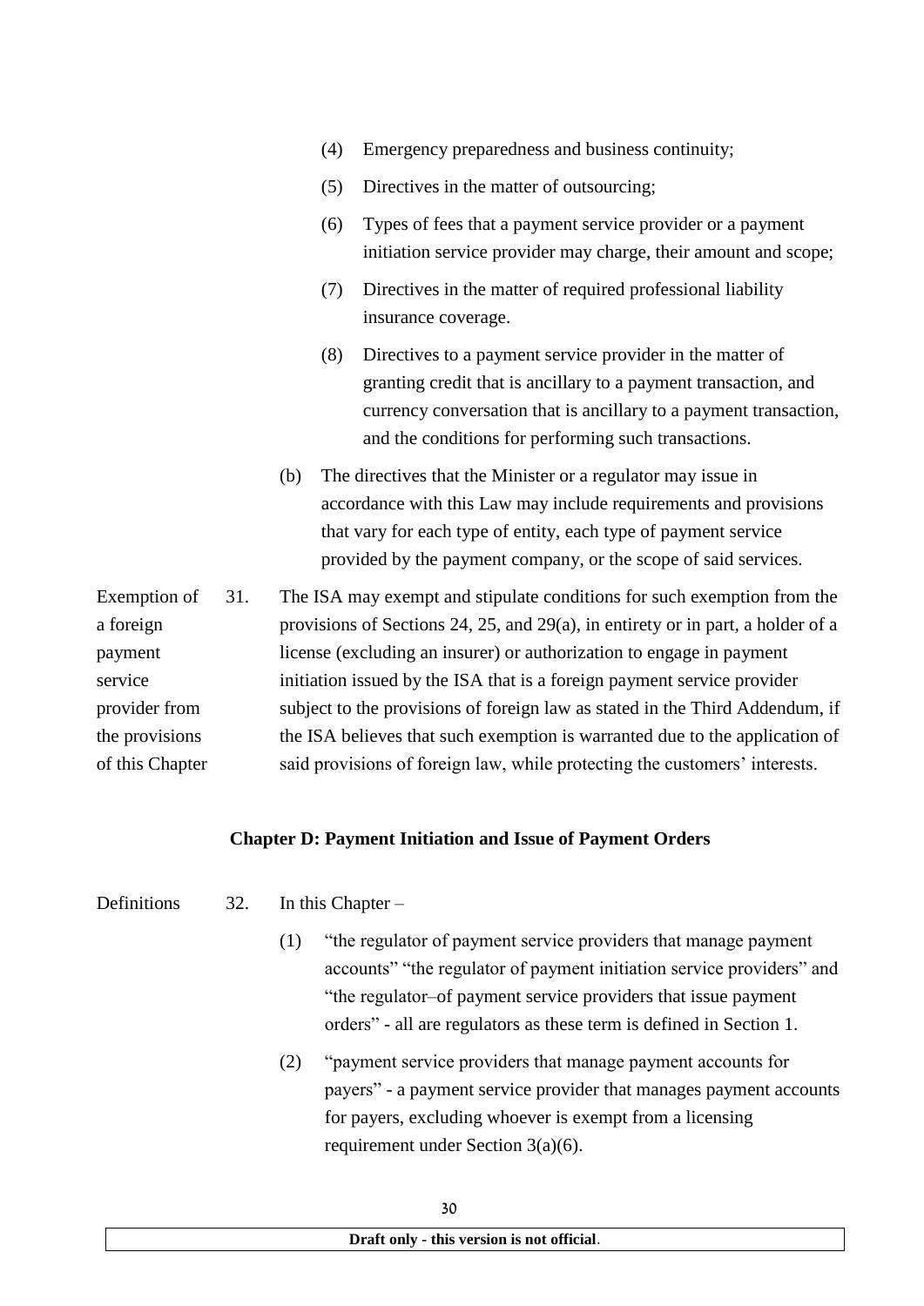(4) Emergency preparedness and business continuity;

(5) Directives in the matter of outsourcing;

(6) Types of fees that a payment service provider or a payment initiation service provider may charge, their amount and scope;

(7) Directives in the matter of required professional liability insurance coverage.

(8) Directives to a payment service provider in the matter of granting credit that is ancillary to a payment transaction, and currency conversation that is ancillary to a payment transaction, and the conditions for performing such transactions.

(b) The directives that the Minister or a regulator may issue in accordance with this Law may include requirements and provisions that vary for each type of entity, each type of payment service provided by the payment company, or the scope of said services.

Exemption of a foreign payment service provider from the provisions of this Chapter

31. The ISA may exempt and stipulate conditions for such exemption from the provisions of Sections 24, 25, and 29(a), in entirety or in part, a holder of a license (excluding an insurer) or authorization to engage in payment initiation issued by the ISA that is a foreign payment service provider subject to the provisions of foreign law as stated in the Third Addendum, if the ISA believes that such exemption is warranted due to the application of said provisions of foreign law, while protecting the customers' interests.

## Chapter D: Payment Initiation and Issue of Payment Orders

Definitions

32. In this Chapter –

(1) "the regulator of payment service providers that manage payment accounts" "the regulator of payment initiation service providers" and "the regulator–of payment service providers that issue payment orders" - all are regulators as these term is defined in Section 1.

(2) "payment service providers that manage payment accounts for payers" - a payment service provider that manages payment accounts for payers, excluding whoever is exempt from a licensing requirement under Section 3(a)(6).

**Draft only - this version is not official**.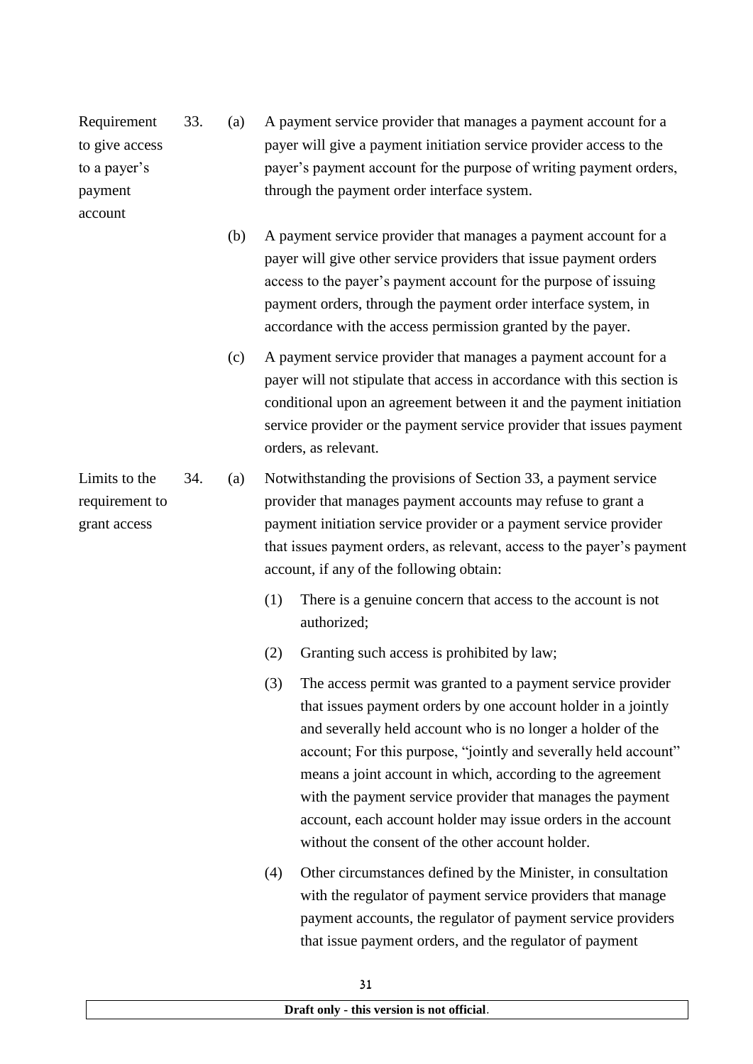**Requirement to give access to a payer's payment account**

33. (a) A payment service provider that manages a payment account for a payer will give a payment initiation service provider access to the payer's payment account for the purpose of writing payment orders, through the payment order interface system.

(b) A payment service provider that manages a payment account for a payer will give other service providers that issue payment orders access to the payer's payment account for the purpose of issuing payment orders, through the payment order interface system, in accordance with the access permission granted by the payer.

(c) A payment service provider that manages a payment account for a payer will not stipulate that access in accordance with this section is conditional upon an agreement between it and the payment initiation service provider or the payment service provider that issues payment orders, as relevant.

**Limits to the requirement to grant access**

34. (a) Notwithstanding the provisions of Section 33, a payment service provider that manages payment accounts may refuse to grant a payment initiation service provider or a payment service provider that issues payment orders, as relevant, access to the payer's payment account, if any of the following obtain:

(1) There is a genuine concern that access to the account is not authorized;

(2) Granting such access is prohibited by law;

(3) The access permit was granted to a payment service provider that issues payment orders by one account holder in a jointly and severally held account who is no longer a holder of the account; For this purpose, "jointly and severally held account" means a joint account in which, according to the agreement with the payment service provider that manages the payment account, each account holder may issue orders in the account without the consent of the other account holder.

(4) Other circumstances defined by the Minister, in consultation with the regulator of payment service providers that manage payment accounts, the regulator of payment service providers that issue payment orders, and the regulator of payment

Draft only - this version is not official.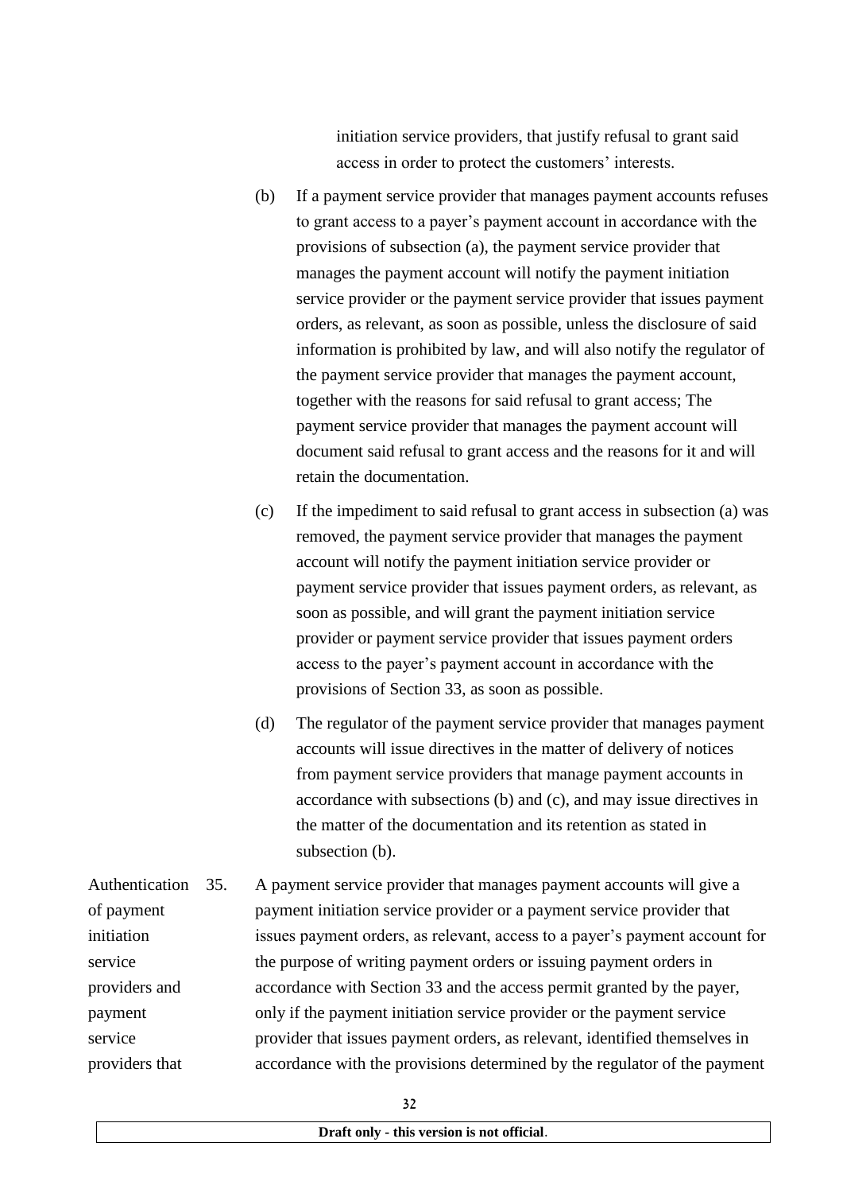initiation service providers, that justify refusal to grant said access in order to protect the customers' interests.

(b) If a payment service provider that manages payment accounts refuses to grant access to a payer's payment account in accordance with the provisions of subsection (a), the payment service provider that manages the payment account will notify the payment initiation service provider or the payment service provider that issues payment orders, as relevant, as soon as possible, unless the disclosure of said information is prohibited by law, and will also notify the regulator of the payment service provider that manages the payment account, together with the reasons for said refusal to grant access; The payment service provider that manages the payment account will document said refusal to grant access and the reasons for it and will retain the documentation.

(c) If the impediment to said refusal to grant access in subsection (a) was removed, the payment service provider that manages the payment account will notify the payment initiation service provider or payment service provider that issues payment orders, as relevant, as soon as possible, and will grant the payment initiation service provider or payment service provider that issues payment orders access to the payer's payment account in accordance with the provisions of Section 33, as soon as possible.

(d) The regulator of the payment service provider that manages payment accounts will issue directives in the matter of delivery of notices from payment service providers that manage payment accounts in accordance with subsections (b) and (c), and may issue directives in the matter of the documentation and its retention as stated in subsection (b).

Authentication of payment initiation service providers and payment service providers that

35. A payment service provider that manages payment accounts will give a payment initiation service provider or a payment service provider that issues payment orders, as relevant, access to a payer's payment account for the purpose of writing payment orders or issuing payment orders in accordance with Section 33 and the access permit granted by the payer, only if the payment initiation service provider or the payment service provider that issues payment orders, as relevant, identified themselves in accordance with the provisions determined by the regulator of the payment

**Draft only - this version is not official**.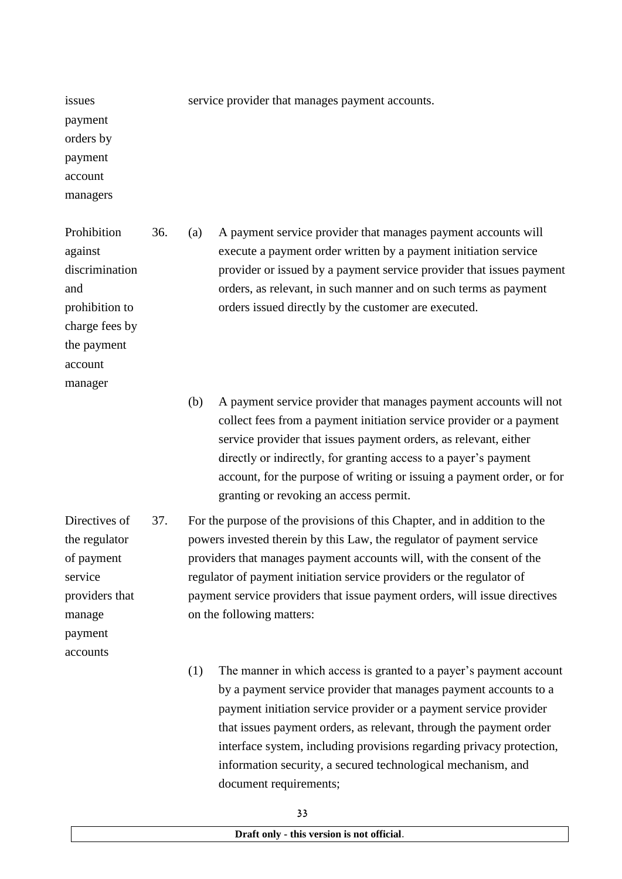issues payment orders by payment account managers

service provider that manages payment accounts.

**Prohibition against discrimination and prohibition to charge fees by the payment account manager**

36. (a) A payment service provider that manages payment accounts will execute a payment order written by a payment initiation service provider or issued by a payment service provider that issues payment orders, as relevant, in such manner and on such terms as payment orders issued directly by the customer are executed.

(b) A payment service provider that manages payment accounts will not collect fees from a payment initiation service provider or a payment service provider that issues payment orders, as relevant, either directly or indirectly, for granting access to a payer's payment account, for the purpose of writing or issuing a payment order, or for granting or revoking an access permit.

**Directives of the regulator of payment service providers that manage payment accounts**

37. For the purpose of the provisions of this Chapter, and in addition to the powers invested therein by this Law, the regulator of payment service providers that manages payment accounts will, with the consent of the regulator of payment initiation service providers or the regulator of payment service providers that issue payment orders, will issue directives on the following matters:

(1) The manner in which access is granted to a payer's payment account by a payment service provider that manages payment accounts to a payment initiation service provider or a payment service provider that issues payment orders, as relevant, through the payment order interface system, including provisions regarding privacy protection, information security, a secured technological mechanism, and document requirements;

Draft only - this version is not official.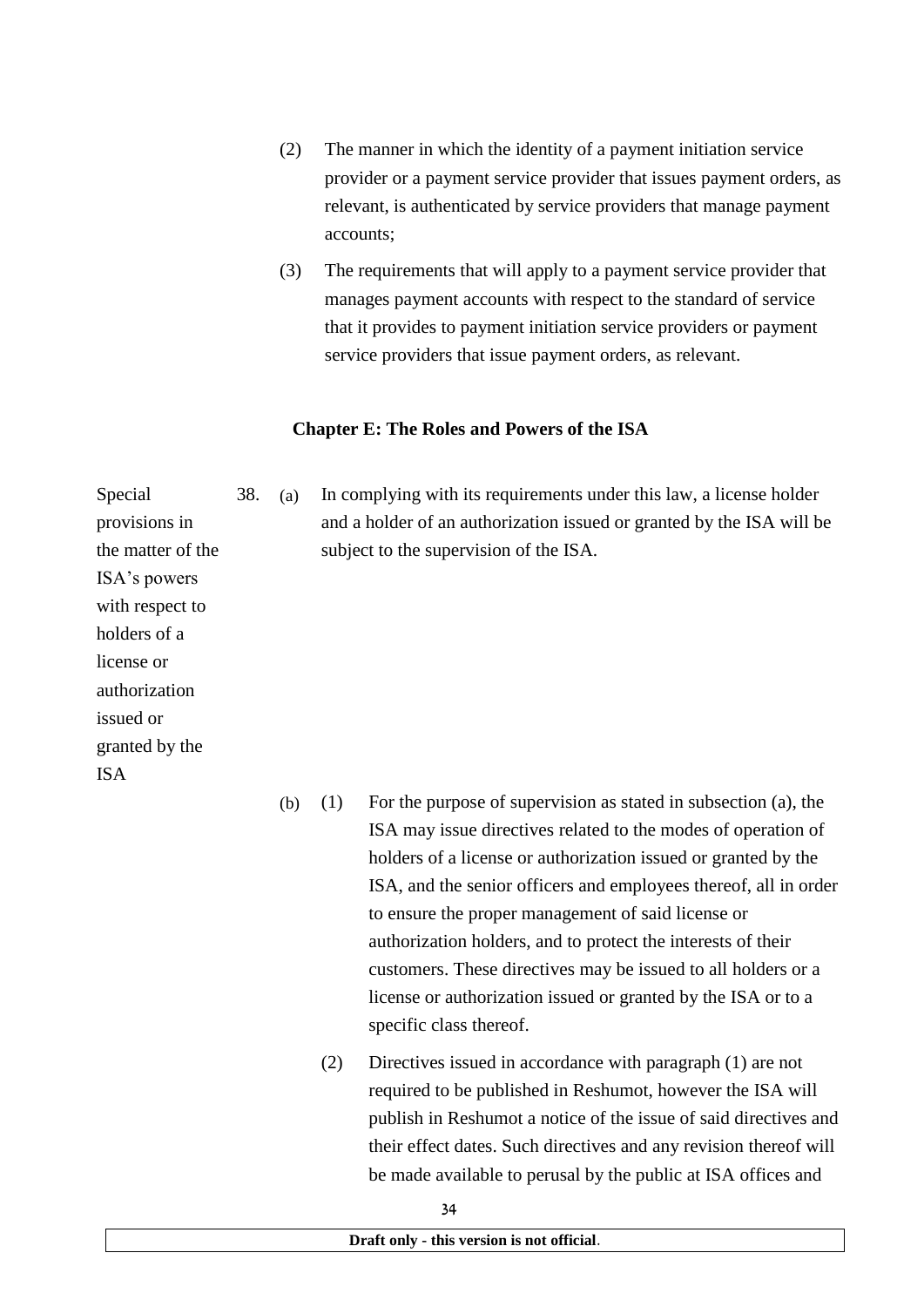(2) The manner in which the identity of a payment initiation service provider or a payment service provider that issues payment orders, as relevant, is authenticated by service providers that manage payment accounts;

(3) The requirements that will apply to a payment service provider that manages payment accounts with respect to the standard of service that it provides to payment initiation service providers or payment service providers that issue payment orders, as relevant.

## Chapter E: The Roles and Powers of the ISA

**Special provisions in the matter of the ISA's powers with respect to holders of a license or authorization issued or granted by the ISA**

38. (a) In complying with its requirements under this law, a license holder and a holder of an authorization issued or granted by the ISA will be subject to the supervision of the ISA.

(b) (1) For the purpose of supervision as stated in subsection (a), the ISA may issue directives related to the modes of operation of holders of a license or authorization issued or granted by the ISA, and the senior officers and employees thereof, all in order to ensure the proper management of said license or authorization holders, and to protect the interests of their customers. These directives may be issued to all holders or a license or authorization issued or granted by the ISA or to a specific class thereof.

(2) Directives issued in accordance with paragraph (1) are not required to be published in Reshumot, however the ISA will publish in Reshumot a notice of the issue of said directives and their effect dates. Such directives and any revision thereof will be made available to perusal by the public at ISA offices and

Draft only - this version is not official.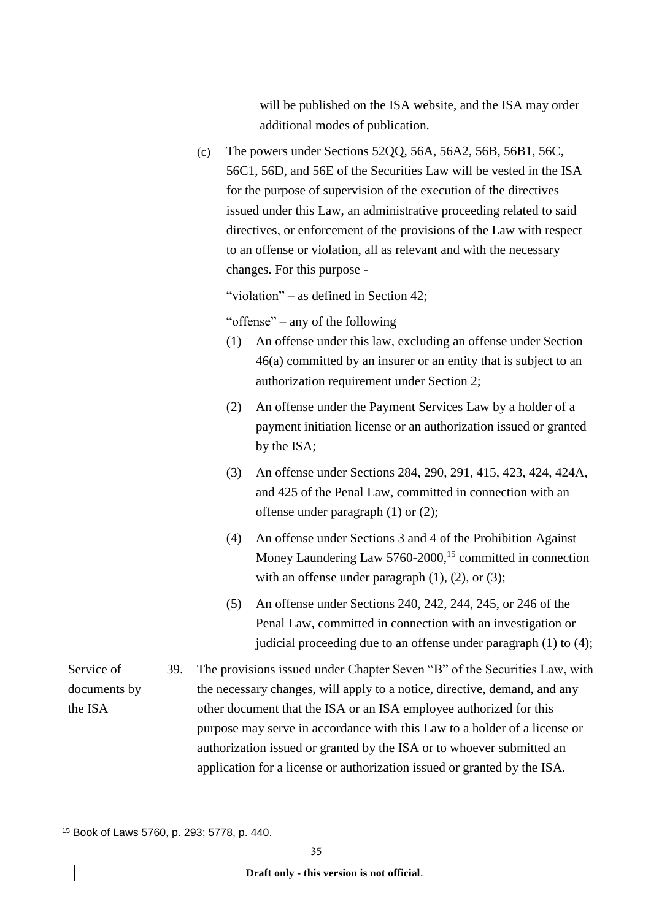will be published on the ISA website, and the ISA may order additional modes of publication.

(c) The powers under Sections 52QQ, 56A, 56A2, 56B, 56B1, 56C, 56C1, 56D, and 56E of the Securities Law will be vested in the ISA for the purpose of supervision of the execution of the directives issued under this Law, an administrative proceeding related to said directives, or enforcement of the provisions of the Law with respect to an offense or violation, all as relevant and with the necessary changes. For this purpose -

"violation" – as defined in Section 42;

"offense" – any of the following

(1) An offense under this law, excluding an offense under Section 46(a) committed by an insurer or an entity that is subject to an authorization requirement under Section 2;

(2) An offense under the Payment Services Law by a holder of a payment initiation license or an authorization issued or granted by the ISA;

(3) An offense under Sections 284, 290, 291, 415, 423, 424, 424A, and 425 of the Penal Law, committed in connection with an offense under paragraph (1) or (2);

(4) An offense under Sections 3 and 4 of the Prohibition Against Money Laundering Law 5760-2000,[15] committed in connection with an offense under paragraph (1), (2), or (3);

(5) An offense under Sections 240, 242, 244, 245, or 246 of the Penal Law, committed in connection with an investigation or judicial proceeding due to an offense under paragraph (1) to (4);

**Service of documents by the ISA**

39. The provisions issued under Chapter Seven "B" of the Securities Law, with the necessary changes, will apply to a notice, directive, demand, and any other document that the ISA or an ISA employee authorized for this purpose may serve in accordance with this Law to a holder of a license or authorization issued or granted by the ISA or to whoever submitted an application for a license or authorization issued or granted by the ISA.

---

[15] Book of Laws 5760, p. 293; 5778, p. 440.

**Draft only - this version is not official**.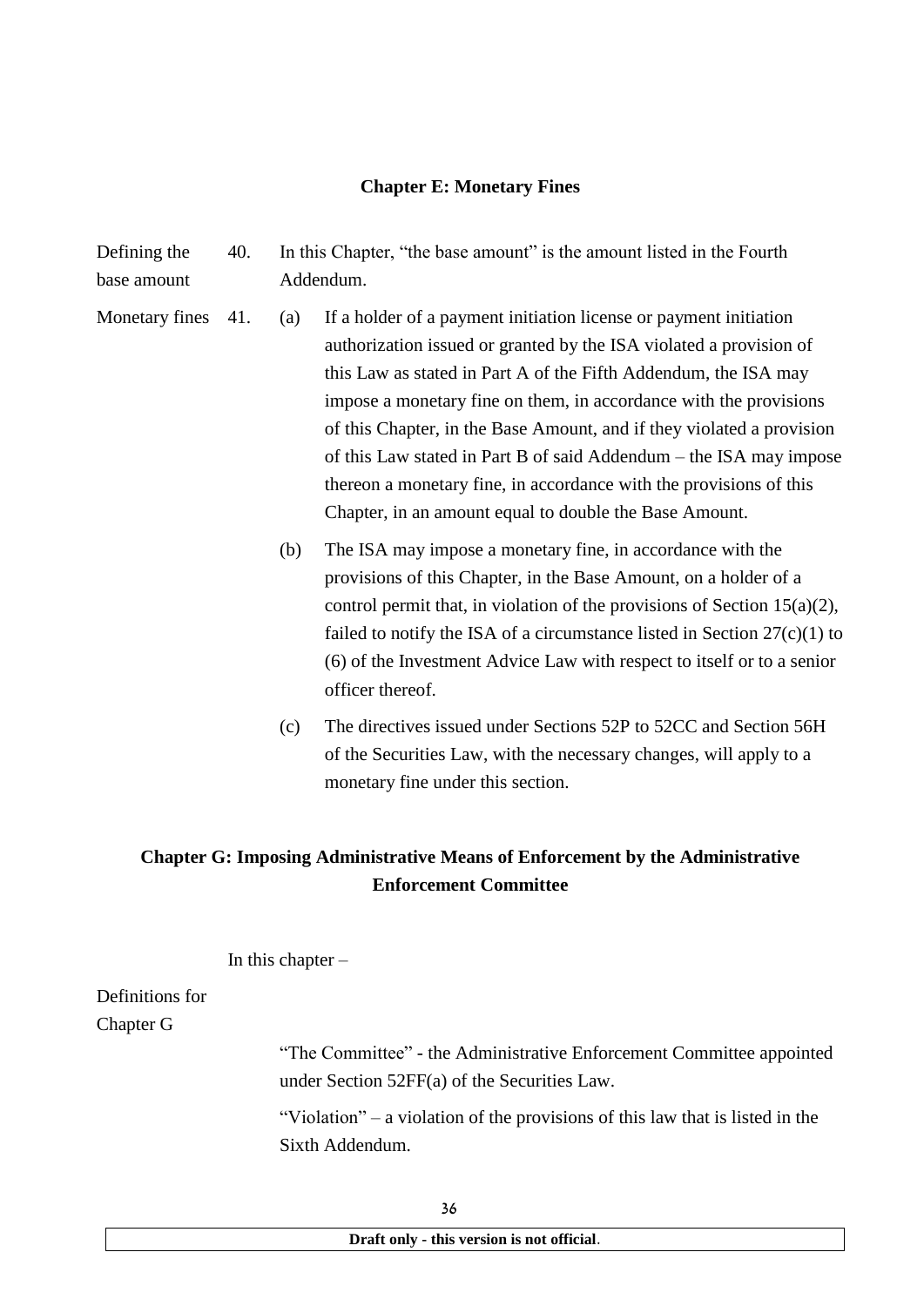## Chapter E: Monetary Fines

Defining the base amount

40. In this Chapter, “the base amount” is the amount listed in the Fourth Addendum.

Monetary fines

41. (a) If a holder of a payment initiation license or payment initiation authorization issued or granted by the ISA violated a provision of this Law as stated in Part A of the Fifth Addendum, the ISA may impose a monetary fine on them, in accordance with the provisions of this Chapter, in the Base Amount, and if they violated a provision of this Law stated in Part B of said Addendum – the ISA may impose thereon a monetary fine, in accordance with the provisions of this Chapter, in an amount equal to double the Base Amount.

(b) The ISA may impose a monetary fine, in accordance with the provisions of this Chapter, in the Base Amount, on a holder of a control permit that, in violation of the provisions of Section 15(a)(2), failed to notify the ISA of a circumstance listed in Section 27(c)(1) to (6) of the Investment Advice Law with respect to itself or to a senior officer thereof.

(c) The directives issued under Sections 52P to 52CC and Section 56H of the Securities Law, with the necessary changes, will apply to a monetary fine under this section.

## Chapter G: Imposing Administrative Means of Enforcement by the Administrative Enforcement Committee

Definitions for Chapter G

In this chapter –

“The Committee” - the Administrative Enforcement Committee appointed under Section 52FF(a) of the Securities Law.

“Violation” – a violation of the provisions of this law that is listed in the Sixth Addendum.

**Draft only - this version is not official**.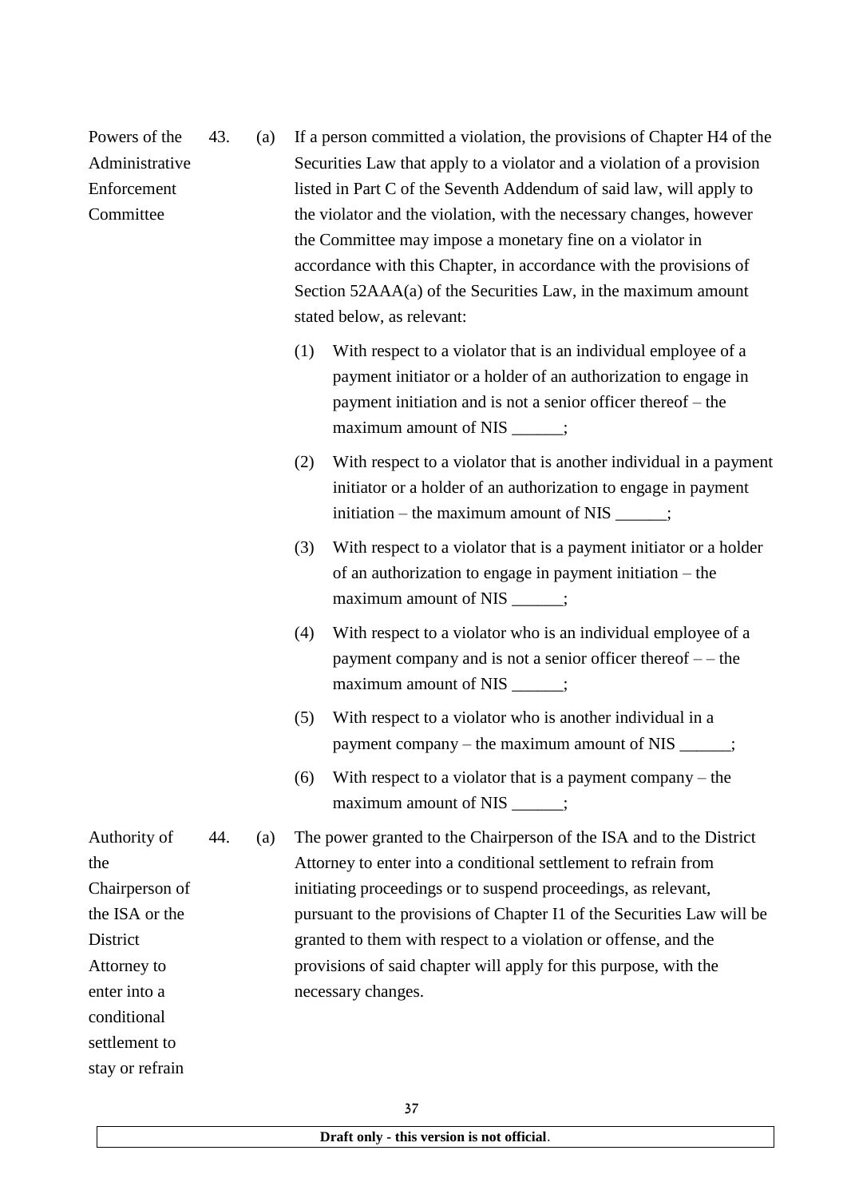Powers of the Administrative Enforcement Committee

43. (a) If a person committed a violation, the provisions of Chapter H4 of the Securities Law that apply to a violator and a violation of a provision listed in Part C of the Seventh Addendum of said law, will apply to the violator and the violation, with the necessary changes, however the Committee may impose a monetary fine on a violator in accordance with this Chapter, in accordance with the provisions of Section 52AAA(a) of the Securities Law, in the maximum amount stated below, as relevant:

(1) With respect to a violator that is an individual employee of a payment initiator or a holder of an authorization to engage in payment initiation and is not a senior officer thereof – the maximum amount of NIS ______;

(2) With respect to a violator that is another individual in a payment initiator or a holder of an authorization to engage in payment initiation – the maximum amount of NIS ______;

(3) With respect to a violator that is a payment initiator or a holder of an authorization to engage in payment initiation – the maximum amount of NIS ______;

(4) With respect to a violator who is an individual employee of a payment company and is not a senior officer thereof – – the maximum amount of NIS ______;

(5) With respect to a violator who is another individual in a payment company – the maximum amount of NIS ______;

(6) With respect to a violator that is a payment company – the maximum amount of NIS ______;

Authority of the Chairperson of the ISA or the District Attorney to enter into a conditional settlement to stay or refrain

44. (a) The power granted to the Chairperson of the ISA and to the District Attorney to enter into a conditional settlement to refrain from initiating proceedings or to suspend proceedings, as relevant, pursuant to the provisions of Chapter I1 of the Securities Law will be granted to them with respect to a violation or offense, and the provisions of said chapter will apply for this purpose, with the necessary changes.

**Draft only - this version is not official**.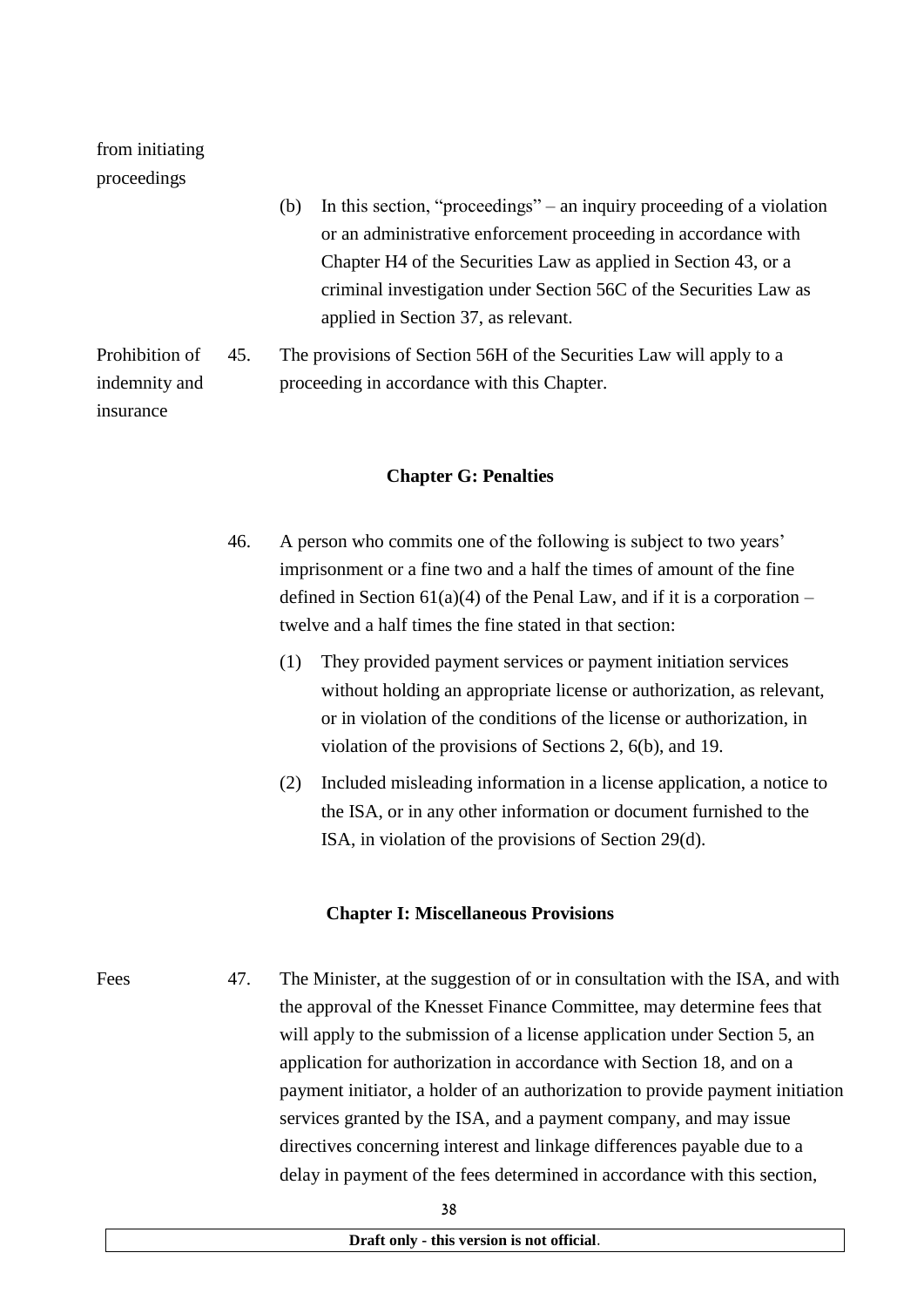from initiating proceedings

(b) In this section, "proceedings" – an inquiry proceeding of a violation or an administrative enforcement proceeding in accordance with Chapter H4 of the Securities Law as applied in Section 43, or a criminal investigation under Section 56C of the Securities Law as applied in Section 37, as relevant.

Prohibition of indemnity and insurance

45. The provisions of Section 56H of the Securities Law will apply to a proceeding in accordance with this Chapter.

## Chapter G: Penalties

46. A person who commits one of the following is subject to two years' imprisonment or a fine two and a half the times of amount of the fine defined in Section 61(a)(4) of the Penal Law, and if it is a corporation – twelve and a half times the fine stated in that section:

(1) They provided payment services or payment initiation services without holding an appropriate license or authorization, as relevant, or in violation of the conditions of the license or authorization, in violation of the provisions of Sections 2, 6(b), and 19.

(2) Included misleading information in a license application, a notice to the ISA, or in any other information or document furnished to the ISA, in violation of the provisions of Section 29(d).

## Chapter I: Miscellaneous Provisions

Fees

47. The Minister, at the suggestion of or in consultation with the ISA, and with the approval of the Knesset Finance Committee, may determine fees that will apply to the submission of a license application under Section 5, an application for authorization in accordance with Section 18, and on a payment initiator, a holder of an authorization to provide payment initiation services granted by the ISA, and a payment company, and may issue directives concerning interest and linkage differences payable due to a delay in payment of the fees determined in accordance with this section,

**Draft only - this version is not official**.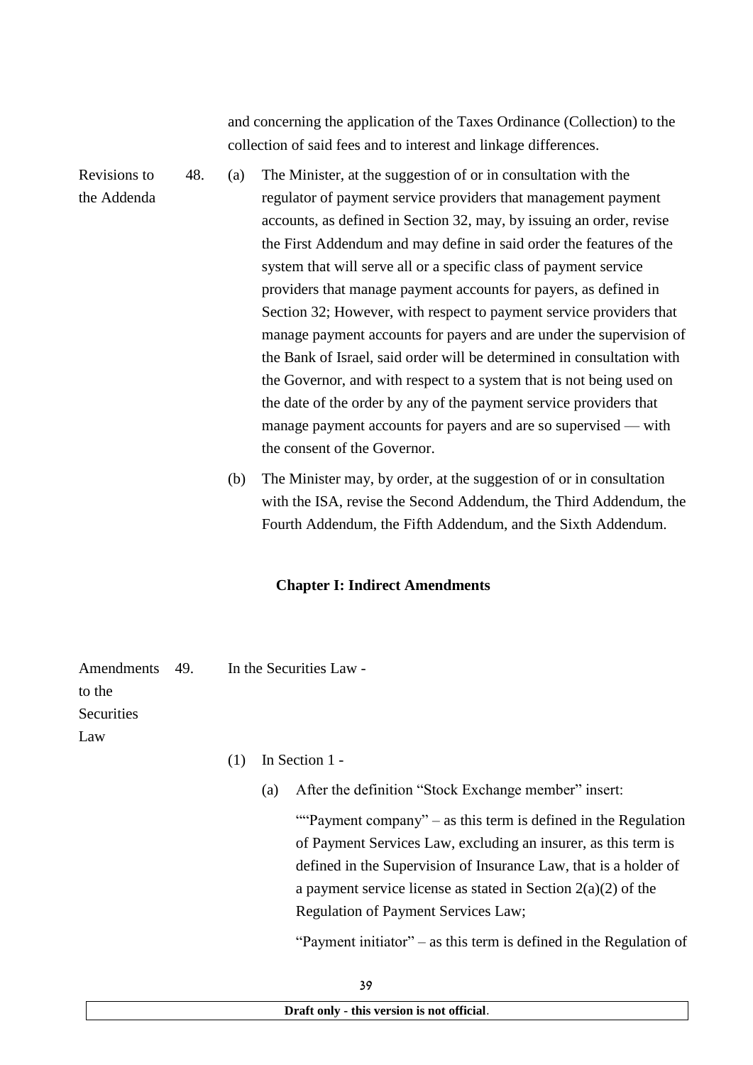and concerning the application of the Taxes Ordinance (Collection) to the collection of said fees and to interest and linkage differences.

Revisions to the Addenda

48. (a) The Minister, at the suggestion of or in consultation with the regulator of payment service providers that management payment accounts, as defined in Section 32, may, by issuing an order, revise the First Addendum and may define in said order the features of the system that will serve all or a specific class of payment service providers that manage payment accounts for payers, as defined in Section 32; However, with respect to payment service providers that manage payment accounts for payers and are under the supervision of the Bank of Israel, said order will be determined in consultation with the Governor, and with respect to a system that is not being used on the date of the order by any of the payment service providers that manage payment accounts for payers and are so supervised — with the consent of the Governor.

(b) The Minister may, by order, at the suggestion of or in consultation with the ISA, revise the Second Addendum, the Third Addendum, the Fourth Addendum, the Fifth Addendum, and the Sixth Addendum.

## Chapter I: Indirect Amendments

Amendments to the Securities Law

49. In the Securities Law -

(1) In Section 1 -

(a) After the definition "Stock Exchange member" insert:

""Payment company" – as this term is defined in the Regulation of Payment Services Law, excluding an insurer, as this term is defined in the Supervision of Insurance Law, that is a holder of a payment service license as stated in Section 2(a)(2) of the Regulation of Payment Services Law;

"Payment initiator" – as this term is defined in the Regulation of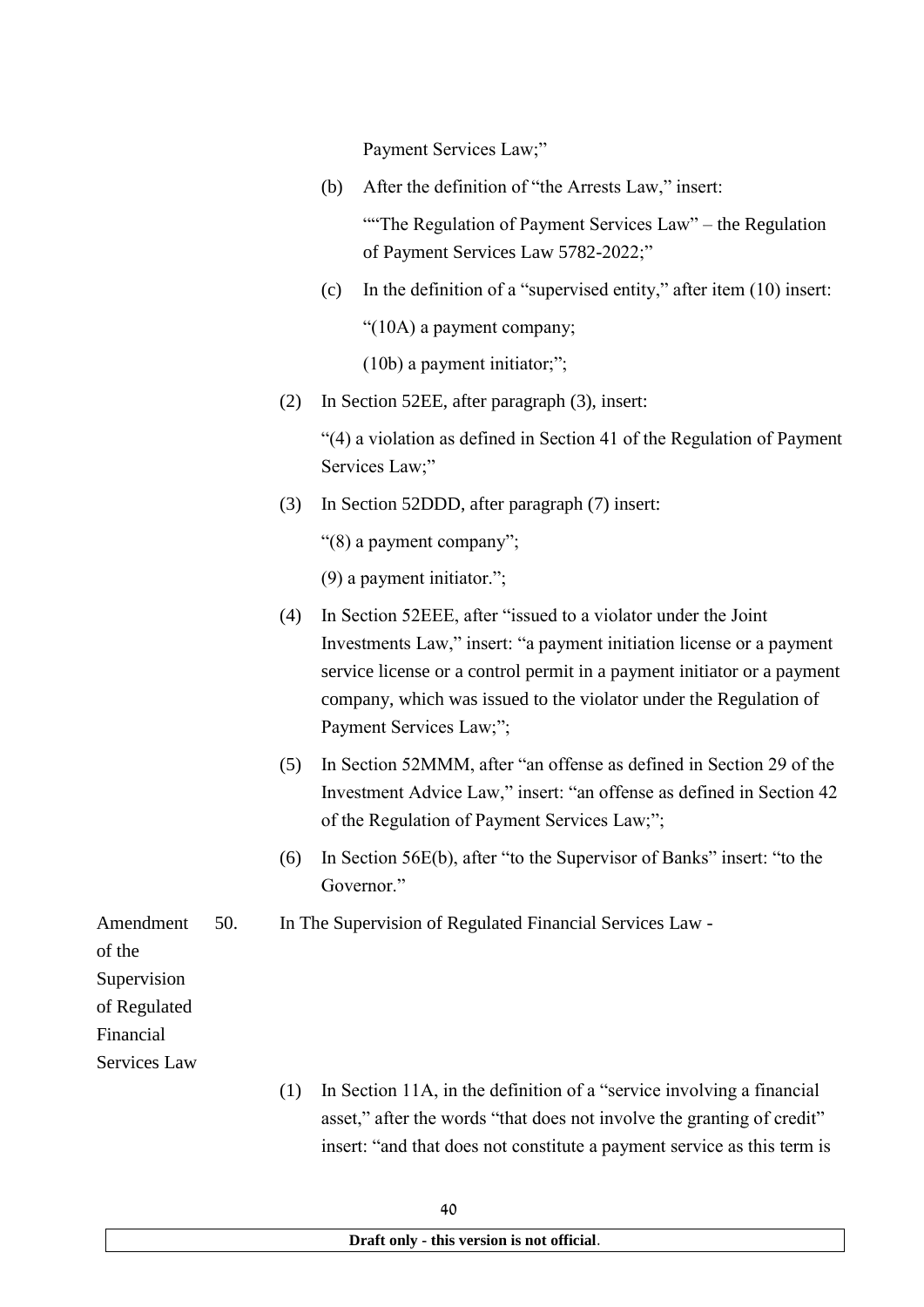Payment Services Law;"

(b) After the definition of "the Arrests Law," insert:

""The Regulation of Payment Services Law" – the Regulation of Payment Services Law 5782-2022;"

(c) In the definition of a "supervised entity," after item (10) insert:

"(10A) a payment company;

(10b) a payment initiator;";

(2) In Section 52EE, after paragraph (3), insert:

"(4) a violation as defined in Section 41 of the Regulation of Payment Services Law;"

(3) In Section 52DDD, after paragraph (7) insert:

"(8) a payment company";

(9) a payment initiator.";

(4) In Section 52EEE, after "issued to a violator under the Joint Investments Law," insert: "a payment initiation license or a payment service license or a control permit in a payment initiator or a payment company, which was issued to the violator under the Regulation of Payment Services Law;";

(5) In Section 52MMM, after "an offense as defined in Section 29 of the Investment Advice Law," insert: "an offense as defined in Section 42 of the Regulation of Payment Services Law;";

(6) In Section 56E(b), after "to the Supervisor of Banks" insert: "to the Governor."

**Amendment of the Supervision of Regulated Financial Services Law**

50. In The Supervision of Regulated Financial Services Law -

(1) In Section 11A, in the definition of a "service involving a financial asset," after the words "that does not involve the granting of credit" insert: "and that does not constitute a payment service as this term is

Draft only - this version is not official.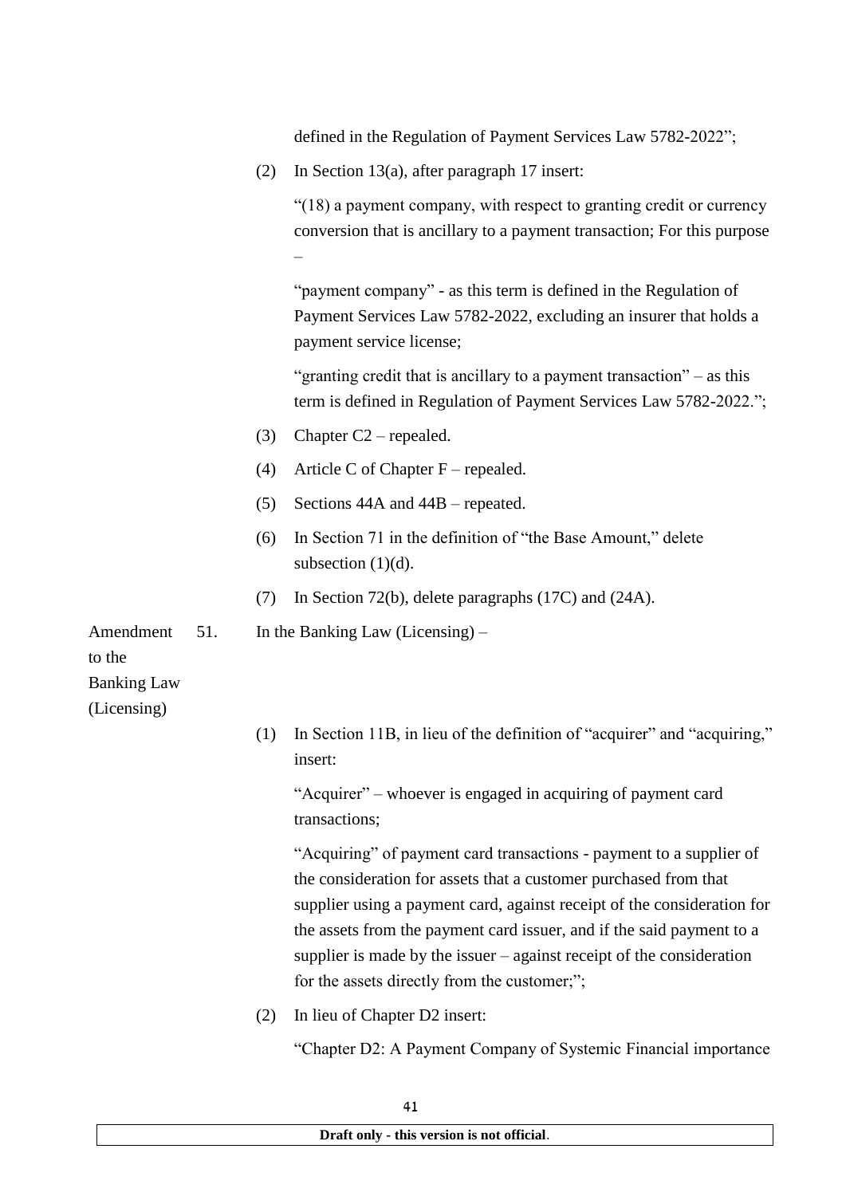defined in the Regulation of Payment Services Law 5782-2022";

(2) In Section 13(a), after paragraph 17 insert:

"(18) a payment company, with respect to granting credit or currency conversion that is ancillary to a payment transaction; For this purpose –

"payment company" - as this term is defined in the Regulation of Payment Services Law 5782-2022, excluding an insurer that holds a payment service license;

"granting credit that is ancillary to a payment transaction" – as this term is defined in Regulation of Payment Services Law 5782-2022.";

(3) Chapter C2 – repealed.

(4) Article C of Chapter F – repealed.

(5) Sections 44A and 44B – repeated.

(6) In Section 71 in the definition of "the Base Amount," delete subsection (1)(d).

(7) In Section 72(b), delete paragraphs (17C) and (24A).

Amendment to the Banking Law (Licensing)

51. In the Banking Law (Licensing) –

(1) In Section 11B, in lieu of the definition of "acquirer" and "acquiring," insert:

"Acquirer" – whoever is engaged in acquiring of payment card transactions;

"Acquiring" of payment card transactions - payment to a supplier of the consideration for assets that a customer purchased from that supplier using a payment card, against receipt of the consideration for the assets from the payment card issuer, and if the said payment to a supplier is made by the issuer – against receipt of the consideration for the assets directly from the customer;";

(2) In lieu of Chapter D2 insert:

"Chapter D2: A Payment Company of Systemic Financial importance

**Draft only - this version is not official**.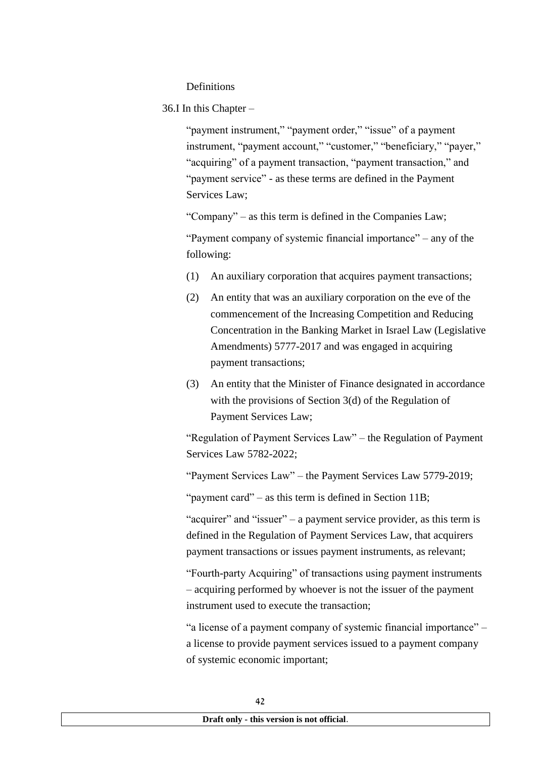Definitions

36.I In this Chapter –

"payment instrument," "payment order," "issue" of a payment instrument, "payment account," "customer," "beneficiary," "payer," "acquiring" of a payment transaction, "payment transaction," and "payment service" - as these terms are defined in the Payment Services Law;

"Company" – as this term is defined in the Companies Law;

"Payment company of systemic financial importance" – any of the following:

(1) An auxiliary corporation that acquires payment transactions;

(2) An entity that was an auxiliary corporation on the eve of the commencement of the Increasing Competition and Reducing Concentration in the Banking Market in Israel Law (Legislative Amendments) 5777-2017 and was engaged in acquiring payment transactions;

(3) An entity that the Minister of Finance designated in accordance with the provisions of Section 3(d) of the Regulation of Payment Services Law;

"Regulation of Payment Services Law" – the Regulation of Payment Services Law 5782-2022;

"Payment Services Law" – the Payment Services Law 5779-2019;

"payment card" – as this term is defined in Section 11B;

"acquirer" and "issuer" – a payment service provider, as this term is defined in the Regulation of Payment Services Law, that acquirers payment transactions or issues payment instruments, as relevant;

"Fourth-party Acquiring" of transactions using payment instruments – acquiring performed by whoever is not the issuer of the payment instrument used to execute the transaction;

"a license of a payment company of systemic financial importance" – a license to provide payment services issued to a payment company of systemic economic important;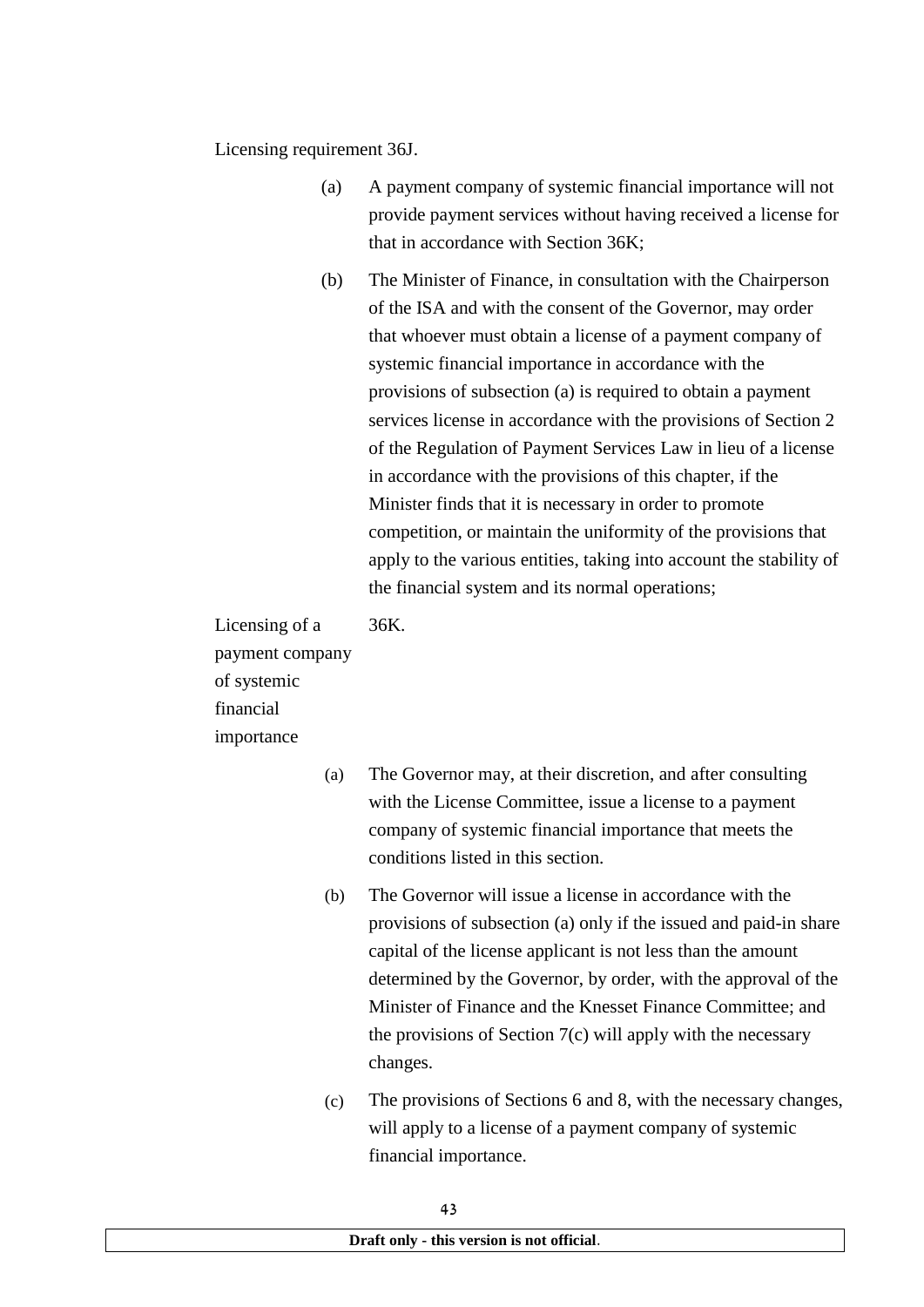Licensing requirement 36J.

(a) A payment company of systemic financial importance will not provide payment services without having received a license for that in accordance with Section 36K;

(b) The Minister of Finance, in consultation with the Chairperson of the ISA and with the consent of the Governor, may order that whoever must obtain a license of a payment company of systemic financial importance in accordance with the provisions of subsection (a) is required to obtain a payment services license in accordance with the provisions of Section 2 of the Regulation of Payment Services Law in lieu of a license in accordance with the provisions of this chapter, if the Minister finds that it is necessary in order to promote competition, or maintain the uniformity of the provisions that apply to the various entities, taking into account the stability of the financial system and its normal operations;

Licensing of a payment company of systemic financial importance 36K.

(a) The Governor may, at their discretion, and after consulting with the License Committee, issue a license to a payment company of systemic financial importance that meets the conditions listed in this section.

(b) The Governor will issue a license in accordance with the provisions of subsection (a) only if the issued and paid-in share capital of the license applicant is not less than the amount determined by the Governor, by order, with the approval of the Minister of Finance and the Knesset Finance Committee; and the provisions of Section 7(c) will apply with the necessary changes.

(c) The provisions of Sections 6 and 8, with the necessary changes, will apply to a license of a payment company of systemic financial importance.

**Draft only - this version is not official**.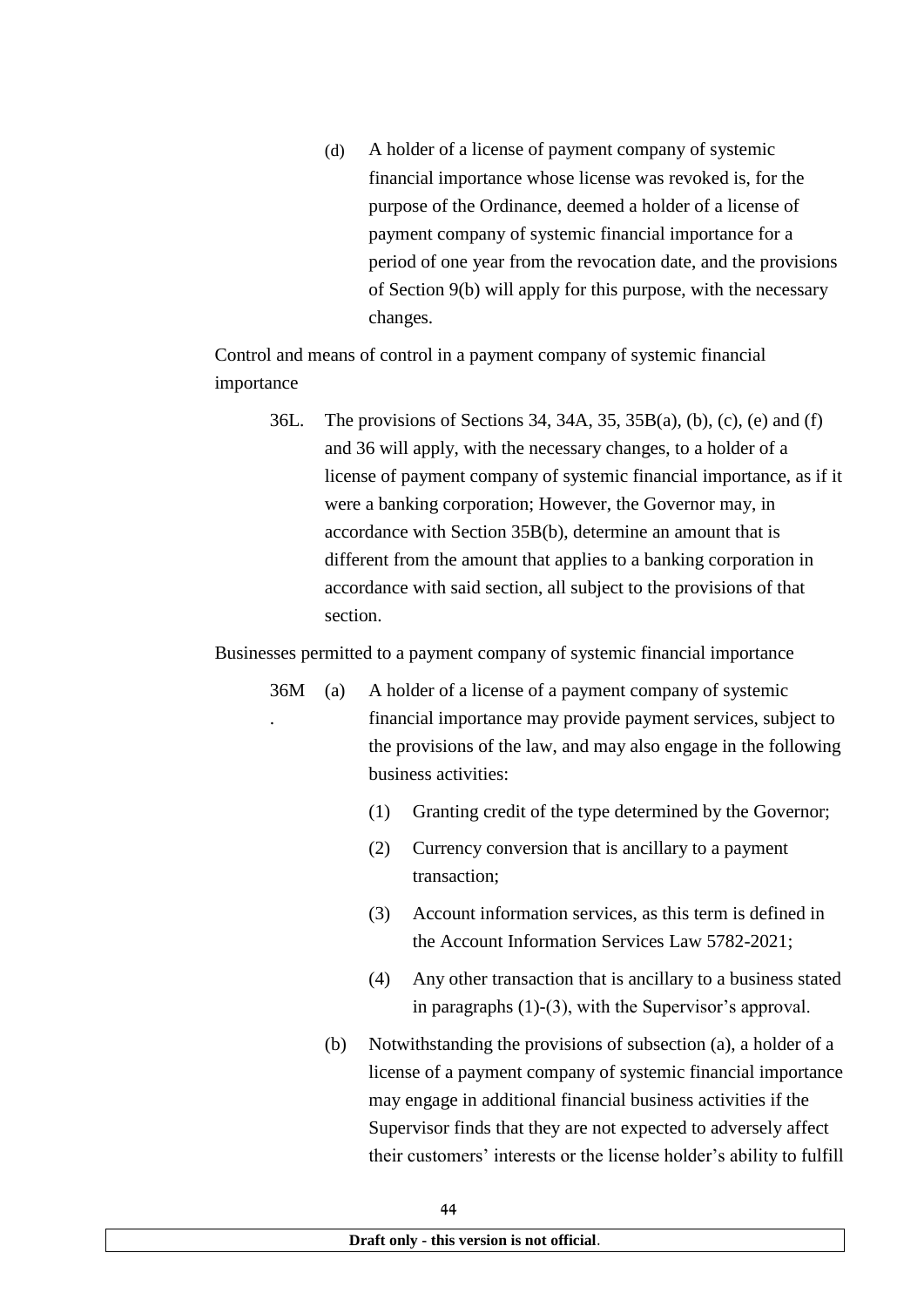(d) A holder of a license of payment company of systemic financial importance whose license was revoked is, for the purpose of the Ordinance, deemed a holder of a license of payment company of systemic financial importance for a period of one year from the revocation date, and the provisions of Section 9(b) will apply for this purpose, with the necessary changes.

Control and means of control in a payment company of systemic financial importance

36L. The provisions of Sections 34, 34A, 35, 35B(a), (b), (c), (e) and (f) and 36 will apply, with the necessary changes, to a holder of a license of payment company of systemic financial importance, as if it were a banking corporation; However, the Governor may, in accordance with Section 35B(b), determine an amount that is different from the amount that applies to a banking corporation in accordance with said section, all subject to the provisions of that section.

Businesses permitted to a payment company of systemic financial importance

36M. (a) A holder of a license of a payment company of systemic financial importance may provide payment services, subject to the provisions of the law, and may also engage in the following business activities:

(1) Granting credit of the type determined by the Governor;

(2) Currency conversion that is ancillary to a payment transaction;

(3) Account information services, as this term is defined in the Account Information Services Law 5782-2021;

(4) Any other transaction that is ancillary to a business stated in paragraphs (1)-(3), with the Supervisor's approval.

(b) Notwithstanding the provisions of subsection (a), a holder of a license of a payment company of systemic financial importance may engage in additional financial business activities if the Supervisor finds that they are not expected to adversely affect their customers' interests or the license holder's ability to fulfill

**Draft only - this version is not official**.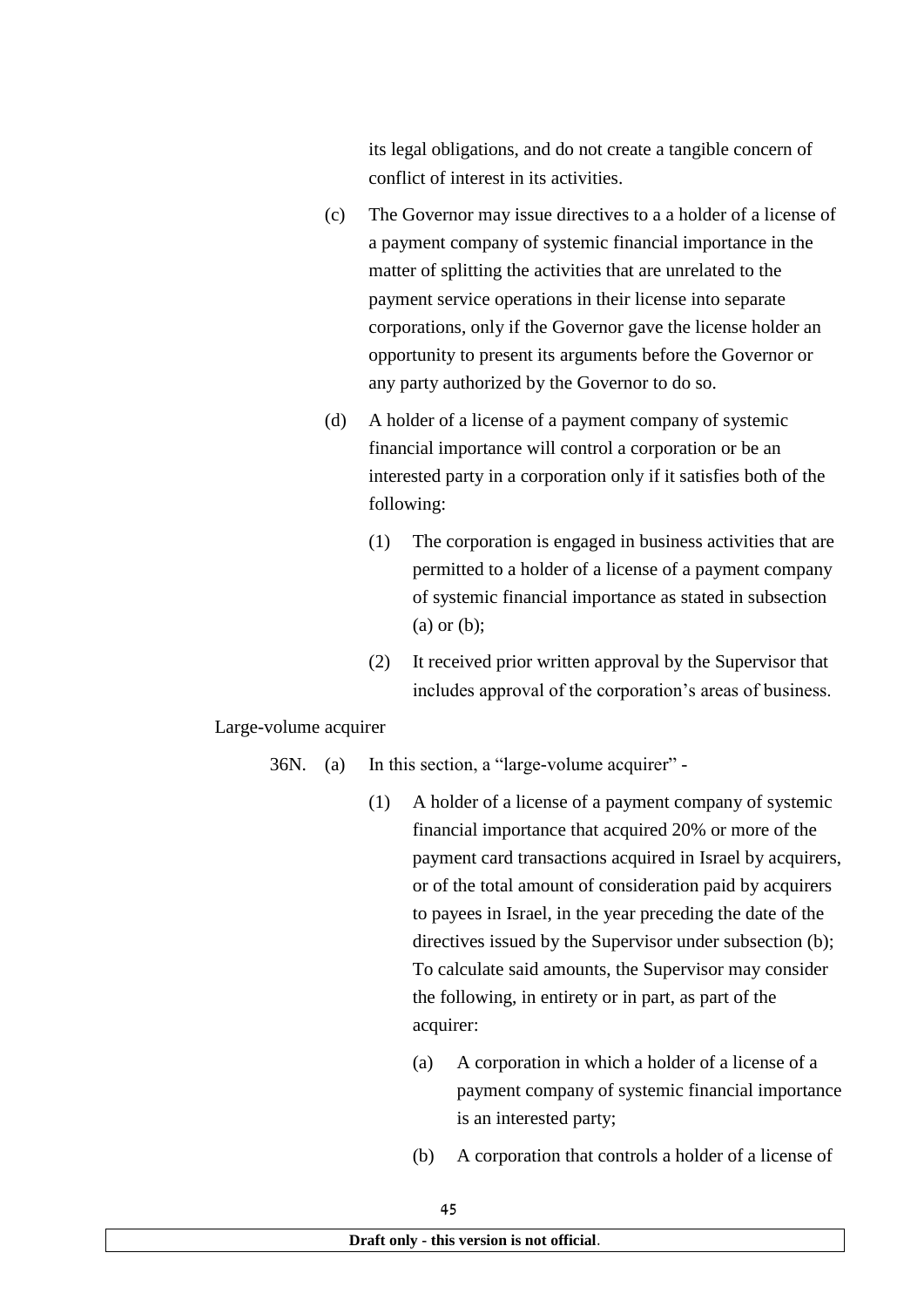its legal obligations, and do not create a tangible concern of conflict of interest in its activities.

(c) The Governor may issue directives to a a holder of a license of a payment company of systemic financial importance in the matter of splitting the activities that are unrelated to the payment service operations in their license into separate corporations, only if the Governor gave the license holder an opportunity to present its arguments before the Governor or any party authorized by the Governor to do so.

(d) A holder of a license of a payment company of systemic financial importance will control a corporation or be an interested party in a corporation only if it satisfies both of the following:

(1) The corporation is engaged in business activities that are permitted to a holder of a license of a payment company of systemic financial importance as stated in subsection (a) or (b);

(2) It received prior written approval by the Supervisor that includes approval of the corporation's areas of business.

Large-volume acquirer

36N. (a) In this section, a "large-volume acquirer" -

(1) A holder of a license of a payment company of systemic financial importance that acquired 20% or more of the payment card transactions acquired in Israel by acquirers, or of the total amount of consideration paid by acquirers to payees in Israel, in the year preceding the date of the directives issued by the Supervisor under subsection (b); To calculate said amounts, the Supervisor may consider the following, in entirety or in part, as part of the acquirer:

(a) A corporation in which a holder of a license of a payment company of systemic financial importance is an interested party;

(b) A corporation that controls a holder of a license of

**Draft only - this version is not official**.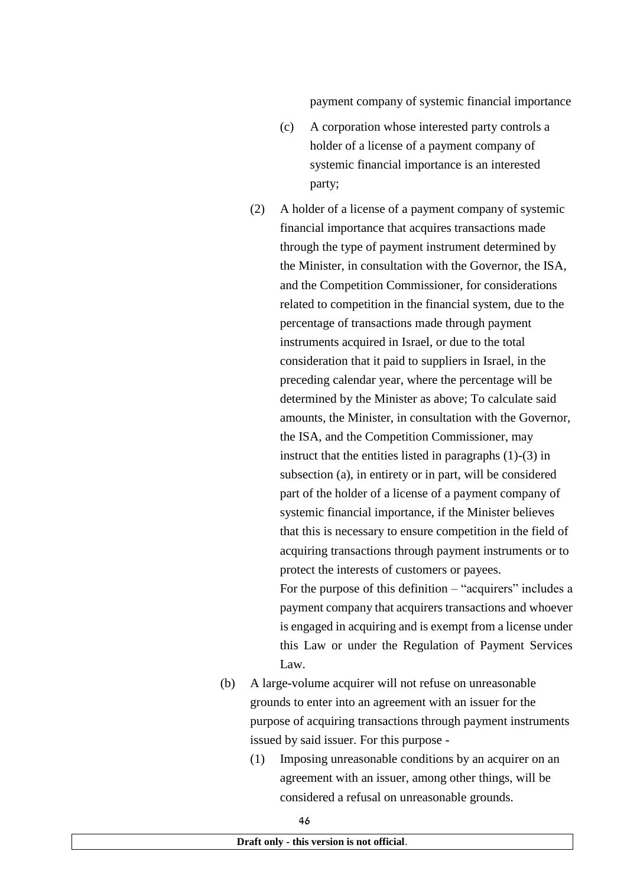payment company of systemic financial importance

(c) A corporation whose interested party controls a holder of a license of a payment company of systemic financial importance is an interested party;

(2) A holder of a license of a payment company of systemic financial importance that acquires transactions made through the type of payment instrument determined by the Minister, in consultation with the Governor, the ISA, and the Competition Commissioner, for considerations related to competition in the financial system, due to the percentage of transactions made through payment instruments acquired in Israel, or due to the total consideration that it paid to suppliers in Israel, in the preceding calendar year, where the percentage will be determined by the Minister as above; To calculate said amounts, the Minister, in consultation with the Governor, the ISA, and the Competition Commissioner, may instruct that the entities listed in paragraphs (1)-(3) in subsection (a), in entirety or in part, will be considered part of the holder of a license of a payment company of systemic financial importance, if the Minister believes that this is necessary to ensure competition in the field of acquiring transactions through payment instruments or to protect the interests of customers or payees.

For the purpose of this definition – "acquirers" includes a payment company that acquirers transactions and whoever is engaged in acquiring and is exempt from a license under this Law or under the Regulation of Payment Services Law.

(b) A large-volume acquirer will not refuse on unreasonable grounds to enter into an agreement with an issuer for the purpose of acquiring transactions through payment instruments issued by said issuer. For this purpose -

(1) Imposing unreasonable conditions by an acquirer on an agreement with an issuer, among other things, will be considered a refusal on unreasonable grounds.

**Draft only - this version is not official**.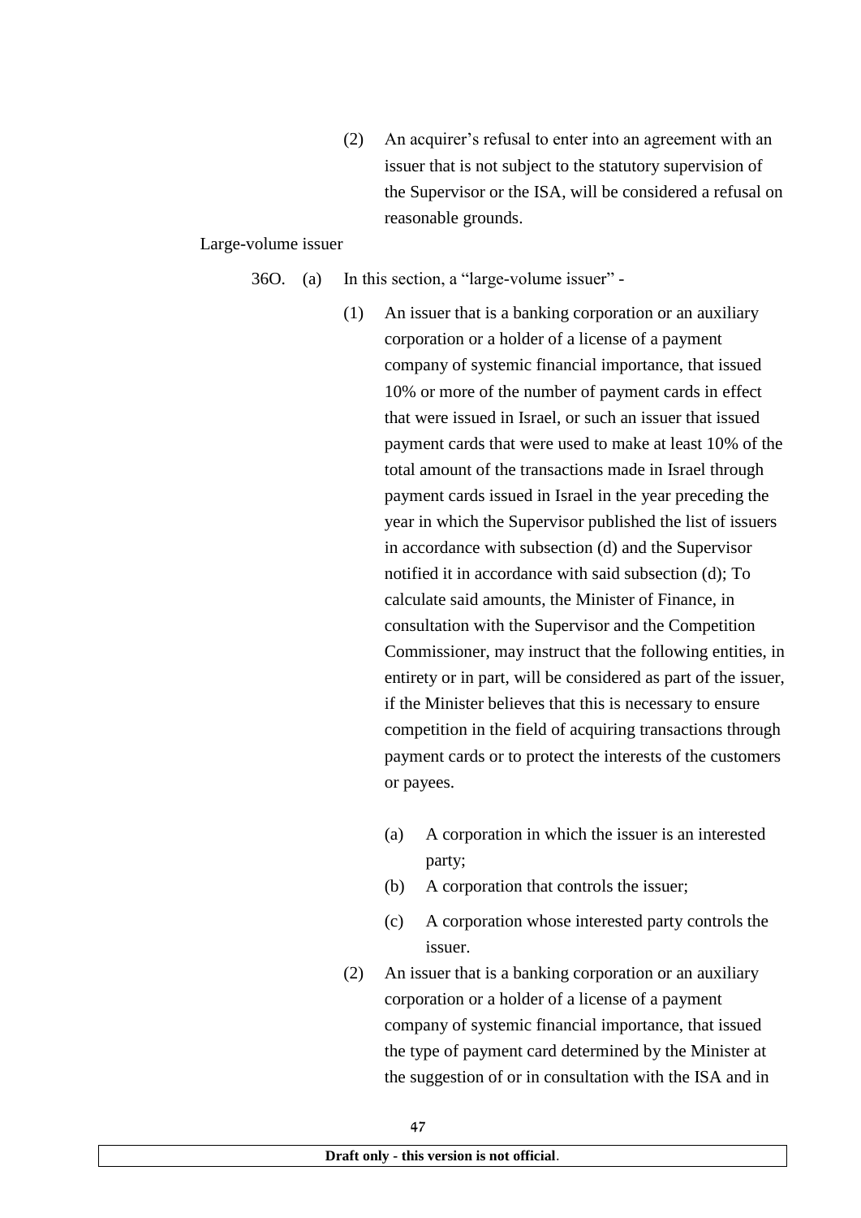(2) An acquirer's refusal to enter into an agreement with an issuer that is not subject to the statutory supervision of the Supervisor or the ISA, will be considered a refusal on reasonable grounds.

Large-volume issuer

36O. (a) In this section, a "large-volume issuer" -

(1) An issuer that is a banking corporation or an auxiliary corporation or a holder of a license of a payment company of systemic financial importance, that issued 10% or more of the number of payment cards in effect that were issued in Israel, or such an issuer that issued payment cards that were used to make at least 10% of the total amount of the transactions made in Israel through payment cards issued in Israel in the year preceding the year in which the Supervisor published the list of issuers in accordance with subsection (d) and the Supervisor notified it in accordance with said subsection (d); To calculate said amounts, the Minister of Finance, in consultation with the Supervisor and the Competition Commissioner, may instruct that the following entities, in entirety or in part, will be considered as part of the issuer, if the Minister believes that this is necessary to ensure competition in the field of acquiring transactions through payment cards or to protect the interests of the customers or payees.

(a) A corporation in which the issuer is an interested party;

(b) A corporation that controls the issuer;

(c) A corporation whose interested party controls the issuer.

(2) An issuer that is a banking corporation or an auxiliary corporation or a holder of a license of a payment company of systemic financial importance, that issued the type of payment card determined by the Minister at the suggestion of or in consultation with the ISA and in

**Draft only - this version is not official**.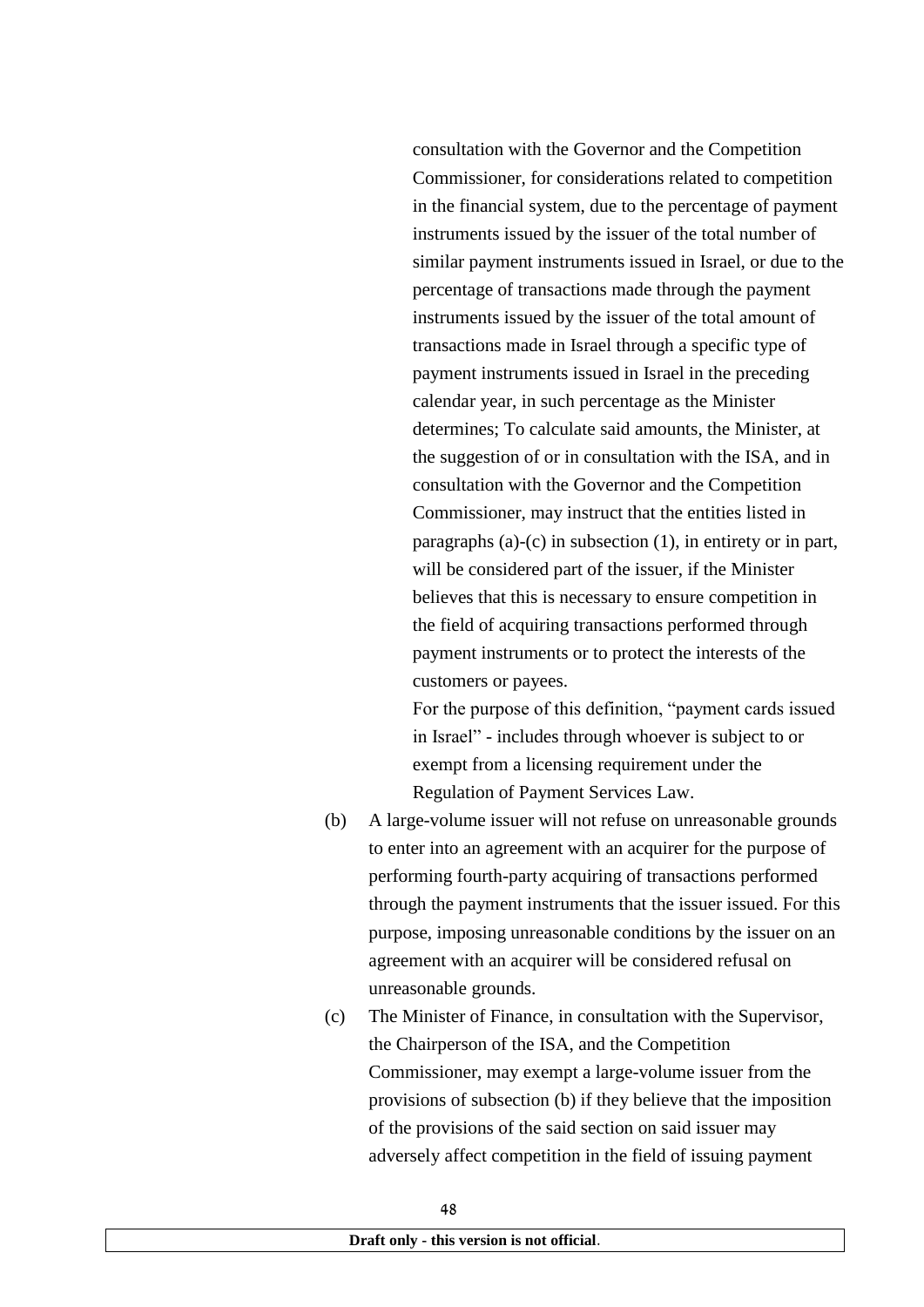consultation with the Governor and the Competition Commissioner, for considerations related to competition in the financial system, due to the percentage of payment instruments issued by the issuer of the total number of similar payment instruments issued in Israel, or due to the percentage of transactions made through the payment instruments issued by the issuer of the total amount of transactions made in Israel through a specific type of payment instruments issued in Israel in the preceding calendar year, in such percentage as the Minister determines; To calculate said amounts, the Minister, at the suggestion of or in consultation with the ISA, and in consultation with the Governor and the Competition Commissioner, may instruct that the entities listed in paragraphs (a)-(c) in subsection (1), in entirety or in part, will be considered part of the issuer, if the Minister believes that this is necessary to ensure competition in the field of acquiring transactions performed through payment instruments or to protect the interests of the customers or payees.

For the purpose of this definition, "payment cards issued in Israel" - includes through whoever is subject to or exempt from a licensing requirement under the Regulation of Payment Services Law.

(b) A large-volume issuer will not refuse on unreasonable grounds to enter into an agreement with an acquirer for the purpose of performing fourth-party acquiring of transactions performed through the payment instruments that the issuer issued. For this purpose, imposing unreasonable conditions by the issuer on an agreement with an acquirer will be considered refusal on unreasonable grounds.

(c) The Minister of Finance, in consultation with the Supervisor, the Chairperson of the ISA, and the Competition Commissioner, may exempt a large-volume issuer from the provisions of subsection (b) if they believe that the imposition of the provisions of the said section on said issuer may adversely affect competition in the field of issuing payment

**Draft only - this version is not official**.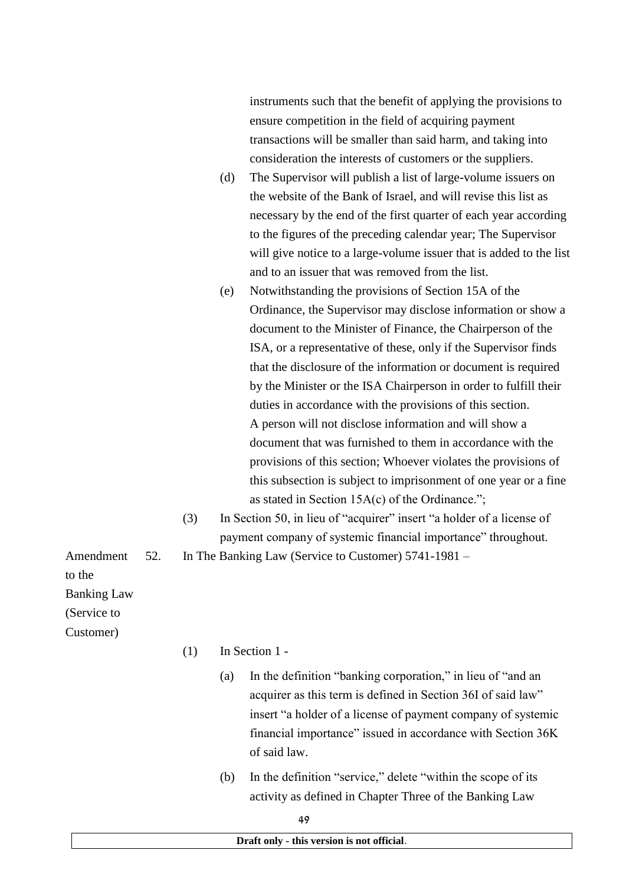instruments such that the benefit of applying the provisions to ensure competition in the field of acquiring payment transactions will be smaller than said harm, and taking into consideration the interests of customers or the suppliers.

(d) The Supervisor will publish a list of large-volume issuers on the website of the Bank of Israel, and will revise this list as necessary by the end of the first quarter of each year according to the figures of the preceding calendar year; The Supervisor will give notice to a large-volume issuer that is added to the list and to an issuer that was removed from the list.

(e) Notwithstanding the provisions of Section 15A of the Ordinance, the Supervisor may disclose information or show a document to the Minister of Finance, the Chairperson of the ISA, or a representative of these, only if the Supervisor finds that the disclosure of the information or document is required by the Minister or the ISA Chairperson in order to fulfill their duties in accordance with the provisions of this section. A person will not disclose information and will show a document that was furnished to them in accordance with the provisions of this section; Whoever violates the provisions of this subsection is subject to imprisonment of one year or a fine as stated in Section 15A(c) of the Ordinance.";

(3) In Section 50, in lieu of "acquirer" insert "a holder of a license of payment company of systemic financial importance" throughout.

Amendment to the Banking Law (Service to Customer)

52. In The Banking Law (Service to Customer) 5741-1981 –

(1) In Section 1 -

(a) In the definition "banking corporation," in lieu of "and an acquirer as this term is defined in Section 36I of said law" insert "a holder of a license of payment company of systemic financial importance" issued in accordance with Section 36K of said law.

(b) In the definition "service," delete "within the scope of its activity as defined in Chapter Three of the Banking Law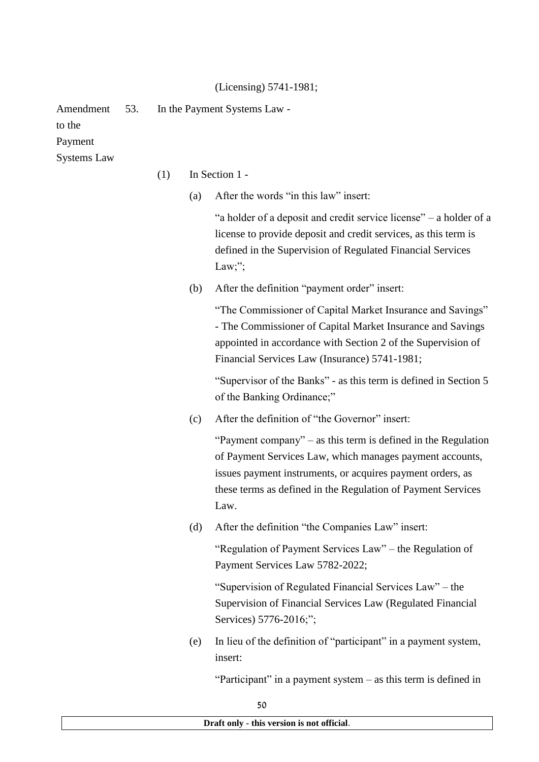(Licensing) 5741-1981;

Amendment to the Payment Systems Law

53. In the Payment Systems Law -

(1) In Section 1 -

(a) After the words "in this law" insert:

"a holder of a deposit and credit service license" – a holder of a license to provide deposit and credit services, as this term is defined in the Supervision of Regulated Financial Services Law;";

(b) After the definition "payment order" insert:

"The Commissioner of Capital Market Insurance and Savings" - The Commissioner of Capital Market Insurance and Savings appointed in accordance with Section 2 of the Supervision of Financial Services Law (Insurance) 5741-1981;

"Supervisor of the Banks" - as this term is defined in Section 5 of the Banking Ordinance;"

(c) After the definition of "the Governor" insert:

"Payment company" – as this term is defined in the Regulation of Payment Services Law, which manages payment accounts, issues payment instruments, or acquires payment orders, as these terms as defined in the Regulation of Payment Services Law.

(d) After the definition "the Companies Law" insert:

"Regulation of Payment Services Law" – the Regulation of Payment Services Law 5782-2022;

"Supervision of Regulated Financial Services Law" – the Supervision of Financial Services Law (Regulated Financial Services) 5776-2016;";

(e) In lieu of the definition of "participant" in a payment system, insert:

"Participant" in a payment system – as this term is defined in

Draft only - this version is not official.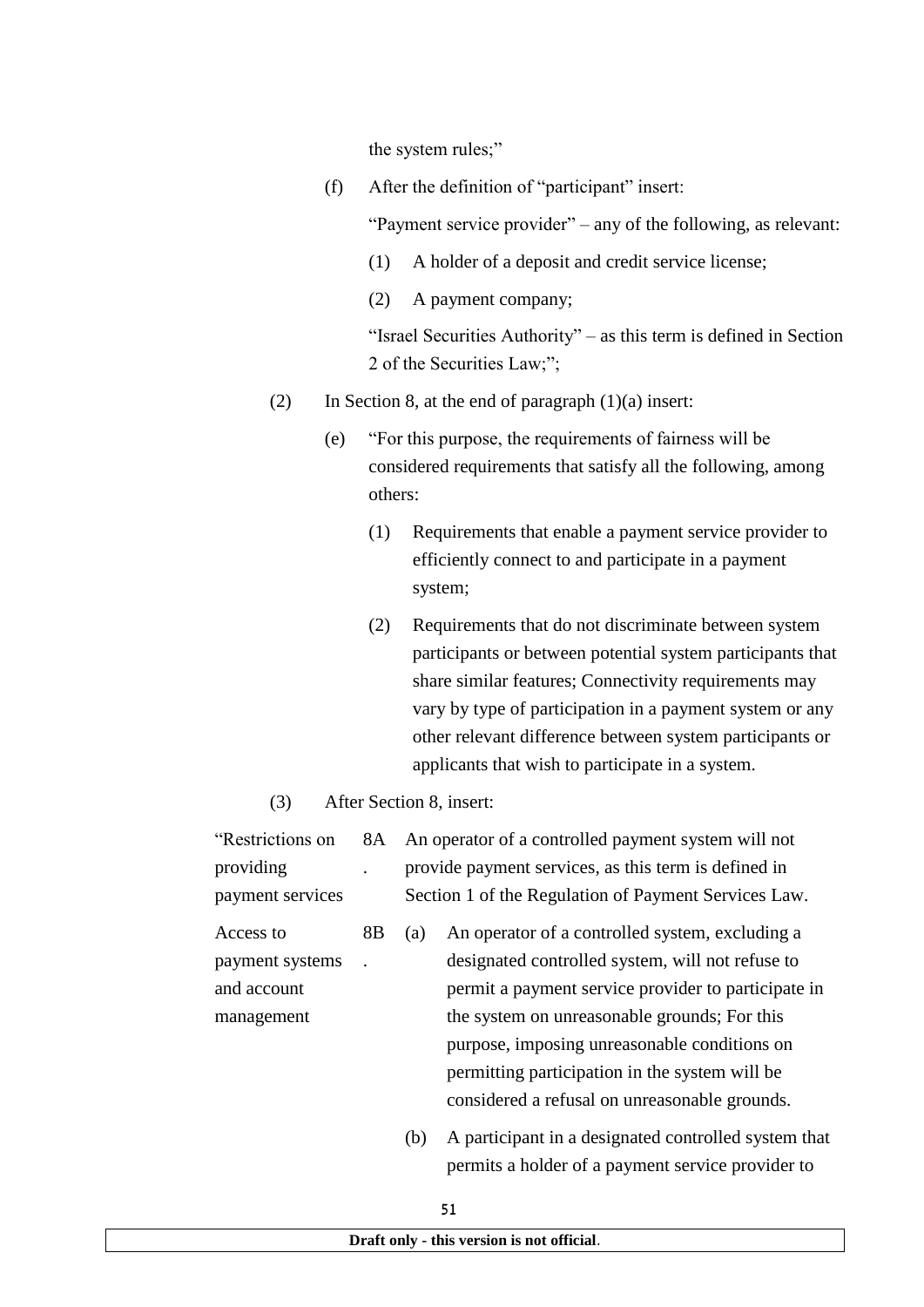the system rules;"

(f) After the definition of "participant" insert:

"Payment service provider" – any of the following, as relevant:

(1) A holder of a deposit and credit service license;

(2) A payment company;

"Israel Securities Authority" – as this term is defined in Section 2 of the Securities Law;";

(2) In Section 8, at the end of paragraph (1)(a) insert:

(e) "For this purpose, the requirements of fairness will be considered requirements that satisfy all the following, among others:

(1) Requirements that enable a payment service provider to efficiently connect to and participate in a payment system;

(2) Requirements that do not discriminate between system participants or between potential system participants that share similar features; Connectivity requirements may vary by type of participation in a payment system or any other relevant difference between system participants or applicants that wish to participate in a system.

(3) After Section 8, insert:

"Restrictions on providing payment services

8A. An operator of a controlled payment system will not provide payment services, as this term is defined in Section 1 of the Regulation of Payment Services Law.

Access to payment systems and account management

8B. (a) An operator of a controlled system, excluding a designated controlled system, will not refuse to permit a payment service provider to participate in the system on unreasonable grounds; For this purpose, imposing unreasonable conditions on permitting participation in the system will be considered a refusal on unreasonable grounds.

(b) A participant in a designated controlled system that permits a holder of a payment service provider to

Draft only - this version is not official.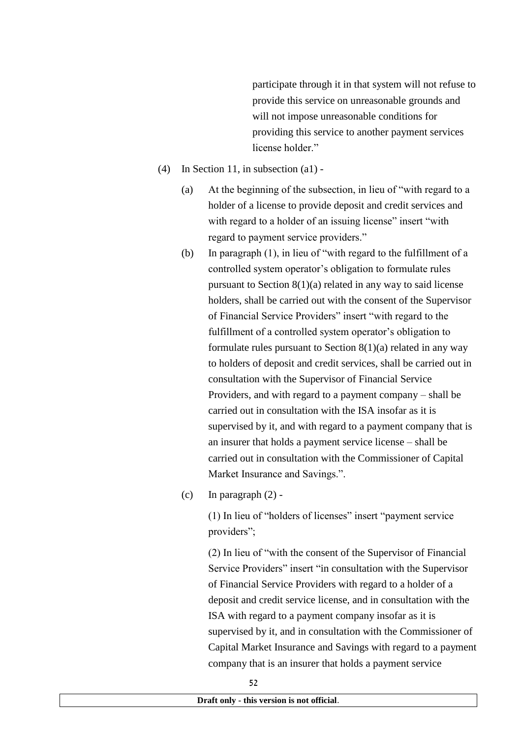participate through it in that system will not refuse to provide this service on unreasonable grounds and will not impose unreasonable conditions for providing this service to another payment services license holder."

(4) In Section 11, in subsection (a1) -

(a) At the beginning of the subsection, in lieu of "with regard to a holder of a license to provide deposit and credit services and with regard to a holder of an issuing license" insert "with regard to payment service providers."

(b) In paragraph (1), in lieu of "with regard to the fulfillment of a controlled system operator's obligation to formulate rules pursuant to Section 8(1)(a) related in any way to said license holders, shall be carried out with the consent of the Supervisor of Financial Service Providers" insert "with regard to the fulfillment of a controlled system operator's obligation to formulate rules pursuant to Section 8(1)(a) related in any way to holders of deposit and credit services, shall be carried out in consultation with the Supervisor of Financial Service Providers, and with regard to a payment company – shall be carried out in consultation with the ISA insofar as it is supervised by it, and with regard to a payment company that is an insurer that holds a payment service license – shall be carried out in consultation with the Commissioner of Capital Market Insurance and Savings.".

(c) In paragraph (2) -

(1) In lieu of "holders of licenses" insert "payment service providers";

(2) In lieu of "with the consent of the Supervisor of Financial Service Providers" insert "in consultation with the Supervisor of Financial Service Providers with regard to a holder of a deposit and credit service license, and in consultation with the ISA with regard to a payment company insofar as it is supervised by it, and in consultation with the Commissioner of Capital Market Insurance and Savings with regard to a payment company that is an insurer that holds a payment service

**Draft only - this version is not official**.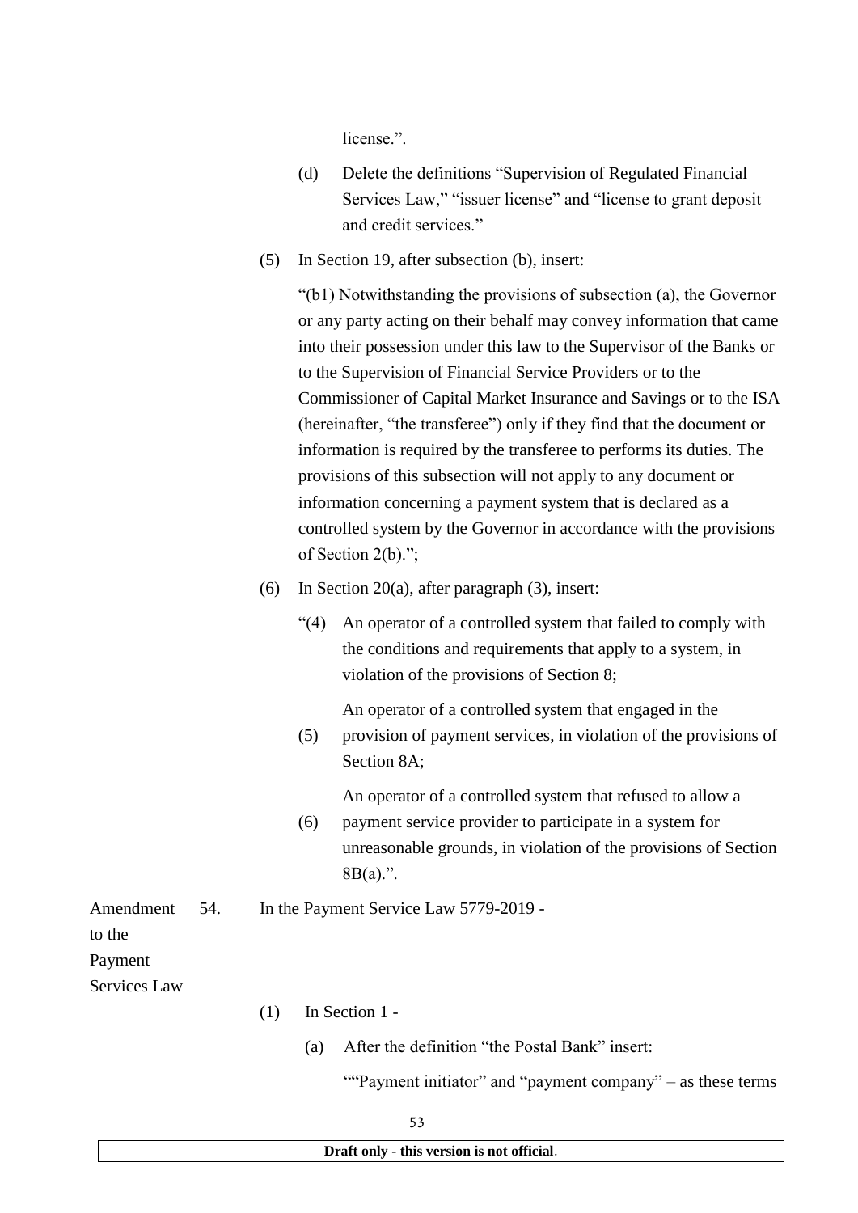license.".

(d) Delete the definitions "Supervision of Regulated Financial Services Law," "issuer license" and "license to grant deposit and credit services."

(5) In Section 19, after subsection (b), insert:

"(b1) Notwithstanding the provisions of subsection (a), the Governor or any party acting on their behalf may convey information that came into their possession under this law to the Supervisor of the Banks or to the Supervision of Financial Service Providers or to the Commissioner of Capital Market Insurance and Savings or to the ISA (hereinafter, "the transferee") only if they find that the document or information is required by the transferee to performs its duties. The provisions of this subsection will not apply to any document or information concerning a payment system that is declared as a controlled system by the Governor in accordance with the provisions of Section 2(b).";

(6) In Section 20(a), after paragraph (3), insert:

"(4) An operator of a controlled system that failed to comply with the conditions and requirements that apply to a system, in violation of the provisions of Section 8;

(5) An operator of a controlled system that engaged in the provision of payment services, in violation of the provisions of Section 8A;

(6) An operator of a controlled system that refused to allow a payment service provider to participate in a system for unreasonable grounds, in violation of the provisions of Section 8B(a).".

**Amendment to the Payment Services Law**

54. In the Payment Service Law 5779-2019 -

(1) In Section 1 -

(a) After the definition "the Postal Bank" insert:

""Payment initiator" and "payment company" – as these terms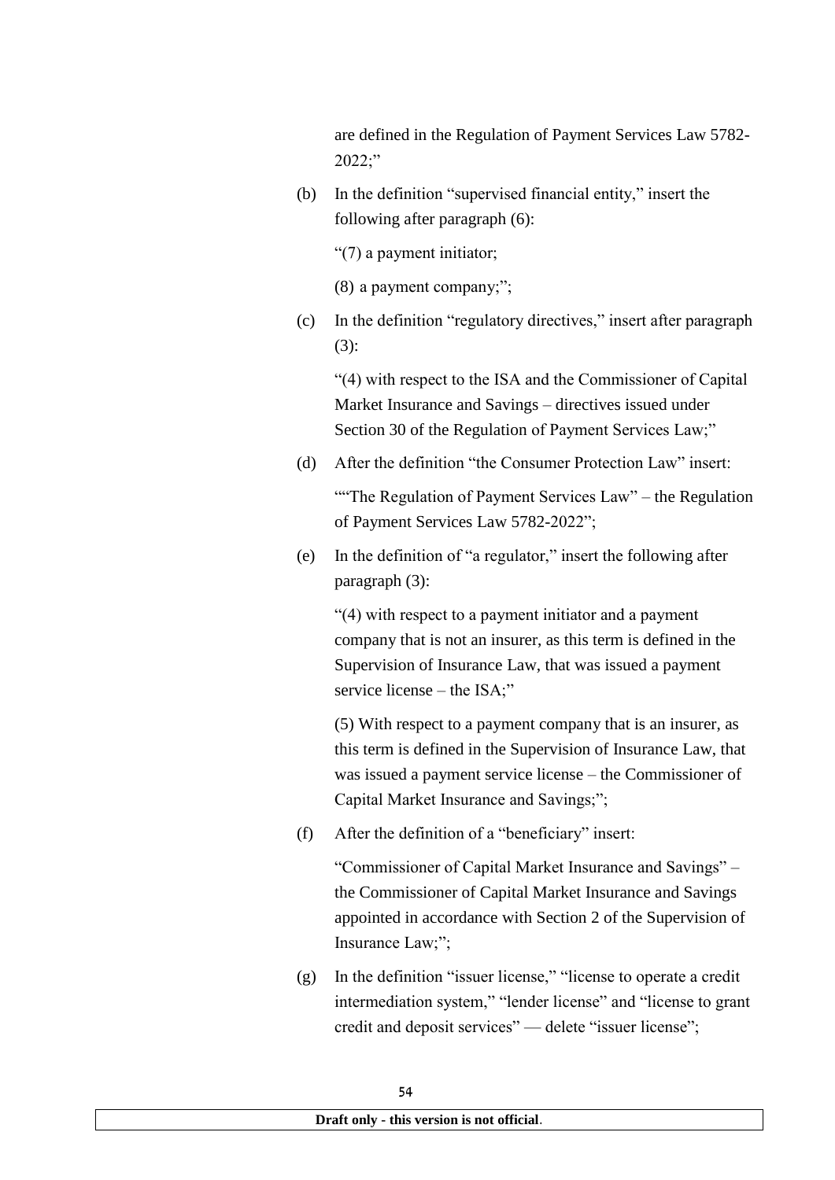are defined in the Regulation of Payment Services Law 5782-2022;"

(b) In the definition "supervised financial entity," insert the following after paragraph (6):

"(7) a payment initiator;

(8) a payment company;";

(c) In the definition "regulatory directives," insert after paragraph (3):

"(4) with respect to the ISA and the Commissioner of Capital Market Insurance and Savings – directives issued under Section 30 of the Regulation of Payment Services Law;"

(d) After the definition "the Consumer Protection Law" insert:

""The Regulation of Payment Services Law" – the Regulation of Payment Services Law 5782-2022";

(e) In the definition of "a regulator," insert the following after paragraph (3):

"(4) with respect to a payment initiator and a payment company that is not an insurer, as this term is defined in the Supervision of Insurance Law, that was issued a payment service license – the ISA;"

(5) With respect to a payment company that is an insurer, as this term is defined in the Supervision of Insurance Law, that was issued a payment service license – the Commissioner of Capital Market Insurance and Savings;";

(f) After the definition of a "beneficiary" insert:

"Commissioner of Capital Market Insurance and Savings" – the Commissioner of Capital Market Insurance and Savings appointed in accordance with Section 2 of the Supervision of Insurance Law;";

(g) In the definition "issuer license," "license to operate a credit intermediation system," "lender license" and "license to grant credit and deposit services" — delete "issuer license";

**Draft only - this version is not official**.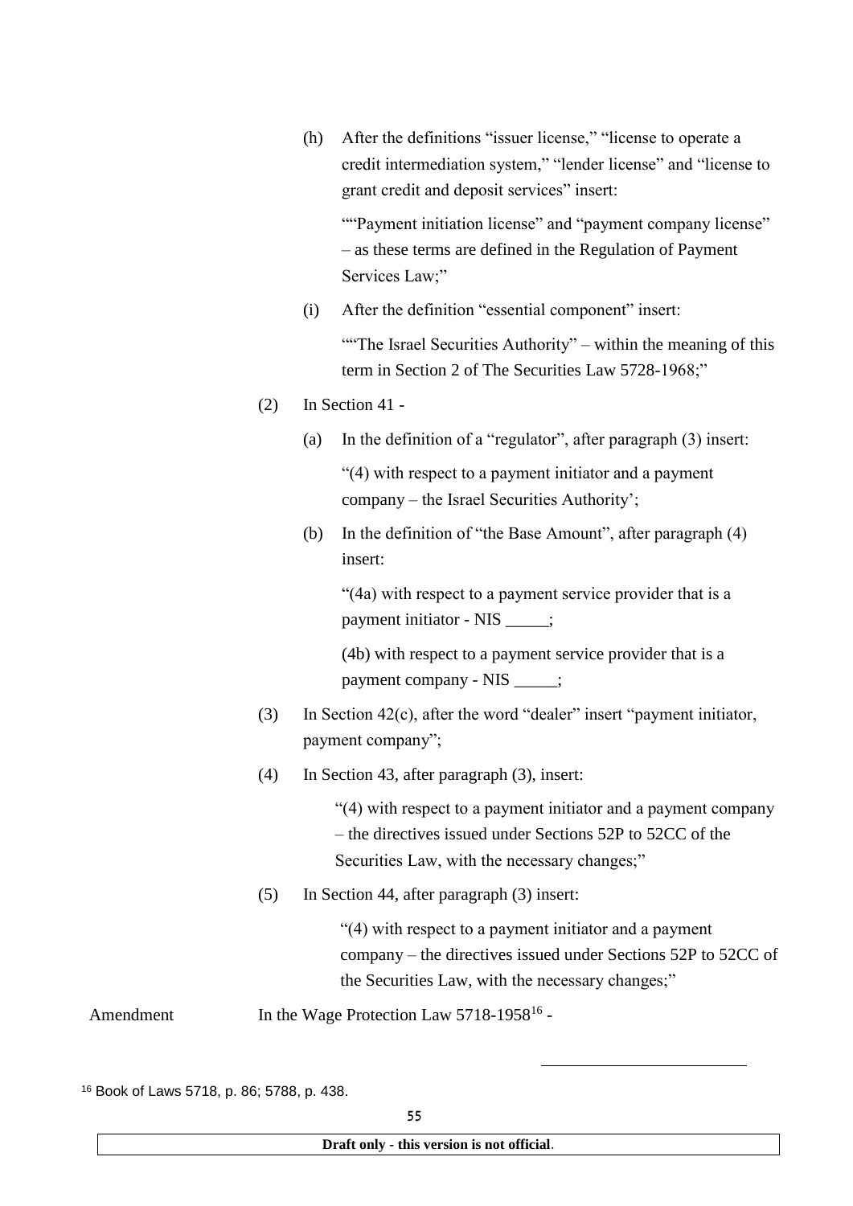(h) After the definitions "issuer license," "license to operate a credit intermediation system," "lender license" and "license to grant credit and deposit services" insert:

""Payment initiation license" and "payment company license" – as these terms are defined in the Regulation of Payment Services Law;"

(i) After the definition "essential component" insert:

""The Israel Securities Authority" – within the meaning of this term in Section 2 of The Securities Law 5728-1968;"

(2) In Section 41 -

(a) In the definition of a "regulator", after paragraph (3) insert:

"(4) with respect to a payment initiator and a payment company – the Israel Securities Authority';

(b) In the definition of "the Base Amount", after paragraph (4) insert:

"(4a) with respect to a payment service provider that is a payment initiator - NIS _____;

(4b) with respect to a payment service provider that is a payment company - NIS _____;

(3) In Section 42(c), after the word "dealer" insert "payment initiator, payment company";

(4) In Section 43, after paragraph (3), insert:

"(4) with respect to a payment initiator and a payment company – the directives issued under Sections 52P to 52CC of the Securities Law, with the necessary changes;"

(5) In Section 44, after paragraph (3) insert:

"(4) with respect to a payment initiator and a payment company – the directives issued under Sections 52P to 52CC of the Securities Law, with the necessary changes;"

Amendment In the Wage Protection Law 5718-1958[16] -

[16] Book of Laws 5718, p. 86; 5788, p. 438.

**Draft only - this version is not official**.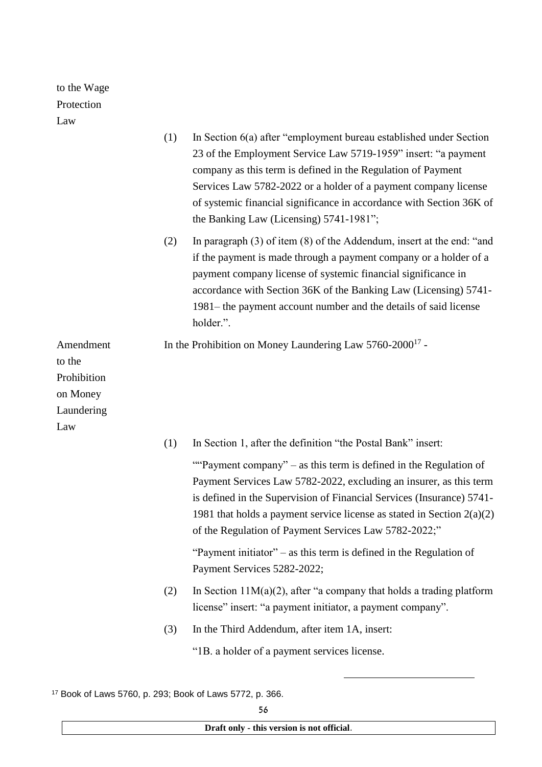to the Wage Protection Law

(1) In Section 6(a) after "employment bureau established under Section 23 of the Employment Service Law 5719-1959" insert: "a payment company as this term is defined in the Regulation of Payment Services Law 5782-2022 or a holder of a payment company license of systemic financial significance in accordance with Section 36K of the Banking Law (Licensing) 5741-1981";

(2) In paragraph (3) of item (8) of the Addendum, insert at the end: "and if the payment is made through a payment company or a holder of a payment company license of systemic financial significance in accordance with Section 36K of the Banking Law (Licensing) 5741-1981– the payment account number and the details of said license holder.".

Amendment to the Prohibition on Money Laundering Law

In the Prohibition on Money Laundering Law 5760-2000[17] -

(1) In Section 1, after the definition "the Postal Bank" insert:

""Payment company" – as this term is defined in the Regulation of Payment Services Law 5782-2022, excluding an insurer, as this term is defined in the Supervision of Financial Services (Insurance) 5741-1981 that holds a payment service license as stated in Section 2(a)(2) of the Regulation of Payment Services Law 5782-2022;"

"Payment initiator" – as this term is defined in the Regulation of Payment Services 5282-2022;

(2) In Section 11M(a)(2), after "a company that holds a trading platform license" insert: "a payment initiator, a payment company".

(3) In the Third Addendum, after item 1A, insert:

"1B. a holder of a payment services license.

---

[17] Book of Laws 5760, p. 293; Book of Laws 5772, p. 366.

**Draft only - this version is not official**.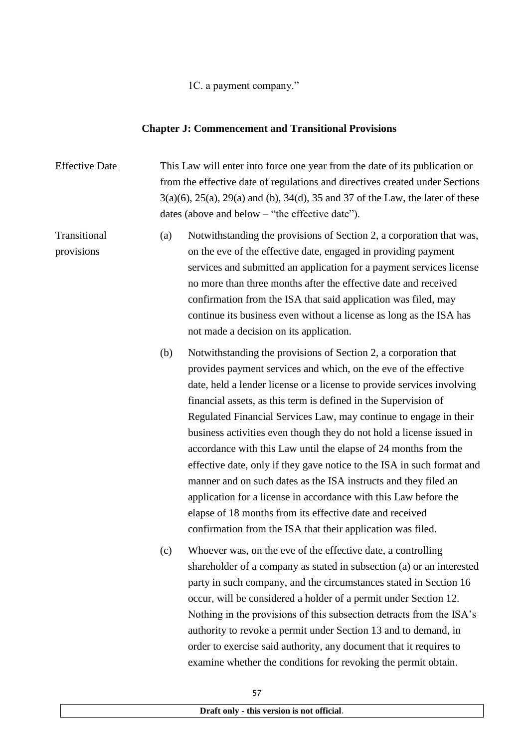1C. a payment company."

## Chapter J: Commencement and Transitional Provisions

Effective Date

This Law will enter into force one year from the date of its publication or from the effective date of regulations and directives created under Sections 3(a)(6), 25(a), 29(a) and (b), 34(d), 35 and 37 of the Law, the later of these dates (above and below – "the effective date").

Transitional provisions

(a) Notwithstanding the provisions of Section 2, a corporation that was, on the eve of the effective date, engaged in providing payment services and submitted an application for a payment services license no more than three months after the effective date and received confirmation from the ISA that said application was filed, may continue its business even without a license as long as the ISA has not made a decision on its application.

(b) Notwithstanding the provisions of Section 2, a corporation that provides payment services and which, on the eve of the effective date, held a lender license or a license to provide services involving financial assets, as this term is defined in the Supervision of Regulated Financial Services Law, may continue to engage in their business activities even though they do not hold a license issued in accordance with this Law until the elapse of 24 months from the effective date, only if they gave notice to the ISA in such format and manner and on such dates as the ISA instructs and they filed an application for a license in accordance with this Law before the elapse of 18 months from its effective date and received confirmation from the ISA that their application was filed.

(c) Whoever was, on the eve of the effective date, a controlling shareholder of a company as stated in subsection (a) or an interested party in such company, and the circumstances stated in Section 16 occur, will be considered a holder of a permit under Section 12. Nothing in the provisions of this subsection detracts from the ISA's authority to revoke a permit under Section 13 and to demand, in order to exercise said authority, any document that it requires to examine whether the conditions for revoking the permit obtain.

Draft only - this version is not official.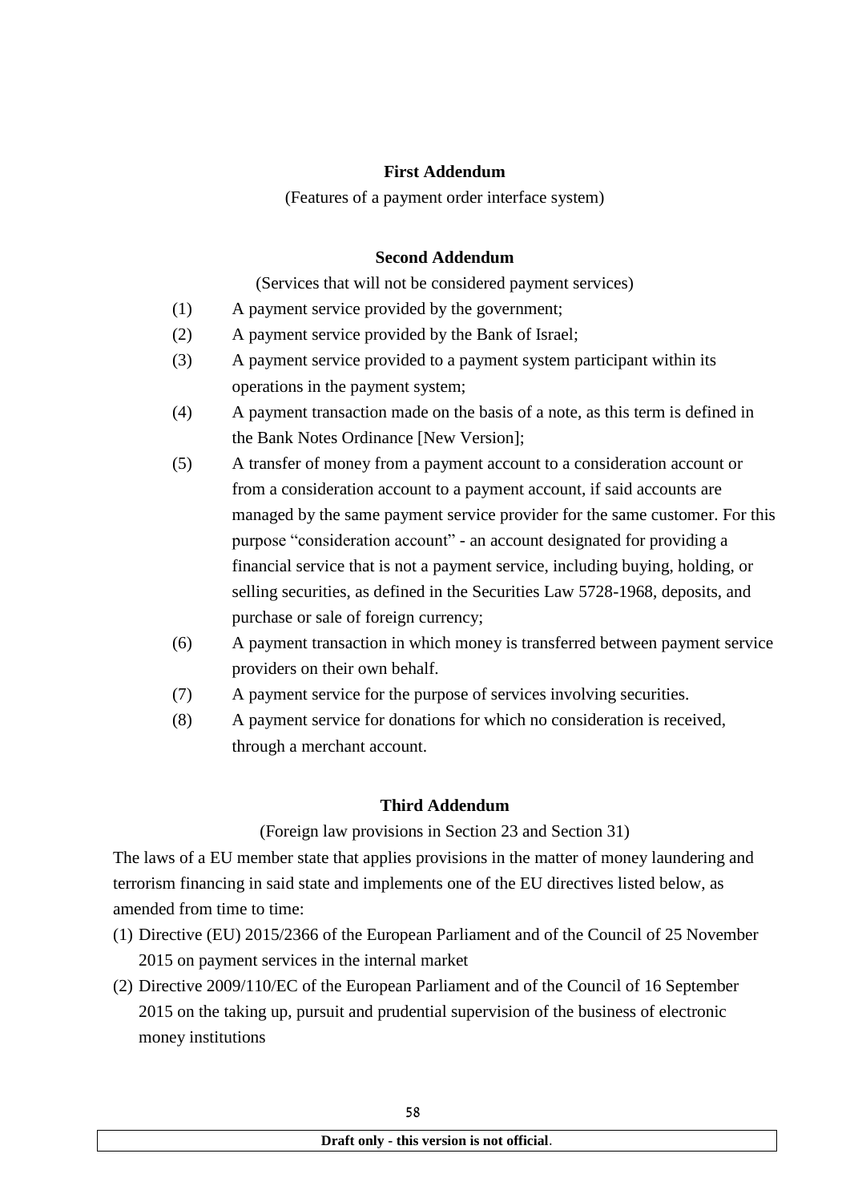## First Addendum

(Features of a payment order interface system)

## Second Addendum

(Services that will not be considered payment services)

(1) A payment service provided by the government;

(2) A payment service provided by the Bank of Israel;

(3) A payment service provided to a payment system participant within its operations in the payment system;

(4) A payment transaction made on the basis of a note, as this term is defined in the Bank Notes Ordinance [New Version];

(5) A transfer of money from a payment account to a consideration account or from a consideration account to a payment account, if said accounts are managed by the same payment service provider for the same customer. For this purpose "consideration account" - an account designated for providing a financial service that is not a payment service, including buying, holding, or selling securities, as defined in the Securities Law 5728-1968, deposits, and purchase or sale of foreign currency;

(6) A payment transaction in which money is transferred between payment service providers on their own behalf.

(7) A payment service for the purpose of services involving securities.

(8) A payment service for donations for which no consideration is received, through a merchant account.

## Third Addendum

(Foreign law provisions in Section 23 and Section 31)

The laws of a EU member state that applies provisions in the matter of money laundering and terrorism financing in said state and implements one of the EU directives listed below, as amended from time to time:

(1) Directive (EU) 2015/2366 of the European Parliament and of the Council of 25 November 2015 on payment services in the internal market

(2) Directive 2009/110/EC of the European Parliament and of the Council of 16 September 2015 on the taking up, pursuit and prudential supervision of the business of electronic money institutions

**Draft only - this version is not official**.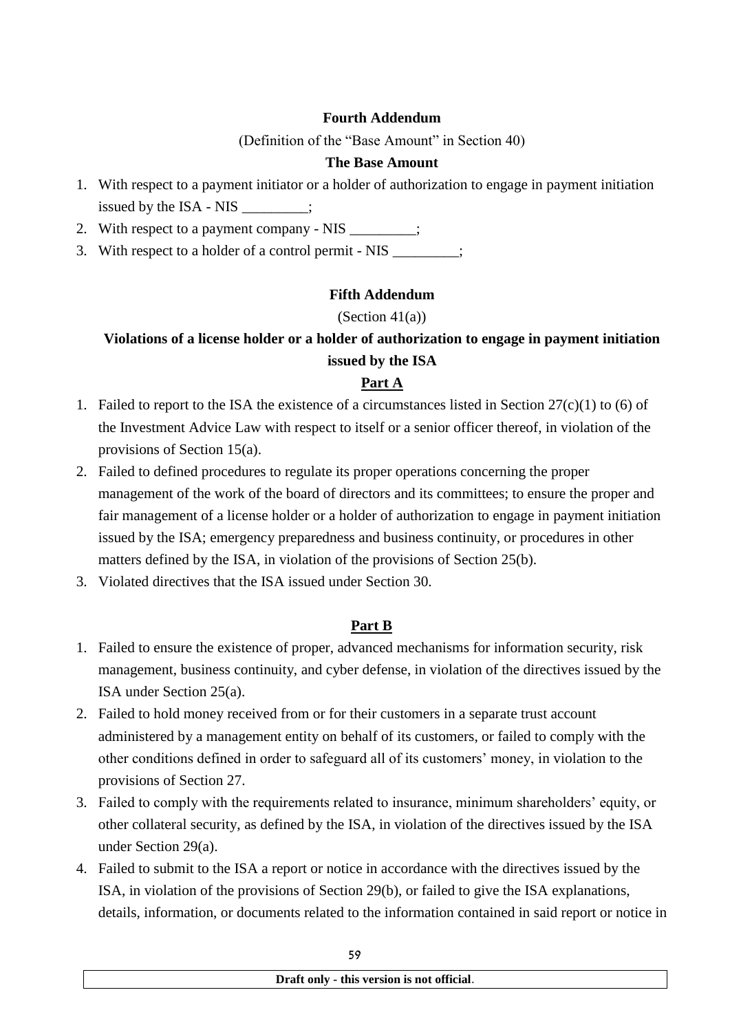**Fourth Addendum**

(Definition of the "Base Amount" in Section 40)

**The Base Amount**

1. With respect to a payment initiator or a holder of authorization to engage in payment initiation issued by the ISA - NIS _________;
2. With respect to a payment company - NIS _________;
3. With respect to a holder of a control permit - NIS _________;

**Fifth Addendum**

(Section 41(a))

**Violations of a license holder or a holder of authorization to engage in payment initiation issued by the ISA**

**Part A**

1. Failed to report to the ISA the existence of a circumstances listed in Section 27(c)(1) to (6) of the Investment Advice Law with respect to itself or a senior officer thereof, in violation of the provisions of Section 15(a).
2. Failed to defined procedures to regulate its proper operations concerning the proper management of the work of the board of directors and its committees; to ensure the proper and fair management of a license holder or a holder of authorization to engage in payment initiation issued by the ISA; emergency preparedness and business continuity, or procedures in other matters defined by the ISA, in violation of the provisions of Section 25(b).
3. Violated directives that the ISA issued under Section 30.

**Part B**

1. Failed to ensure the existence of proper, advanced mechanisms for information security, risk management, business continuity, and cyber defense, in violation of the directives issued by the ISA under Section 25(a).
2. Failed to hold money received from or for their customers in a separate trust account administered by a management entity on behalf of its customers, or failed to comply with the other conditions defined in order to safeguard all of its customers' money, in violation to the provisions of Section 27.
3. Failed to comply with the requirements related to insurance, minimum shareholders' equity, or other collateral security, as defined by the ISA, in violation of the directives issued by the ISA under Section 29(a).
4. Failed to submit to the ISA a report or notice in accordance with the directives issued by the ISA, in violation of the provisions of Section 29(b), or failed to give the ISA explanations, details, information, or documents related to the information contained in said report or notice in

**Draft only - this version is not official**.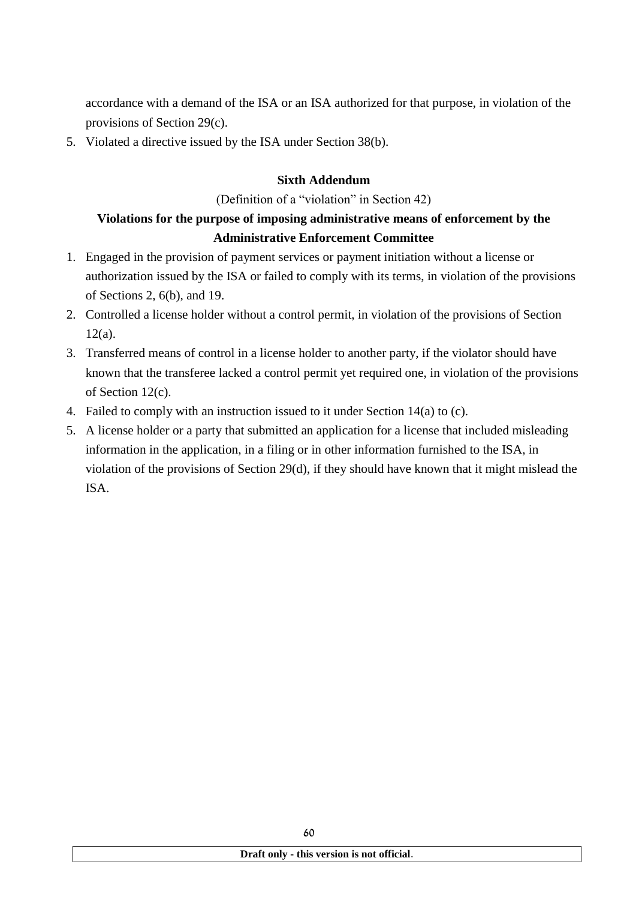accordance with a demand of the ISA or an ISA authorized for that purpose, in violation of the provisions of Section 29(c).

5. Violated a directive issued by the ISA under Section 38(b).

## Sixth Addendum

(Definition of a "violation" in Section 42)

**Violations for the purpose of imposing administrative means of enforcement by the Administrative Enforcement Committee**

1. Engaged in the provision of payment services or payment initiation without a license or authorization issued by the ISA or failed to comply with its terms, in violation of the provisions of Sections 2, 6(b), and 19.
2. Controlled a license holder without a control permit, in violation of the provisions of Section 12(a).
3. Transferred means of control in a license holder to another party, if the violator should have known that the transferee lacked a control permit yet required one, in violation of the provisions of Section 12(c).
4. Failed to comply with an instruction issued to it under Section 14(a) to (c).
5. A license holder or a party that submitted an application for a license that included misleading information in the application, in a filing or in other information furnished to the ISA, in violation of the provisions of Section 29(d), if they should have known that it might mislead the ISA.

**Draft only - this version is not official**.